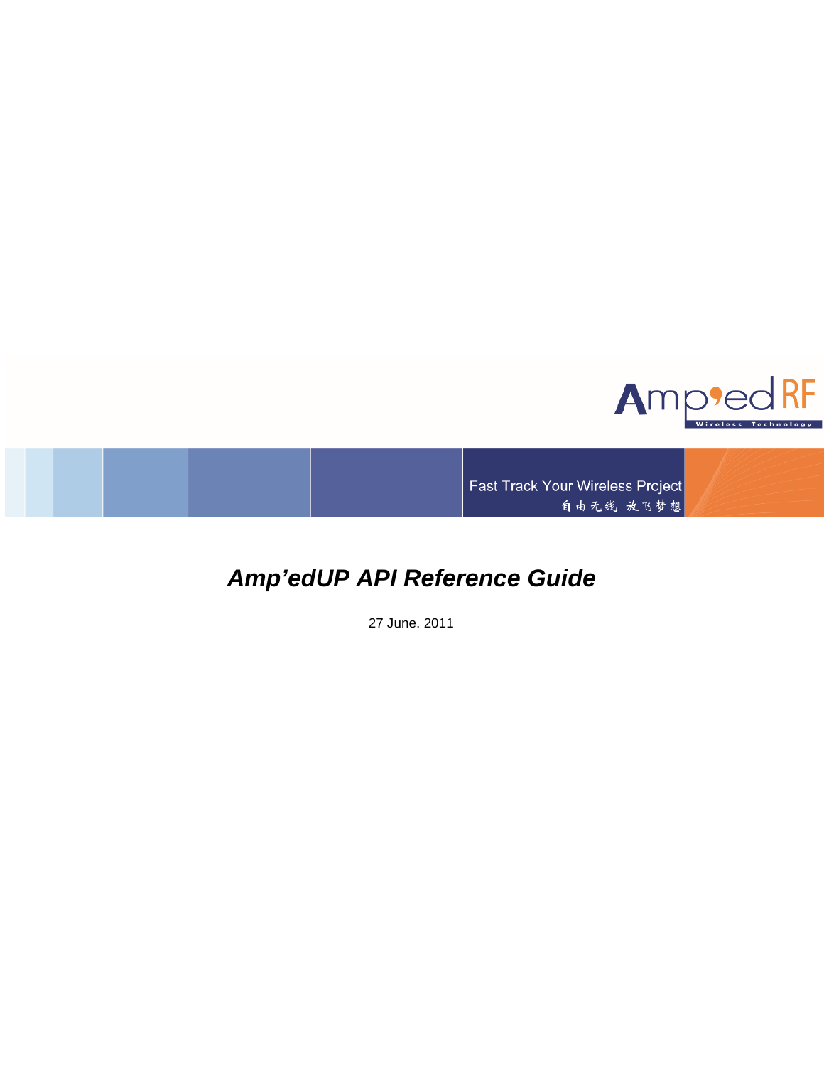Amp'ed RF

Wireless Technology

Fast Track Your Wireless Project
自由无线 放飞梦想

# *Amp'edUP API Reference Guide*

27 June. 2011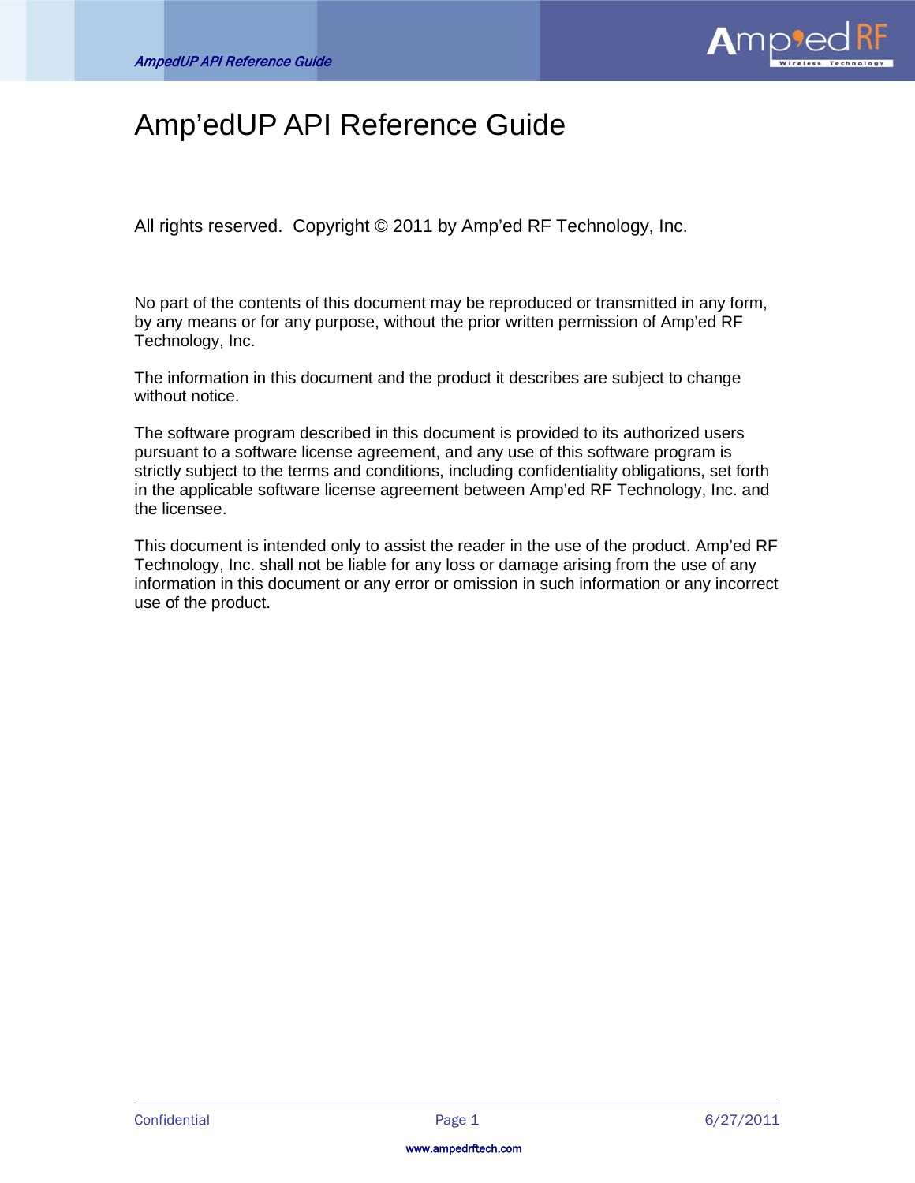# Amp’edUP API Reference Guide

All rights reserved. Copyright © 2011 by Amp’ed RF Technology, Inc.

No part of the contents of this document may be reproduced or transmitted in any form, by any means or for any purpose, without the prior written permission of Amp’ed RF Technology, Inc.

The information in this document and the product it describes are subject to change without notice.

The software program described in this document is provided to its authorized users pursuant to a software license agreement, and any use of this software program is strictly subject to the terms and conditions, including confidentiality obligations, set forth in the applicable software license agreement between Amp’ed RF Technology, Inc. and the licensee.

This document is intended only to assist the reader in the use of the product. Amp’ed RF Technology, Inc. shall not be liable for any loss or damage arising from the use of any information in this document or any error or omission in such information or any incorrect use of the product.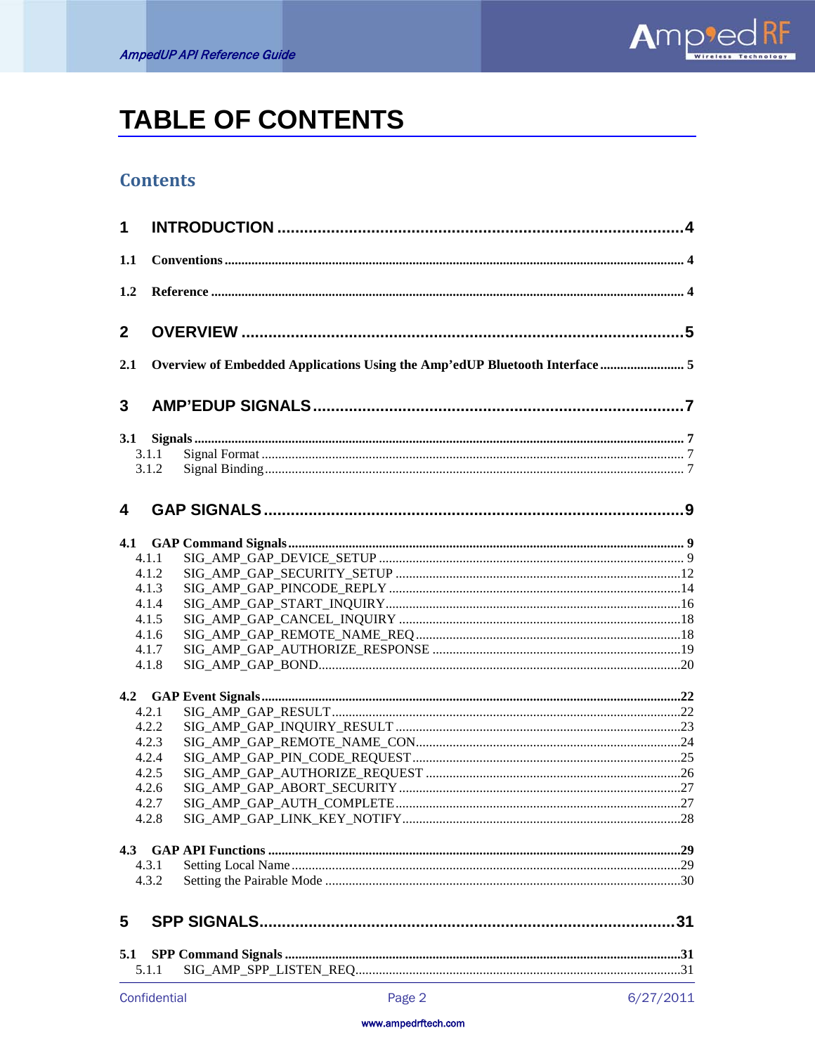# TABLE OF CONTENTS

## Contents

**1 INTRODUCTION ....................................................................................4**

**1.1 Conventions ......................................................................................... 4**

**1.2 Reference ............................................................................................ 4**

**2 OVERVIEW ............................................................................................5**

**2.1 Overview of Embedded Applications Using the Amp'edUP Bluetooth Interface ......................... 5**

**3 AMP'EDUP SIGNALS ...........................................................................7**

**3.1 Signals ................................................................................................ 7**

3.1.1 Signal Format ........................................................................................ 7

3.1.2 Signal Binding ....................................................................................... 7

**4 GAP SIGNALS ........................................................................................9**

**4.1 GAP Command Signals ........................................................................ 9**

4.1.1 SIG_AMP_GAP_DEVICE_SETUP ............................................................ 9

4.1.2 SIG_AMP_GAP_SECURITY_SETUP ........................................................12

4.1.3 SIG_AMP_GAP_PINCODE_REPLY ..........................................................14

4.1.4 SIG_AMP_GAP_START_INQUIRY...........................................................16

4.1.5 SIG_AMP_GAP_CANCEL_INQUIRY .......................................................18

4.1.6 SIG_AMP_GAP_REMOTE_NAME_REQ ..................................................18

4.1.7 SIG_AMP_GAP_AUTHORIZE_RESPONSE ..............................................19

4.1.8 SIG_AMP_GAP_BOND...........................................................................20

**4.2 GAP Event Signals ..............................................................................22**

4.2.1 SIG_AMP_GAP_RESULT ........................................................................22

4.2.2 SIG_AMP_GAP_INQUIRY_RESULT .......................................................23

4.2.3 SIG_AMP_GAP_REMOTE_NAME_CON...................................................24

4.2.4 SIG_AMP_GAP_PIN_CODE_REQUEST ..................................................25

4.2.5 SIG_AMP_GAP_AUTHORIZE_REQUEST ...............................................26

4.2.6 SIG_AMP_GAP_ABORT_SECURITY ......................................................27

4.2.7 SIG_AMP_GAP_AUTH_COMPLETE ........................................................27

4.2.8 SIG_AMP_GAP_LINK_KEY_NOTIFY ......................................................28

**4.3 GAP API Functions ...............................................................................29**

4.3.1 Setting Local Name ................................................................................29

4.3.2 Setting the Pairable Mode ......................................................................30

**5 SPP SIGNALS.......................................................................................31**

**5.1 SPP Command Signals .........................................................................31**

5.1.1 SIG_AMP_SPP_LISTEN_REQ.................................................................31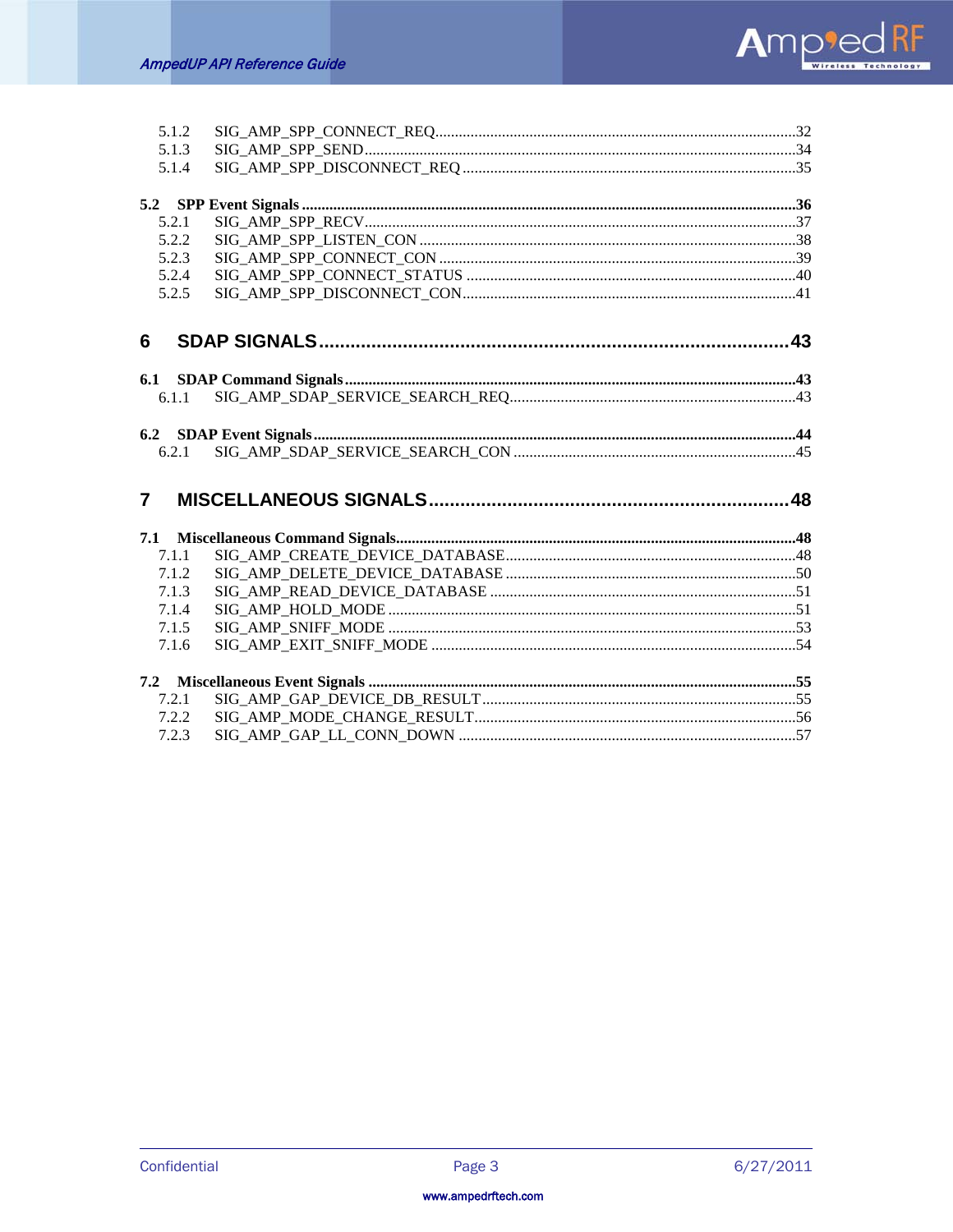5.1.2 SIG_AMP_SPP_CONNECT_REQ....................32
5.1.3 SIG_AMP_SPP_SEND....................34
5.1.4 SIG_AMP_SPP_DISCONNECT_REQ....................35

**5.2 SPP Event Signals....................36**
5.2.1 SIG_AMP_SPP_RECV....................37
5.2.2 SIG_AMP_SPP_LISTEN_CON....................38
5.2.3 SIG_AMP_SPP_CONNECT_CON....................39
5.2.4 SIG_AMP_SPP_CONNECT_STATUS....................40
5.2.5 SIG_AMP_SPP_DISCONNECT_CON....................41

**6 SDAP SIGNALS....................43**

**6.1 SDAP Command Signals....................43**
6.1.1 SIG_AMP_SDAP_SERVICE_SEARCH_REQ....................43

**6.2 SDAP Event Signals....................44**
6.2.1 SIG_AMP_SDAP_SERVICE_SEARCH_CON....................45

**7 MISCELLANEOUS SIGNALS....................48**

**7.1 Miscellaneous Command Signals....................48**
7.1.1 SIG_AMP_CREATE_DEVICE_DATABASE....................48
7.1.2 SIG_AMP_DELETE_DEVICE_DATABASE....................50
7.1.3 SIG_AMP_READ_DEVICE_DATABASE....................51
7.1.4 SIG_AMP_HOLD_MODE....................51
7.1.5 SIG_AMP_SNIFF_MODE....................53
7.1.6 SIG_AMP_EXIT_SNIFF_MODE....................54

**7.2 Miscellaneous Event Signals....................55**
7.2.1 SIG_AMP_GAP_DEVICE_DB_RESULT....................55
7.2.2 SIG_AMP_MODE_CHANGE_RESULT....................56
7.2.3 SIG_AMP_GAP_LL_CONN_DOWN....................57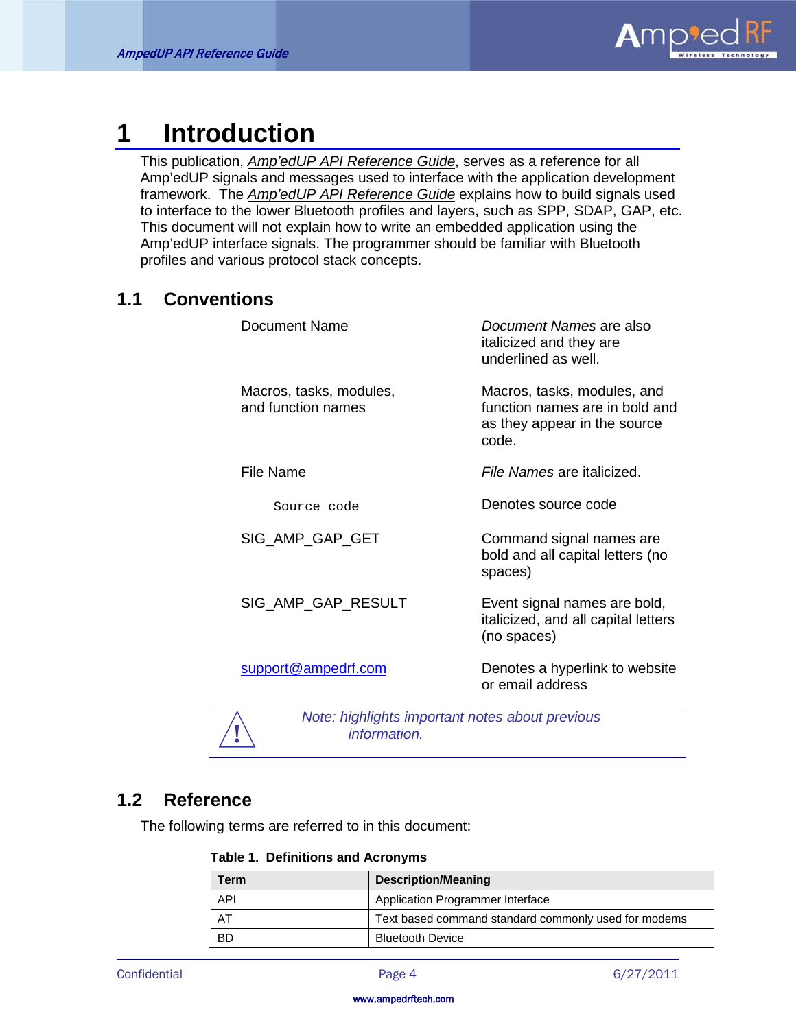# 1 Introduction

This publication, *Amp'edUP API Reference Guide*, serves as a reference for all Amp'edUP signals and messages used to interface with the application development framework. The *Amp'edUP API Reference Guide* explains how to build signals used to interface to the lower Bluetooth profiles and layers, such as SPP, SDAP, GAP, etc. This document will not explain how to write an embedded application using the Amp'edUP interface signals. The programmer should be familiar with Bluetooth profiles and various protocol stack concepts.

## 1.1 Conventions

| | |
|---|---|
| Document Name | *Document Names* are also italicized and they are underlined as well. |
| Macros, tasks, modules, and function names | Macros, tasks, modules, and function names are in bold and as they appear in the source code. |
| File Name | *File Names* are italicized. |
| `Source code` | Denotes source code |
| SIG_AMP_GAP_GET | Command signal names are bold and all capital letters (no spaces) |
| SIG_AMP_GAP_RESULT | Event signal names are bold, italicized, and all capital letters (no spaces) |
| support@ampedrf.com | Denotes a hyperlink to website or email address |

> *Note: highlights important notes about previous information.*

## 1.2 Reference

The following terms are referred to in this document:

**Table 1. Definitions and Acronyms**

| Term | Description/Meaning |
|---|---|
| API | Application Programmer Interface |
| AT | Text based command standard commonly used for modems |
| BD | Bluetooth Device |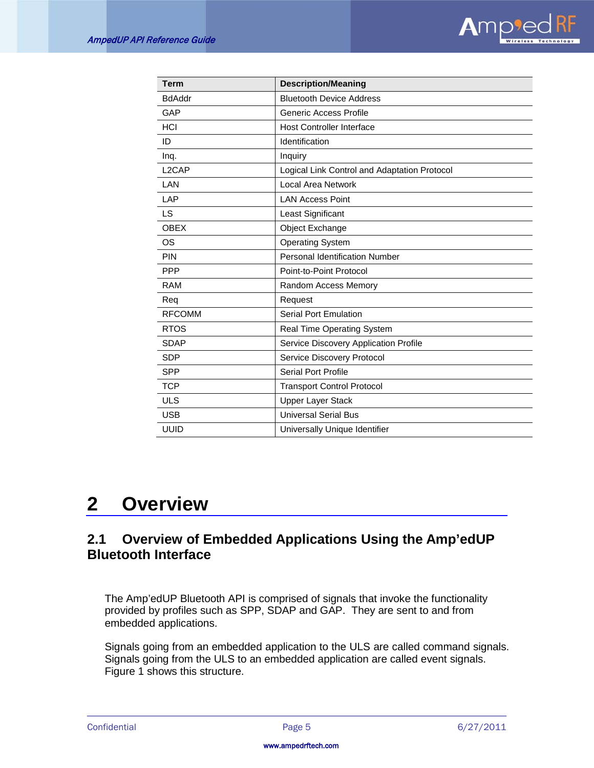| Term | Description/Meaning |
|---|---|
| BdAddr | Bluetooth Device Address |
| GAP | Generic Access Profile |
| HCI | Host Controller Interface |
| ID | Identification |
| Inq. | Inquiry |
| L2CAP | Logical Link Control and Adaptation Protocol |
| LAN | Local Area Network |
| LAP | LAN Access Point |
| LS | Least Significant |
| OBEX | Object Exchange |
| OS | Operating System |
| PIN | Personal Identification Number |
| PPP | Point-to-Point Protocol |
| RAM | Random Access Memory |
| Req | Request |
| RFCOMM | Serial Port Emulation |
| RTOS | Real Time Operating System |
| SDAP | Service Discovery Application Profile |
| SDP | Service Discovery Protocol |
| SPP | Serial Port Profile |
| TCP | Transport Control Protocol |
| ULS | Upper Layer Stack |
| USB | Universal Serial Bus |
| UUID | Universally Unique Identifier |

# 2 Overview

## 2.1 Overview of Embedded Applications Using the Amp'edUP Bluetooth Interface

The Amp'edUP Bluetooth API is comprised of signals that invoke the functionality provided by profiles such as SPP, SDAP and GAP. They are sent to and from embedded applications.

Signals going from an embedded application to the ULS are called command signals. Signals going from the ULS to an embedded application are called event signals. Figure 1 shows this structure.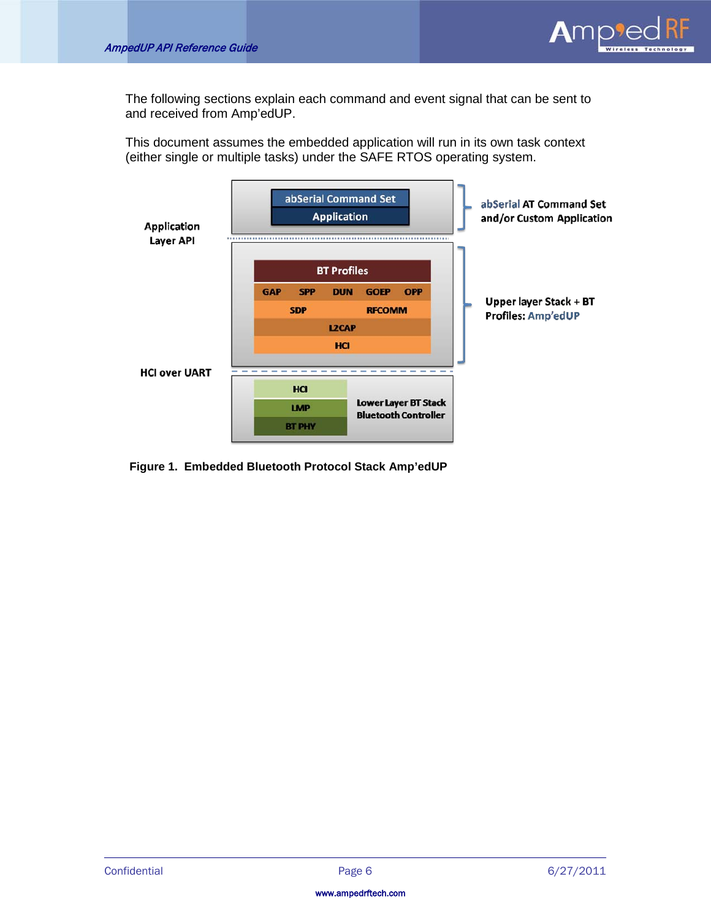The following sections explain each command and event signal that can be sent to and received from Amp'edUP.

This document assumes the embedded application will run in its own task context (either single or multiple tasks) under the SAFE RTOS operating system.

**Figure 1. Embedded Bluetooth Protocol Stack Amp'edUP**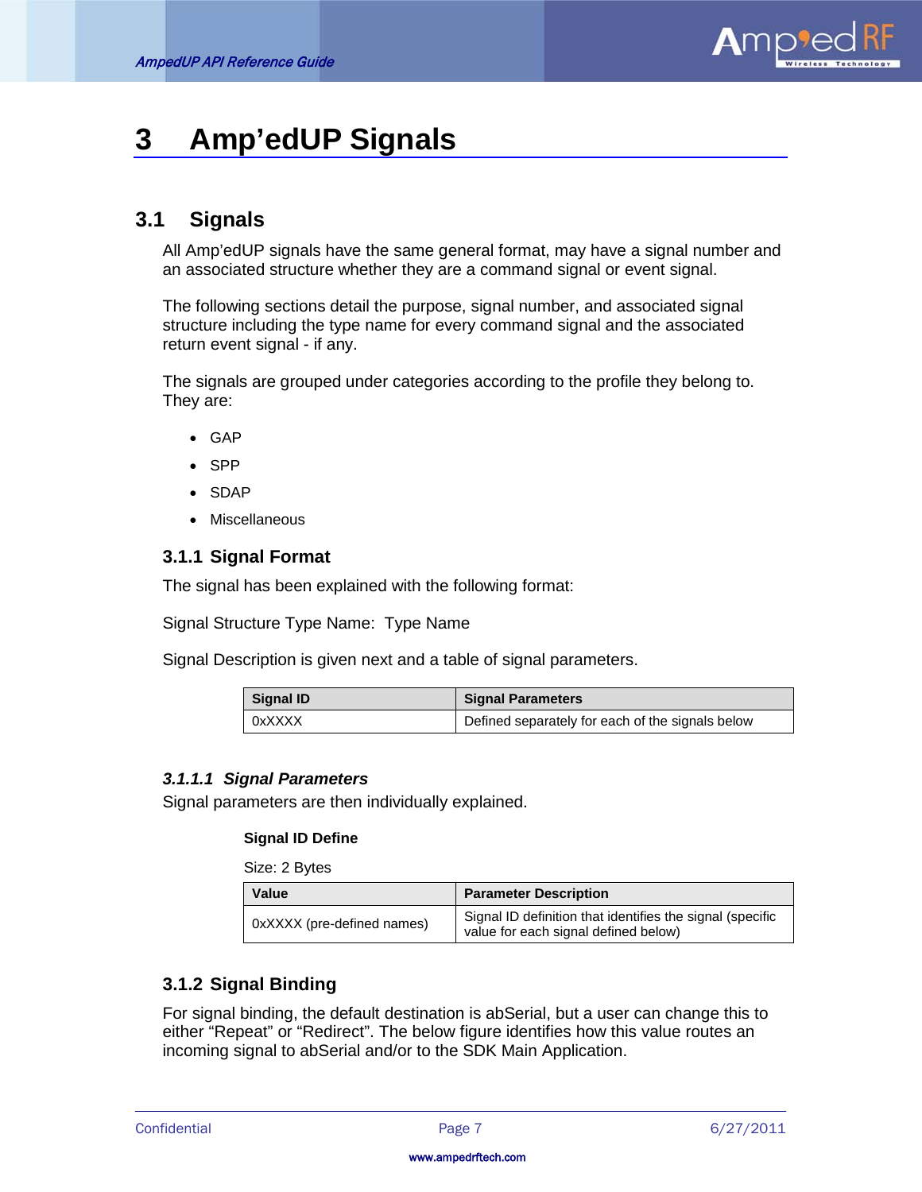# 3 Amp'edUP Signals

## 3.1 Signals

All Amp'edUP signals have the same general format, may have a signal number and an associated structure whether they are a command signal or event signal.

The following sections detail the purpose, signal number, and associated signal structure including the type name for every command signal and the associated return event signal - if any.

The signals are grouped under categories according to the profile they belong to. They are:

- GAP
- SPP
- SDAP
- Miscellaneous

### 3.1.1 Signal Format

The signal has been explained with the following format:

Signal Structure Type Name: Type Name

Signal Description is given next and a table of signal parameters.

| Signal ID | Signal Parameters |
|---|---|
| 0xXXXX | Defined separately for each of the signals below |

#### *3.1.1.1 Signal Parameters*

Signal parameters are then individually explained.

**Signal ID Define**

Size: 2 Bytes

| Value | Parameter Description |
|---|---|
| 0xXXXX (pre-defined names) | Signal ID definition that identifies the signal (specific value for each signal defined below) |

### 3.1.2 Signal Binding

For signal binding, the default destination is abSerial, but a user can change this to either "Repeat" or "Redirect". The below figure identifies how this value routes an incoming signal to abSerial and/or to the SDK Main Application.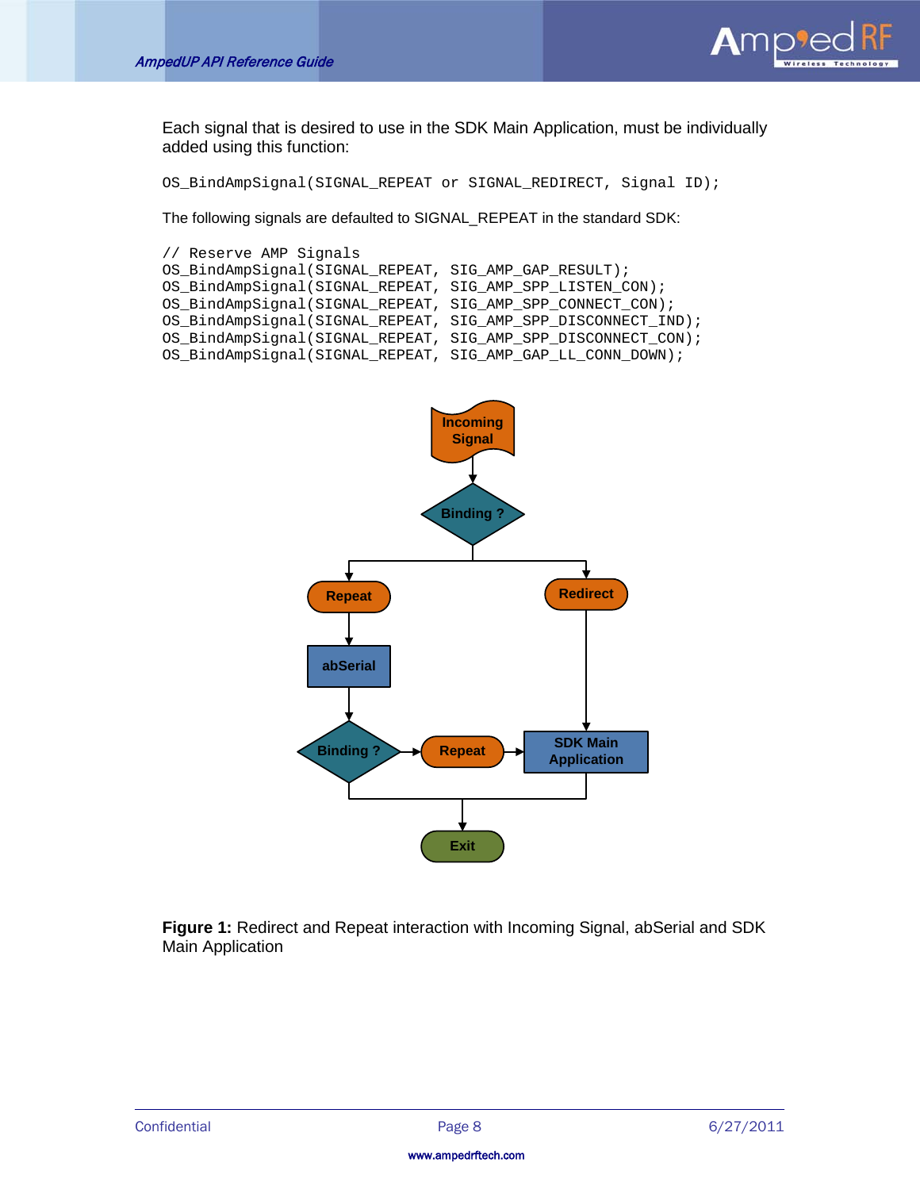Each signal that is desired to use in the SDK Main Application, must be individually added using this function:

```
OS_BindAmpSignal(SIGNAL_REPEAT or SIGNAL_REDIRECT, Signal ID);
```

The following signals are defaulted to SIGNAL_REPEAT in the standard SDK:

```
// Reserve AMP Signals
OS_BindAmpSignal(SIGNAL_REPEAT, SIG_AMP_GAP_RESULT);
OS_BindAmpSignal(SIGNAL_REPEAT, SIG_AMP_SPP_LISTEN_CON);
OS_BindAmpSignal(SIGNAL_REPEAT, SIG_AMP_SPP_CONNECT_CON);
OS_BindAmpSignal(SIGNAL_REPEAT, SIG_AMP_SPP_DISCONNECT_IND);
OS_BindAmpSignal(SIGNAL_REPEAT, SIG_AMP_SPP_DISCONNECT_CON);
OS_BindAmpSignal(SIGNAL_REPEAT, SIG_AMP_GAP_LL_CONN_DOWN);
```

**Figure 1:** Redirect and Repeat interaction with Incoming Signal, abSerial and SDK Main Application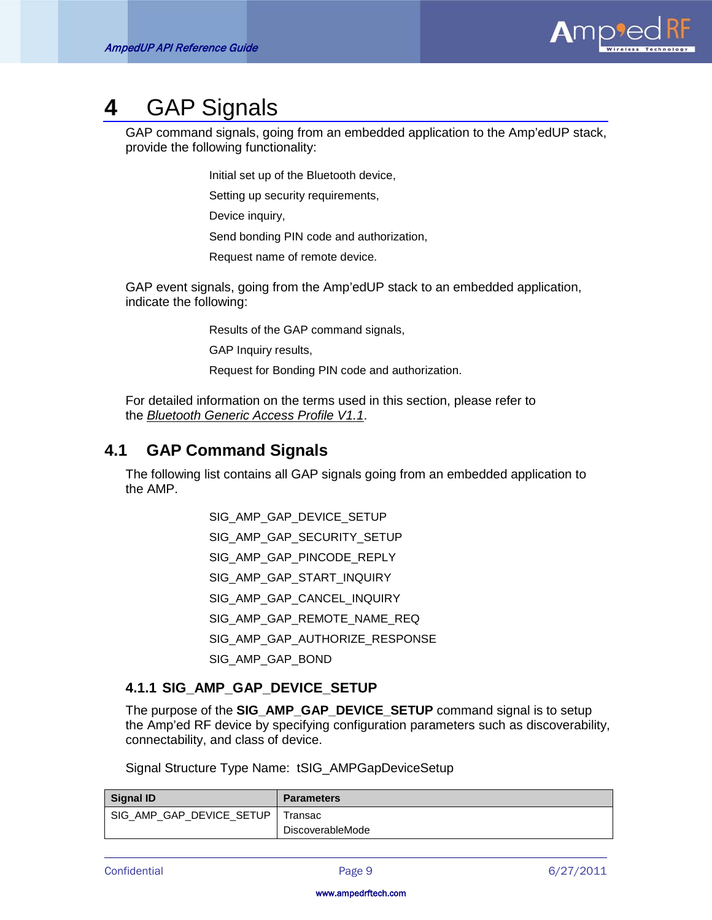# 4 GAP Signals

GAP command signals, going from an embedded application to the Amp'edUP stack, provide the following functionality:

- Initial set up of the Bluetooth device,
- Setting up security requirements,
- Device inquiry,
- Send bonding PIN code and authorization,
- Request name of remote device.

GAP event signals, going from the Amp'edUP stack to an embedded application, indicate the following:

- Results of the GAP command signals,
- GAP Inquiry results,
- Request for Bonding PIN code and authorization.

For detailed information on the terms used in this section, please refer to the *Bluetooth Generic Access Profile V1.1*.

## 4.1 GAP Command Signals

The following list contains all GAP signals going from an embedded application to the AMP.

- SIG_AMP_GAP_DEVICE_SETUP
- SIG_AMP_GAP_SECURITY_SETUP
- SIG_AMP_GAP_PINCODE_REPLY
- SIG_AMP_GAP_START_INQUIRY
- SIG_AMP_GAP_CANCEL_INQUIRY
- SIG_AMP_GAP_REMOTE_NAME_REQ
- SIG_AMP_GAP_AUTHORIZE_RESPONSE
- SIG_AMP_GAP_BOND

### 4.1.1 SIG_AMP_GAP_DEVICE_SETUP

The purpose of the **SIG_AMP_GAP_DEVICE_SETUP** command signal is to setup the Amp'ed RF device by specifying configuration parameters such as discoverability, connectability, and class of device.

Signal Structure Type Name: tSIG_AMPGapDeviceSetup

| Signal ID | Parameters |
|---|---|
| SIG_AMP_GAP_DEVICE_SETUP | Transac<br>DiscoverableMode |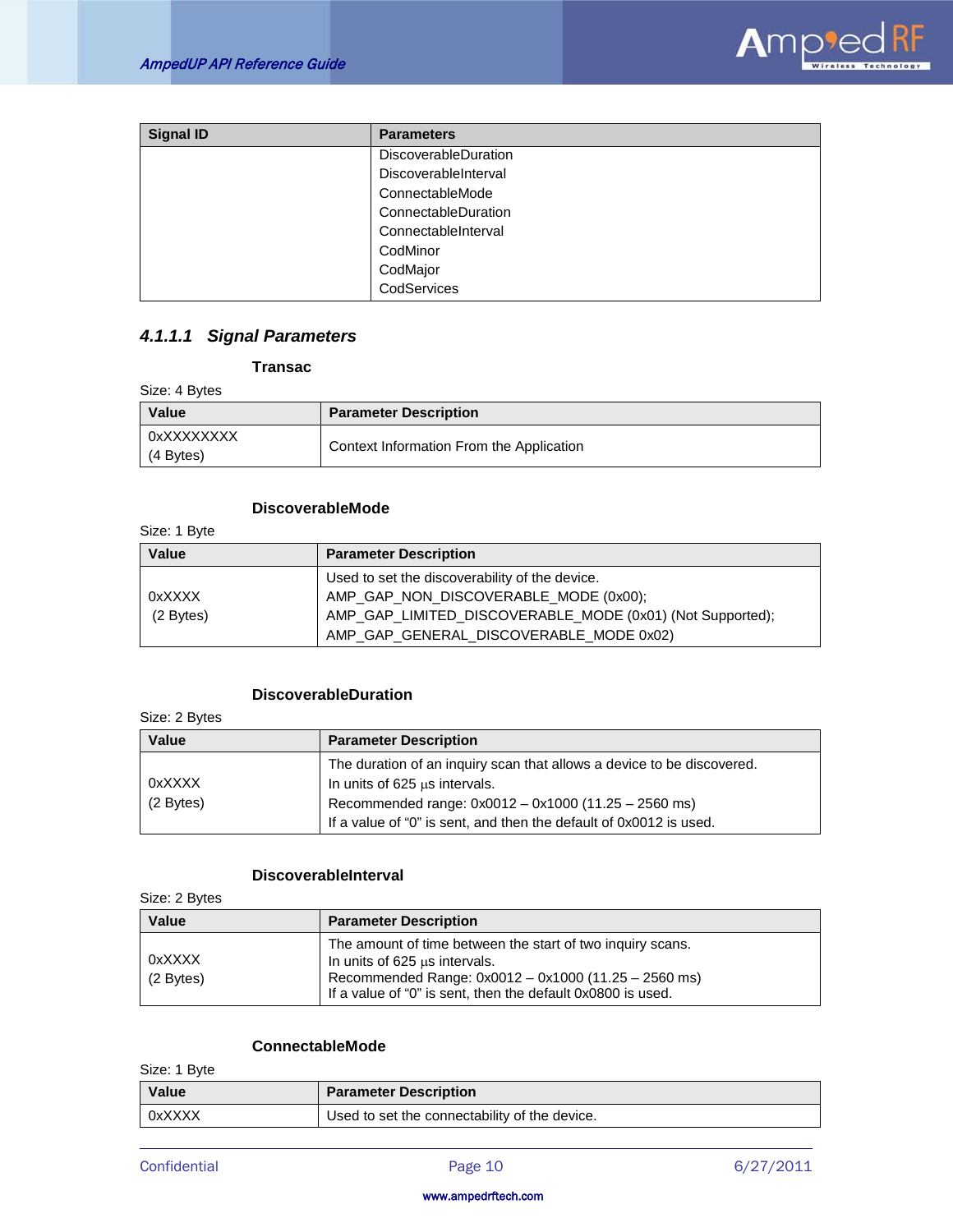| Signal ID | Parameters |
|---|---|
| | DiscoverableDuration<br>DiscoverableInterval<br>ConnectableMode<br>ConnectableDuration<br>ConnectableInterval<br>CodMinor<br>CodMajor<br>CodServices |

#### 4.1.1.1 Signal Parameters

**Transac**

Size: 4 Bytes

| Value | Parameter Description |
|---|---|
| 0xXXXXXXXX<br>(4 Bytes) | Context Information From the Application |

**DiscoverableMode**

Size: 1 Byte

| Value | Parameter Description |
|---|---|
| 0xXXXX<br>(2 Bytes) | Used to set the discoverability of the device.<br>AMP_GAP_NON_DISCOVERABLE_MODE (0x00);<br>AMP_GAP_LIMITED_DISCOVERABLE_MODE (0x01) (Not Supported);<br>AMP_GAP_GENERAL_DISCOVERABLE_MODE 0x02) |

**DiscoverableDuration**

Size: 2 Bytes

| Value | Parameter Description |
|---|---|
| 0xXXXX<br>(2 Bytes) | The duration of an inquiry scan that allows a device to be discovered.<br>In units of 625 µs intervals.<br>Recommended range: 0x0012 – 0x1000 (11.25 – 2560 ms)<br>If a value of "0" is sent, and then the default of 0x0012 is used. |

**DiscoverableInterval**

Size: 2 Bytes

| Value | Parameter Description |
|---|---|
| 0xXXXX<br>(2 Bytes) | The amount of time between the start of two inquiry scans.<br>In units of 625 µs intervals.<br>Recommended Range: 0x0012 – 0x1000 (11.25 – 2560 ms)<br>If a value of "0" is sent, then the default 0x0800 is used. |

**ConnectableMode**

Size: 1 Byte

| Value | Parameter Description |
|---|---|
| 0xXXXX | Used to set the connectability of the device. |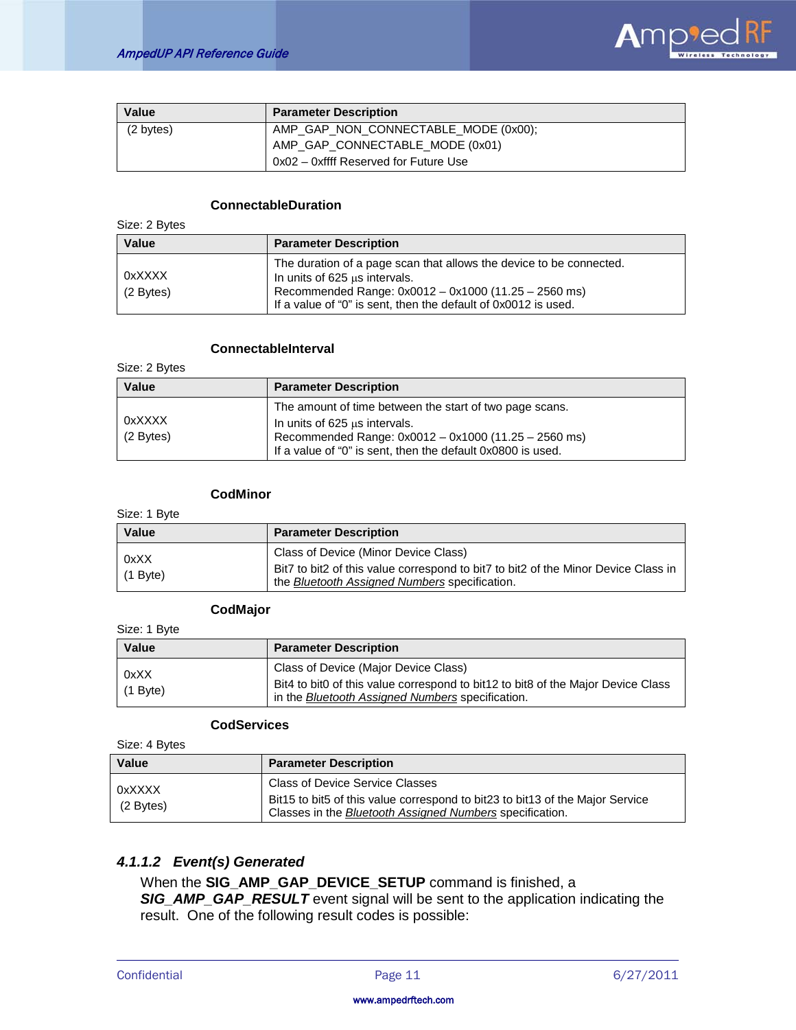| Value | Parameter Description |
|---|---|
| (2 bytes) | AMP_GAP_NON_CONNECTABLE_MODE (0x00);<br>AMP_GAP_CONNECTABLE_MODE (0x01)<br>0x02 – 0xffff Reserved for Future Use |

**ConnectableDuration**

Size: 2 Bytes

| Value | Parameter Description |
|---|---|
| 0xXXXX<br>(2 Bytes) | The duration of a page scan that allows the device to be connected.<br>In units of 625 µs intervals.<br>Recommended Range: 0x0012 – 0x1000 (11.25 – 2560 ms)<br>If a value of "0" is sent, then the default of 0x0012 is used. |

**ConnectableInterval**

Size: 2 Bytes

| Value | Parameter Description |
|---|---|
| 0xXXXX<br>(2 Bytes) | The amount of time between the start of two page scans.<br>In units of 625 µs intervals.<br>Recommended Range: 0x0012 – 0x1000 (11.25 – 2560 ms)<br>If a value of "0" is sent, then the default 0x0800 is used. |

**CodMinor**

Size: 1 Byte

| Value | Parameter Description |
|---|---|
| 0xXX<br>(1 Byte) | Class of Device (Minor Device Class)<br>Bit7 to bit2 of this value correspond to bit7 to bit2 of the Minor Device Class in the *Bluetooth Assigned Numbers* specification. |

**CodMajor**

Size: 1 Byte

| Value | Parameter Description |
|---|---|
| 0xXX<br>(1 Byte) | Class of Device (Major Device Class)<br>Bit4 to bit0 of this value correspond to bit12 to bit8 of the Major Device Class in the *Bluetooth Assigned Numbers* specification. |

**CodServices**

Size: 4 Bytes

| Value | Parameter Description |
|---|---|
| 0xXXXX<br>(2 Bytes) | Class of Device Service Classes<br>Bit15 to bit5 of this value correspond to bit23 to bit13 of the Major Service Classes in the *Bluetooth Assigned Numbers* specification. |

#### 4.1.1.2 Event(s) Generated

When the **SIG_AMP_GAP_DEVICE_SETUP** command is finished, a ***SIG_AMP_GAP_RESULT*** event signal will be sent to the application indicating the result. One of the following result codes is possible: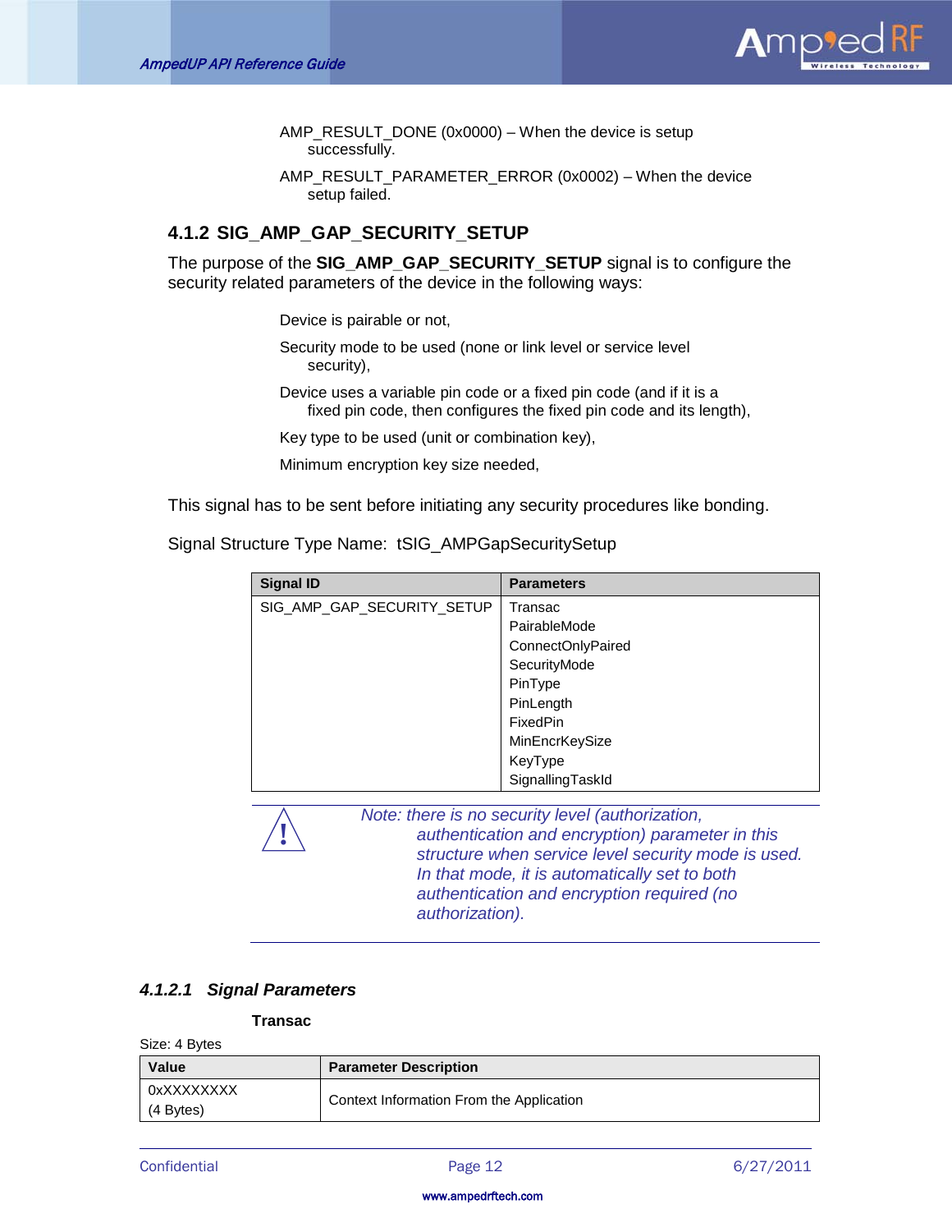AMP_RESULT_DONE (0x0000) – When the device is setup successfully.

AMP_RESULT_PARAMETER_ERROR (0x0002) – When the device setup failed.

### 4.1.2 SIG_AMP_GAP_SECURITY_SETUP

The purpose of the **SIG_AMP_GAP_SECURITY_SETUP** signal is to configure the security related parameters of the device in the following ways:

Device is pairable or not,

Security mode to be used (none or link level or service level security),

Device uses a variable pin code or a fixed pin code (and if it is a fixed pin code, then configures the fixed pin code and its length),

Key type to be used (unit or combination key),

Minimum encryption key size needed,

This signal has to be sent before initiating any security procedures like bonding.

Signal Structure Type Name: tSIG_AMPGapSecuritySetup

| Signal ID | Parameters |
|---|---|
| SIG_AMP_GAP_SECURITY_SETUP | Transac<br>PairableMode<br>ConnectOnlyPaired<br>SecurityMode<br>PinType<br>PinLength<br>FixedPin<br>MinEncrKeySize<br>KeyType<br>SignallingTaskId |

*Note: there is no security level (authorization, authentication and encryption) parameter in this structure when service level security mode is used. In that mode, it is automatically set to both authentication and encryption required (no authorization).*

#### 4.1.2.1 Signal Parameters

**Transac**

Size: 4 Bytes

| Value | Parameter Description |
|---|---|
| 0xXXXXXXXX<br>(4 Bytes) | Context Information From the Application |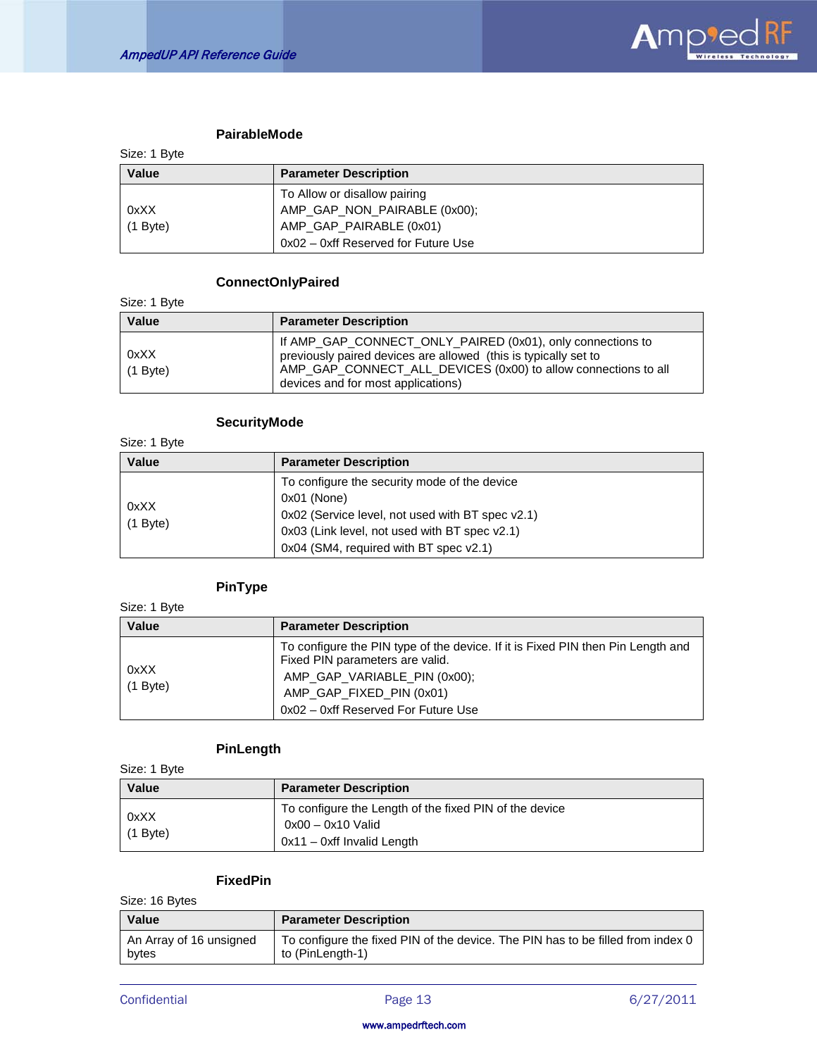### PairableMode

Size: 1 Byte

| Value | Parameter Description |
|---|---|
| 0xXX<br>(1 Byte) | To Allow or disallow pairing<br>AMP_GAP_NON_PAIRABLE (0x00);<br>AMP_GAP_PAIRABLE (0x01)<br>0x02 – 0xff Reserved for Future Use |

### ConnectOnlyPaired

Size: 1 Byte

| Value | Parameter Description |
|---|---|
| 0xXX<br>(1 Byte) | If AMP_GAP_CONNECT_ONLY_PAIRED (0x01), only connections to previously paired devices are allowed (this is typically set to AMP_GAP_CONNECT_ALL_DEVICES (0x00) to allow connections to all devices and for most applications) |

### SecurityMode

Size: 1 Byte

| Value | Parameter Description |
|---|---|
| 0xXX<br>(1 Byte) | To configure the security mode of the device<br>0x01 (None)<br>0x02 (Service level, not used with BT spec v2.1)<br>0x03 (Link level, not used with BT spec v2.1)<br>0x04 (SM4, required with BT spec v2.1) |

### PinType

Size: 1 Byte

| Value | Parameter Description |
|---|---|
| 0xXX<br>(1 Byte) | To configure the PIN type of the device. If it is Fixed PIN then Pin Length and Fixed PIN parameters are valid.<br>AMP_GAP_VARIABLE_PIN (0x00);<br>AMP_GAP_FIXED_PIN (0x01)<br>0x02 – 0xff Reserved For Future Use |

### PinLength

Size: 1 Byte

| Value | Parameter Description |
|---|---|
| 0xXX<br>(1 Byte) | To configure the Length of the fixed PIN of the device<br>0x00 – 0x10 Valid<br>0x11 – 0xff Invalid Length |

### FixedPin

Size: 16 Bytes

| Value | Parameter Description |
|---|---|
| An Array of 16 unsigned bytes | To configure the fixed PIN of the device. The PIN has to be filled from index 0 to (PinLength-1) |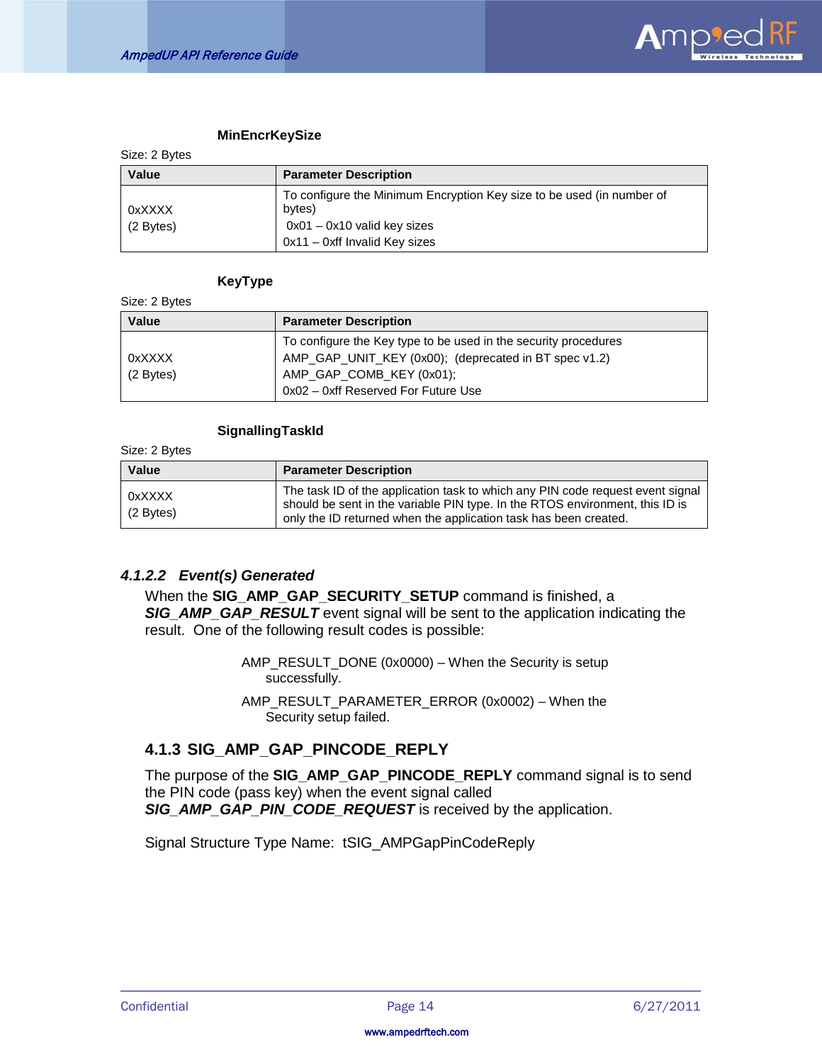**MinEncrKeySize**

Size: 2 Bytes

| Value | Parameter Description |
|---|---|
| 0xXXXX<br>(2 Bytes) | To configure the Minimum Encryption Key size to be used (in number of bytes)<br>0x01 – 0x10 valid key sizes<br>0x11 – 0xff Invalid Key sizes |

**KeyType**

Size: 2 Bytes

| Value | Parameter Description |
|---|---|
| 0xXXXX<br>(2 Bytes) | To configure the Key type to be used in the security procedures<br>AMP_GAP_UNIT_KEY (0x00); (deprecated in BT spec v1.2)<br>AMP_GAP_COMB_KEY (0x01);<br>0x02 – 0xff Reserved For Future Use |

**SignallingTaskId**

Size: 2 Bytes

| Value | Parameter Description |
|---|---|
| 0xXXXX<br>(2 Bytes) | The task ID of the application task to which any PIN code request event signal should be sent in the variable PIN type. In the RTOS environment, this ID is only the ID returned when the application task has been created. |

#### *4.1.2.2 Event(s) Generated*

When the **SIG_AMP_GAP_SECURITY_SETUP** command is finished, a ***SIG_AMP_GAP_RESULT*** event signal will be sent to the application indicating the result. One of the following result codes is possible:

AMP_RESULT_DONE (0x0000) – When the Security is setup successfully.

AMP_RESULT_PARAMETER_ERROR (0x0002) – When the Security setup failed.

### 4.1.3 SIG_AMP_GAP_PINCODE_REPLY

The purpose of the **SIG_AMP_GAP_PINCODE_REPLY** command signal is to send the PIN code (pass key) when the event signal called ***SIG_AMP_GAP_PIN_CODE_REQUEST*** is received by the application.

Signal Structure Type Name: tSIG_AMPGapPinCodeReply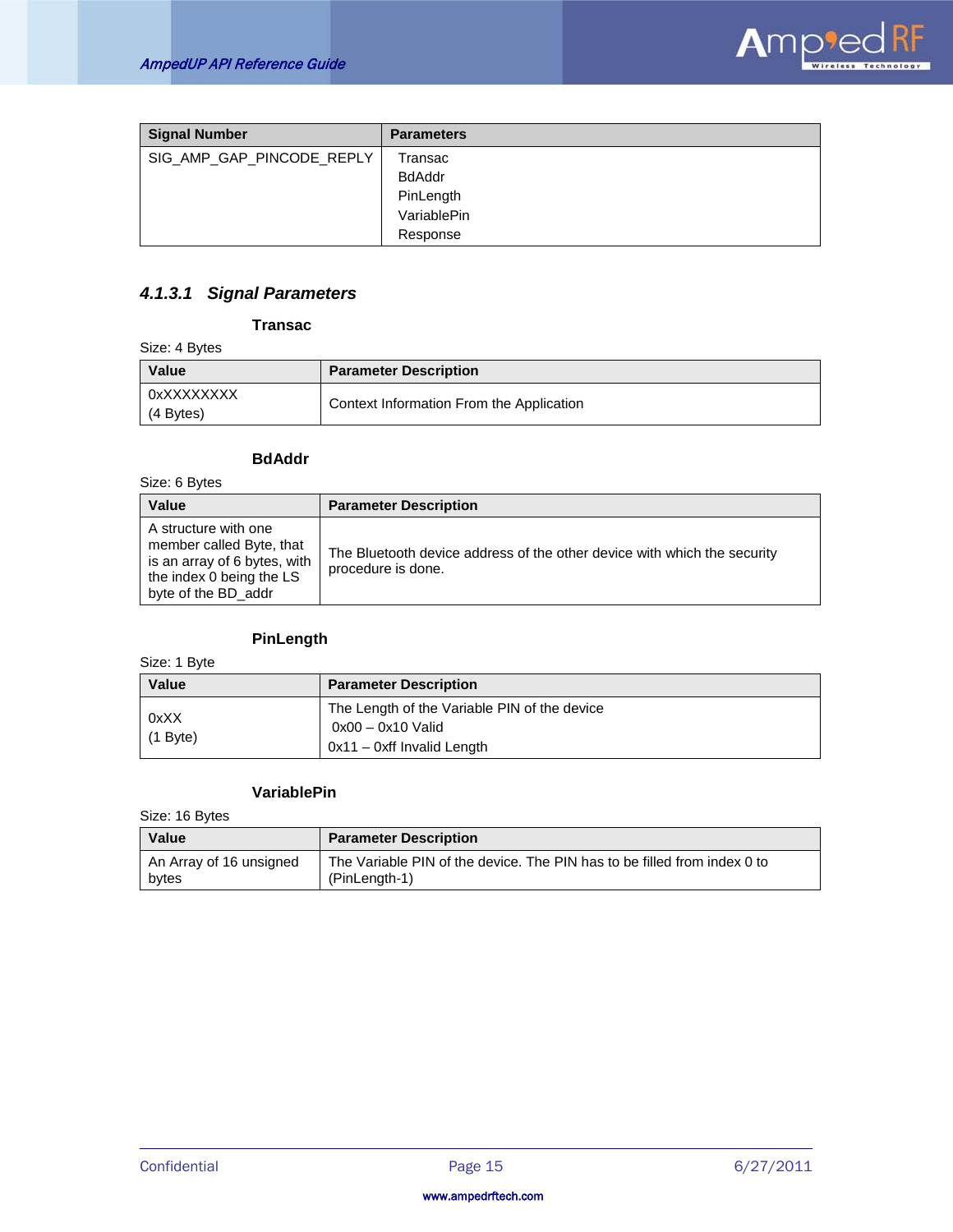| Signal Number | Parameters |
| --- | --- |
| SIG_AMP_GAP_PINCODE_REPLY | Transac<br>BdAddr<br>PinLength<br>VariablePin<br>Response |

### 4.1.3.1 Signal Parameters

**Transac**

Size: 4 Bytes

| Value | Parameter Description |
| --- | --- |
| 0xXXXXXXXX<br>(4 Bytes) | Context Information From the Application |

**BdAddr**

Size: 6 Bytes

| Value | Parameter Description |
| --- | --- |
| A structure with one member called Byte, that is an array of 6 bytes, with the index 0 being the LS byte of the BD_addr | The Bluetooth device address of the other device with which the security procedure is done. |

**PinLength**

Size: 1 Byte

| Value | Parameter Description |
| --- | --- |
| 0xXX<br>(1 Byte) | The Length of the Variable PIN of the device<br>0x00 – 0x10 Valid<br>0x11 – 0xff Invalid Length |

**VariablePin**

Size: 16 Bytes

| Value | Parameter Description |
| --- | --- |
| An Array of 16 unsigned bytes | The Variable PIN of the device. The PIN has to be filled from index 0 to (PinLength-1) |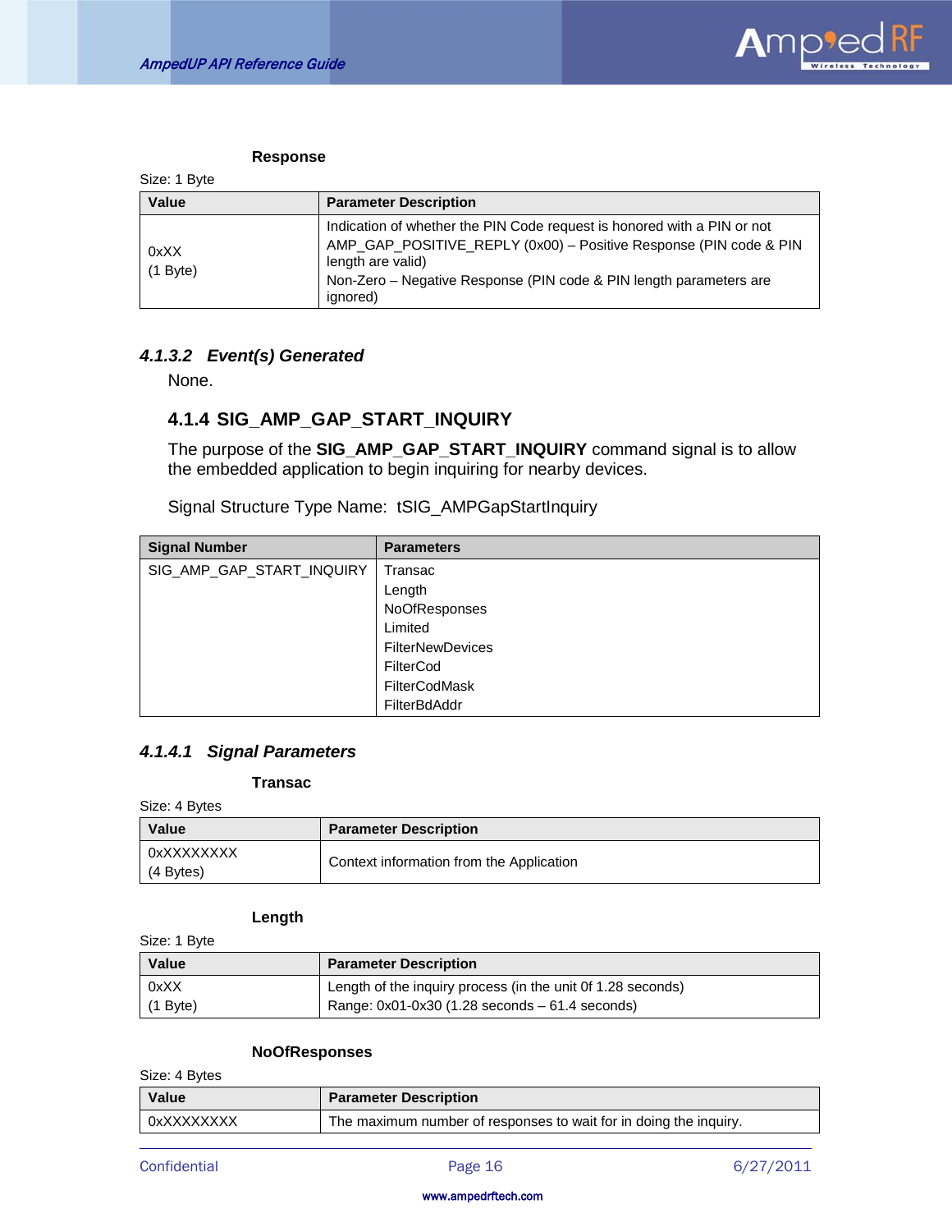**Response**

Size: 1 Byte

| Value | Parameter Description |
|---|---|
| 0xXX<br>(1 Byte) | Indication of whether the PIN Code request is honored with a PIN or not<br>AMP_GAP_POSITIVE_REPLY (0x00) – Positive Response (PIN code & PIN length are valid)<br>Non-Zero – Negative Response (PIN code & PIN length parameters are ignored) |

#### *4.1.3.2 Event(s) Generated*

None.

### 4.1.4 SIG_AMP_GAP_START_INQUIRY

The purpose of the **SIG_AMP_GAP_START_INQUIRY** command signal is to allow the embedded application to begin inquiring for nearby devices.

Signal Structure Type Name: tSIG_AMPGapStartInquiry

| Signal Number | Parameters |
|---|---|
| SIG_AMP_GAP_START_INQUIRY | Transac<br>Length<br>NoOfResponses<br>Limited<br>FilterNewDevices<br>FilterCod<br>FilterCodMask<br>FilterBdAddr |

#### *4.1.4.1 Signal Parameters*

**Transac**

Size: 4 Bytes

| Value | Parameter Description |
|---|---|
| 0xXXXXXXXX<br>(4 Bytes) | Context information from the Application |

**Length**

Size: 1 Byte

| Value | Parameter Description |
|---|---|
| 0xXX<br>(1 Byte) | Length of the inquiry process (in the unit 0f 1.28 seconds)<br>Range: 0x01-0x30 (1.28 seconds – 61.4 seconds) |

**NoOfResponses**

Size: 4 Bytes

| Value | Parameter Description |
|---|---|
| 0xXXXXXXXX | The maximum number of responses to wait for in doing the inquiry. |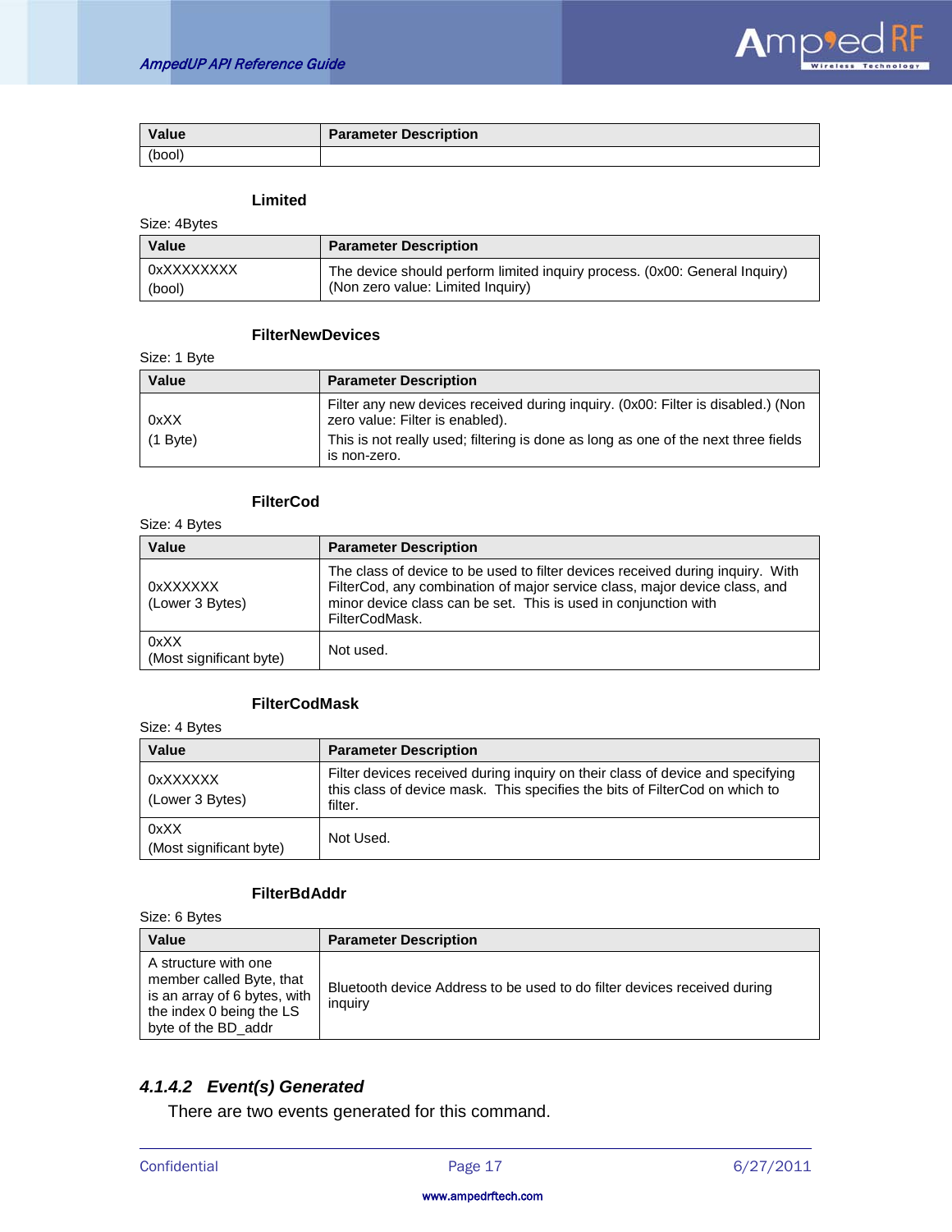| Value | Parameter Description |
|---|---|
| (bool) | |

**Limited**

Size: 4Bytes

| Value | Parameter Description |
|---|---|
| 0xXXXXXXXX (bool) | The device should perform limited inquiry process. (0x00: General Inquiry) (Non zero value: Limited Inquiry) |

**FilterNewDevices**

Size: 1 Byte

| Value | Parameter Description |
|---|---|
| 0xXX (1 Byte) | Filter any new devices received during inquiry. (0x00: Filter is disabled.) (Non zero value: Filter is enabled). This is not really used; filtering is done as long as one of the next three fields is non-zero. |

**FilterCod**

Size: 4 Bytes

| Value | Parameter Description |
|---|---|
| 0xXXXXXX (Lower 3 Bytes) | The class of device to be used to filter devices received during inquiry. With FilterCod, any combination of major service class, major device class, and minor device class can be set. This is used in conjunction with FilterCodMask. |
| 0xXX (Most significant byte) | Not used. |

**FilterCodMask**

Size: 4 Bytes

| Value | Parameter Description |
|---|---|
| 0xXXXXXX (Lower 3 Bytes) | Filter devices received during inquiry on their class of device and specifying this class of device mask. This specifies the bits of FilterCod on which to filter. |
| 0xXX (Most significant byte) | Not Used. |

**FilterBdAddr**

Size: 6 Bytes

| Value | Parameter Description |
|---|---|
| A structure with one member called Byte, that is an array of 6 bytes, with the index 0 being the LS byte of the BD_addr | Bluetooth device Address to be used to do filter devices received during inquiry |

#### *4.1.4.2 Event(s) Generated*

There are two events generated for this command.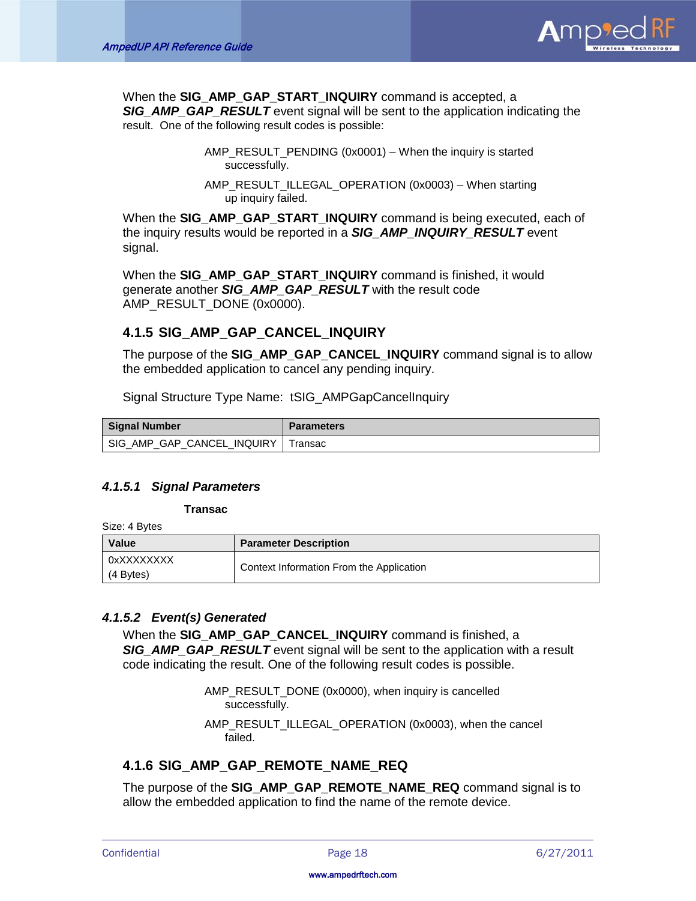When the **SIG_AMP_GAP_START_INQUIRY** command is accepted, a ***SIG_AMP_GAP_RESULT*** event signal will be sent to the application indicating the result. One of the following result codes is possible:

AMP_RESULT_PENDING (0x0001) – When the inquiry is started successfully.

AMP_RESULT_ILLEGAL_OPERATION (0x0003) – When starting up inquiry failed.

When the **SIG_AMP_GAP_START_INQUIRY** command is being executed, each of the inquiry results would be reported in a ***SIG_AMP_INQUIRY_RESULT*** event signal.

When the **SIG_AMP_GAP_START_INQUIRY** command is finished, it would generate another ***SIG_AMP_GAP_RESULT*** with the result code AMP_RESULT_DONE (0x0000).

### 4.1.5 SIG_AMP_GAP_CANCEL_INQUIRY

The purpose of the **SIG_AMP_GAP_CANCEL_INQUIRY** command signal is to allow the embedded application to cancel any pending inquiry.

Signal Structure Type Name: tSIG_AMPGapCancelInquiry

| Signal Number | Parameters |
|---|---|
| SIG_AMP_GAP_CANCEL_INQUIRY | Transac |

#### *4.1.5.1 Signal Parameters*

**Transac**

Size: 4 Bytes

| Value | Parameter Description |
|---|---|
| 0xXXXXXXXX (4 Bytes) | Context Information From the Application |

#### *4.1.5.2 Event(s) Generated*

When the **SIG_AMP_GAP_CANCEL_INQUIRY** command is finished, a ***SIG_AMP_GAP_RESULT*** event signal will be sent to the application with a result code indicating the result. One of the following result codes is possible.

AMP_RESULT_DONE (0x0000), when inquiry is cancelled successfully.

AMP_RESULT_ILLEGAL_OPERATION (0x0003), when the cancel failed.

### 4.1.6 SIG_AMP_GAP_REMOTE_NAME_REQ

The purpose of the **SIG_AMP_GAP_REMOTE_NAME_REQ** command signal is to allow the embedded application to find the name of the remote device.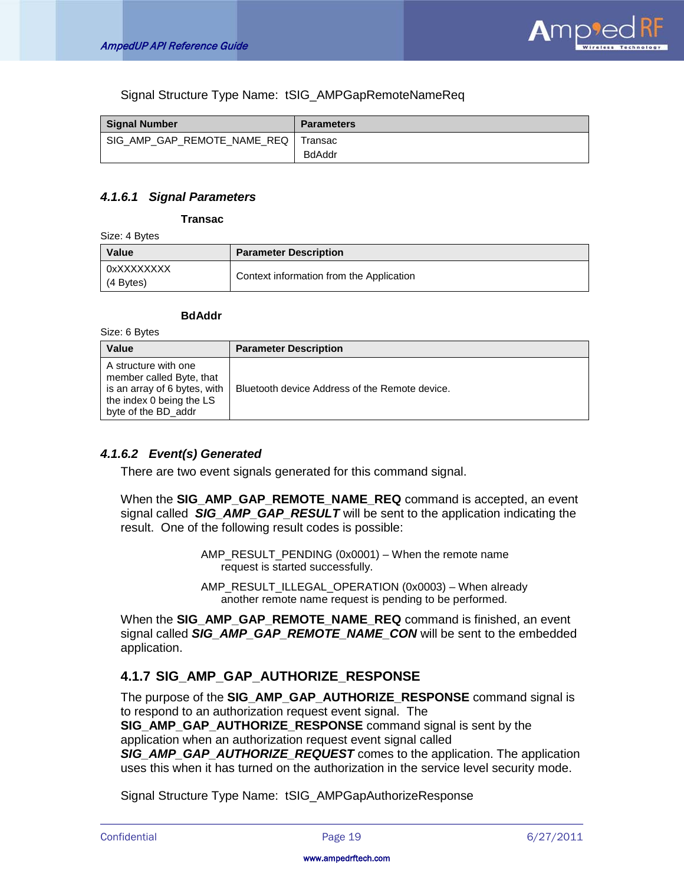Signal Structure Type Name:  tSIG_AMPGapRemoteNameReq

| Signal Number | Parameters |
|---|---|
| SIG_AMP_GAP_REMOTE_NAME_REQ | Transac<br>BdAddr |

#### 4.1.6.1 Signal Parameters

**Transac**

Size: 4 Bytes

| Value | Parameter Description |
|---|---|
| 0xXXXXXXXX<br>(4 Bytes) | Context information from the Application |

**BdAddr**

Size: 6 Bytes

| Value | Parameter Description |
|---|---|
| A structure with one member called Byte, that is an array of 6 bytes, with the index 0 being the LS byte of the BD_addr | Bluetooth device Address of the Remote device. |

#### 4.1.6.2 Event(s) Generated

There are two event signals generated for this command signal.

When the **SIG_AMP_GAP_REMOTE_NAME_REQ** command is accepted, an event signal called ***SIG_AMP_GAP_RESULT*** will be sent to the application indicating the result. One of the following result codes is possible:

AMP_RESULT_PENDING (0x0001) – When the remote name request is started successfully.

AMP_RESULT_ILLEGAL_OPERATION (0x0003) – When already another remote name request is pending to be performed.

When the **SIG_AMP_GAP_REMOTE_NAME_REQ** command is finished, an event signal called ***SIG_AMP_GAP_REMOTE_NAME_CON*** will be sent to the embedded application.

### 4.1.7 SIG_AMP_GAP_AUTHORIZE_RESPONSE

The purpose of the **SIG_AMP_GAP_AUTHORIZE_RESPONSE** command signal is to respond to an authorization request event signal. The **SIG_AMP_GAP_AUTHORIZE_RESPONSE** command signal is sent by the application when an authorization request event signal called ***SIG_AMP_GAP_AUTHORIZE_REQUEST*** comes to the application. The application uses this when it has turned on the authorization in the service level security mode.

Signal Structure Type Name:  tSIG_AMPGapAuthorizeResponse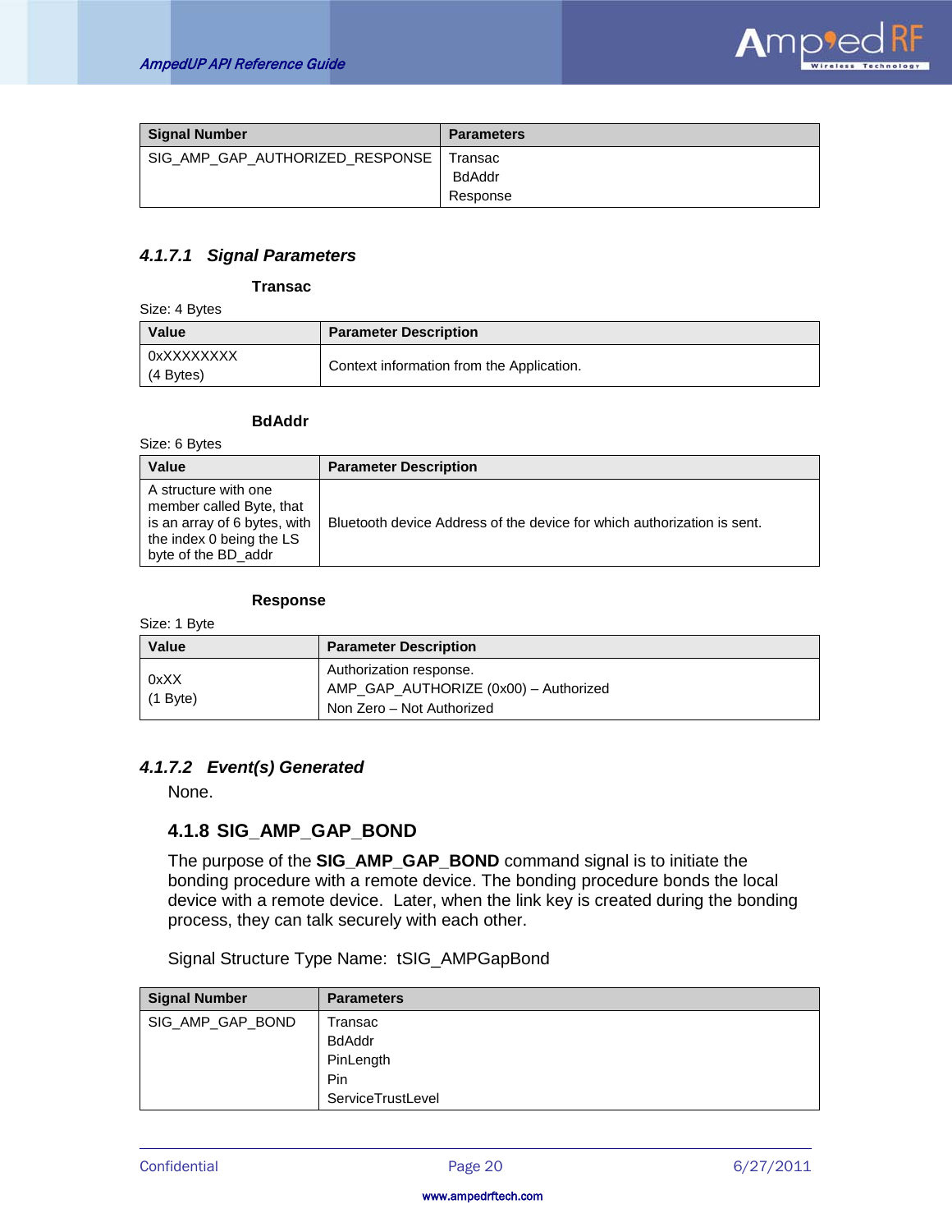| Signal Number | Parameters |
|---|---|
| SIG_AMP_GAP_AUTHORIZED_RESPONSE | Transac<br>BdAddr<br>Response |

#### 4.1.7.1 Signal Parameters

**Transac**

Size: 4 Bytes

| Value | Parameter Description |
|---|---|
| 0xXXXXXXXX<br>(4 Bytes) | Context information from the Application. |

**BdAddr**

Size: 6 Bytes

| Value | Parameter Description |
|---|---|
| A structure with one member called Byte, that is an array of 6 bytes, with the index 0 being the LS byte of the BD_addr | Bluetooth device Address of the device for which authorization is sent. |

**Response**

Size: 1 Byte

| Value | Parameter Description |
|---|---|
| 0xXX<br>(1 Byte) | Authorization response.<br>AMP_GAP_AUTHORIZE (0x00) – Authorized<br>Non Zero – Not Authorized |

#### 4.1.7.2 Event(s) Generated

None.

### 4.1.8 SIG_AMP_GAP_BOND

The purpose of the **SIG_AMP_GAP_BOND** command signal is to initiate the bonding procedure with a remote device. The bonding procedure bonds the local device with a remote device. Later, when the link key is created during the bonding process, they can talk securely with each other.

Signal Structure Type Name: tSIG_AMPGapBond

| Signal Number | Parameters |
|---|---|
| SIG_AMP_GAP_BOND | Transac<br>BdAddr<br>PinLength<br>Pin<br>ServiceTrustLevel |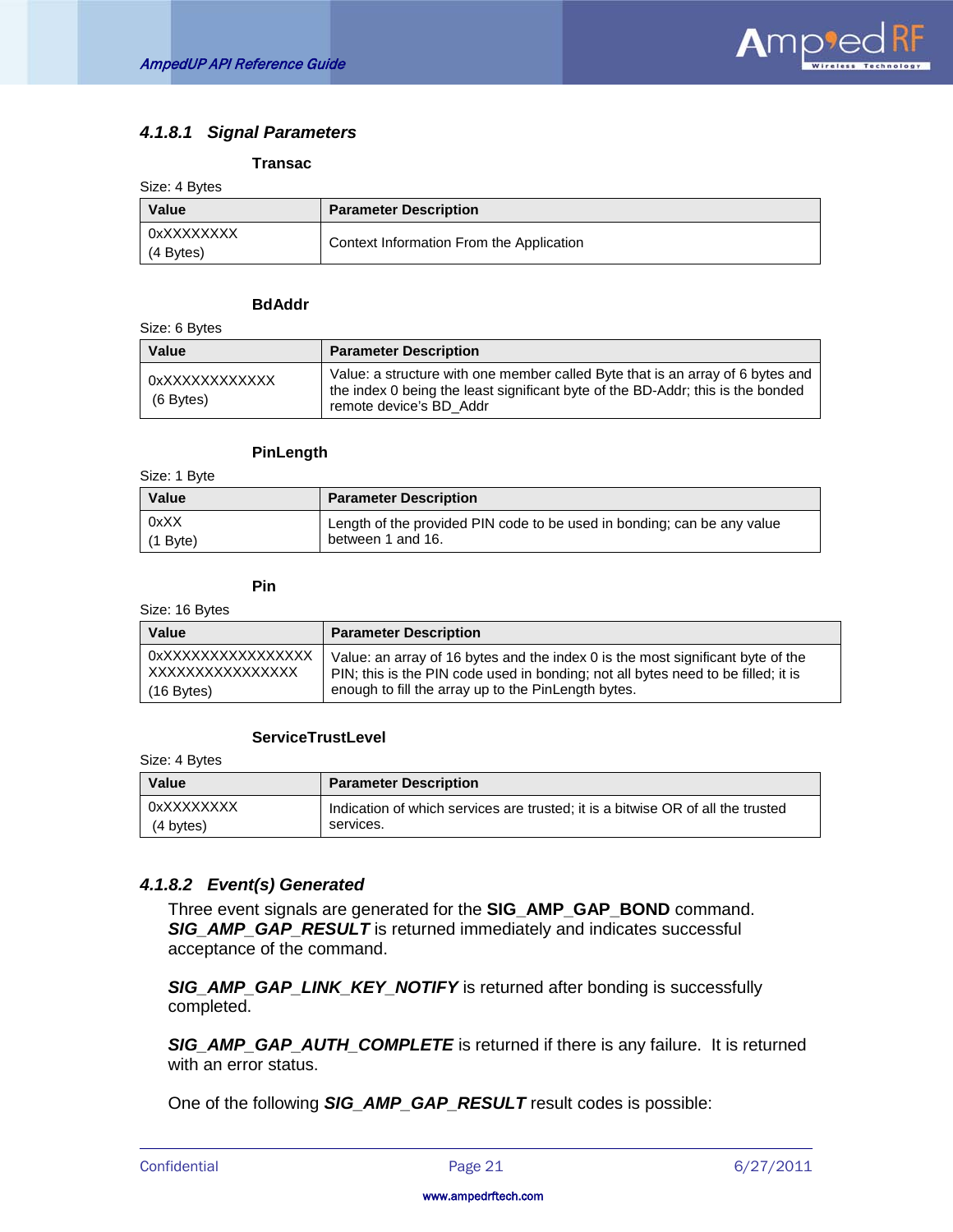### 4.1.8.1 Signal Parameters

**Transac**

Size: 4 Bytes

| Value | Parameter Description |
|---|---|
| 0xXXXXXXXX (4 Bytes) | Context Information From the Application |

**BdAddr**

Size: 6 Bytes

| Value | Parameter Description |
|---|---|
| 0xXXXXXXXXXXXX (6 Bytes) | Value: a structure with one member called Byte that is an array of 6 bytes and the index 0 being the least significant byte of the BD-Addr; this is the bonded remote device's BD_Addr |

**PinLength**

Size: 1 Byte

| Value | Parameter Description |
|---|---|
| 0xXX (1 Byte) | Length of the provided PIN code to be used in bonding; can be any value between 1 and 16. |

**Pin**

Size: 16 Bytes

| Value | Parameter Description |
|---|---|
| 0xXXXXXXXXXXXXXXXX XXXXXXXXXXXXXXXX (16 Bytes) | Value: an array of 16 bytes and the index 0 is the most significant byte of the PIN; this is the PIN code used in bonding; not all bytes need to be filled; it is enough to fill the array up to the PinLength bytes. |

**ServiceTrustLevel**

Size: 4 Bytes

| Value | Parameter Description |
|---|---|
| 0xXXXXXXXX (4 bytes) | Indication of which services are trusted; it is a bitwise OR of all the trusted services. |

### 4.1.8.2 Event(s) Generated

Three event signals are generated for the **SIG_AMP_GAP_BOND** command. ***SIG_AMP_GAP_RESULT*** is returned immediately and indicates successful acceptance of the command.

***SIG_AMP_GAP_LINK_KEY_NOTIFY*** is returned after bonding is successfully completed.

***SIG_AMP_GAP_AUTH_COMPLETE*** is returned if there is any failure. It is returned with an error status.

One of the following ***SIG_AMP_GAP_RESULT*** result codes is possible: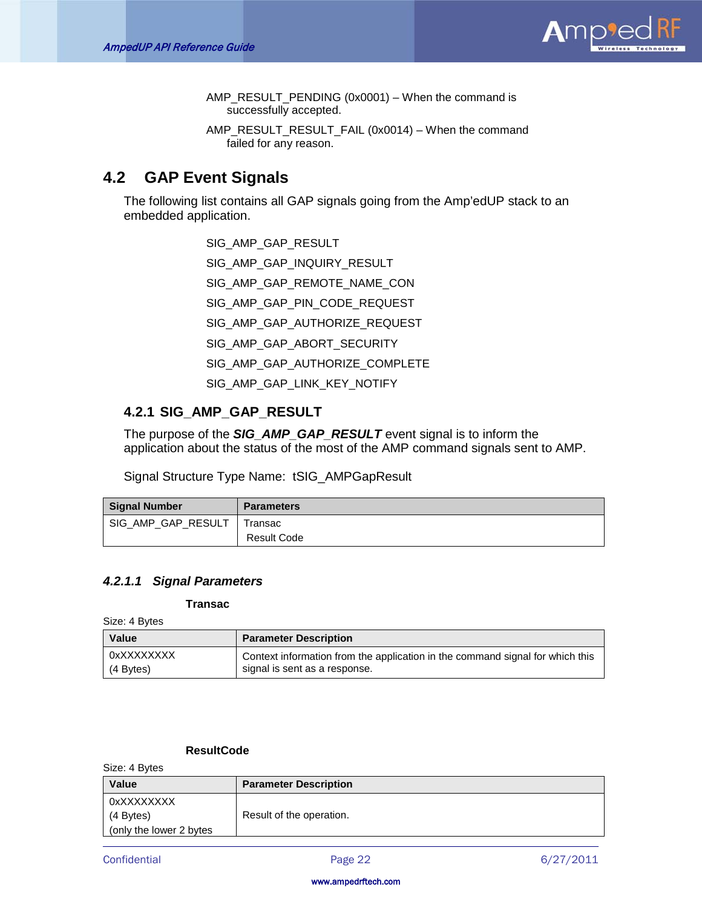AMP_RESULT_PENDING (0x0001) – When the command is successfully accepted.

AMP_RESULT_RESULT_FAIL (0x0014) – When the command failed for any reason.

## 4.2 GAP Event Signals

The following list contains all GAP signals going from the Amp'edUP stack to an embedded application.

SIG_AMP_GAP_RESULT

SIG_AMP_GAP_INQUIRY_RESULT

SIG_AMP_GAP_REMOTE_NAME_CON

SIG_AMP_GAP_PIN_CODE_REQUEST

SIG_AMP_GAP_AUTHORIZE_REQUEST

SIG_AMP_GAP_ABORT_SECURITY

SIG_AMP_GAP_AUTHORIZE_COMPLETE

SIG_AMP_GAP_LINK_KEY_NOTIFY

### 4.2.1 SIG_AMP_GAP_RESULT

The purpose of the ***SIG_AMP_GAP_RESULT*** event signal is to inform the application about the status of the most of the AMP command signals sent to AMP.

Signal Structure Type Name: tSIG_AMPGapResult

| Signal Number | Parameters |
|---|---|
| SIG_AMP_GAP_RESULT | Transac<br>Result Code |

#### 4.2.1.1 Signal Parameters

**Transac**

Size: 4 Bytes

| Value | Parameter Description |
|---|---|
| 0xXXXXXXXX<br>(4 Bytes) | Context information from the application in the command signal for which this signal is sent as a response. |

**ResultCode**

Size: 4 Bytes

| Value | Parameter Description |
|---|---|
| 0xXXXXXXXX<br>(4 Bytes)<br>(only the lower 2 bytes | Result of the operation. |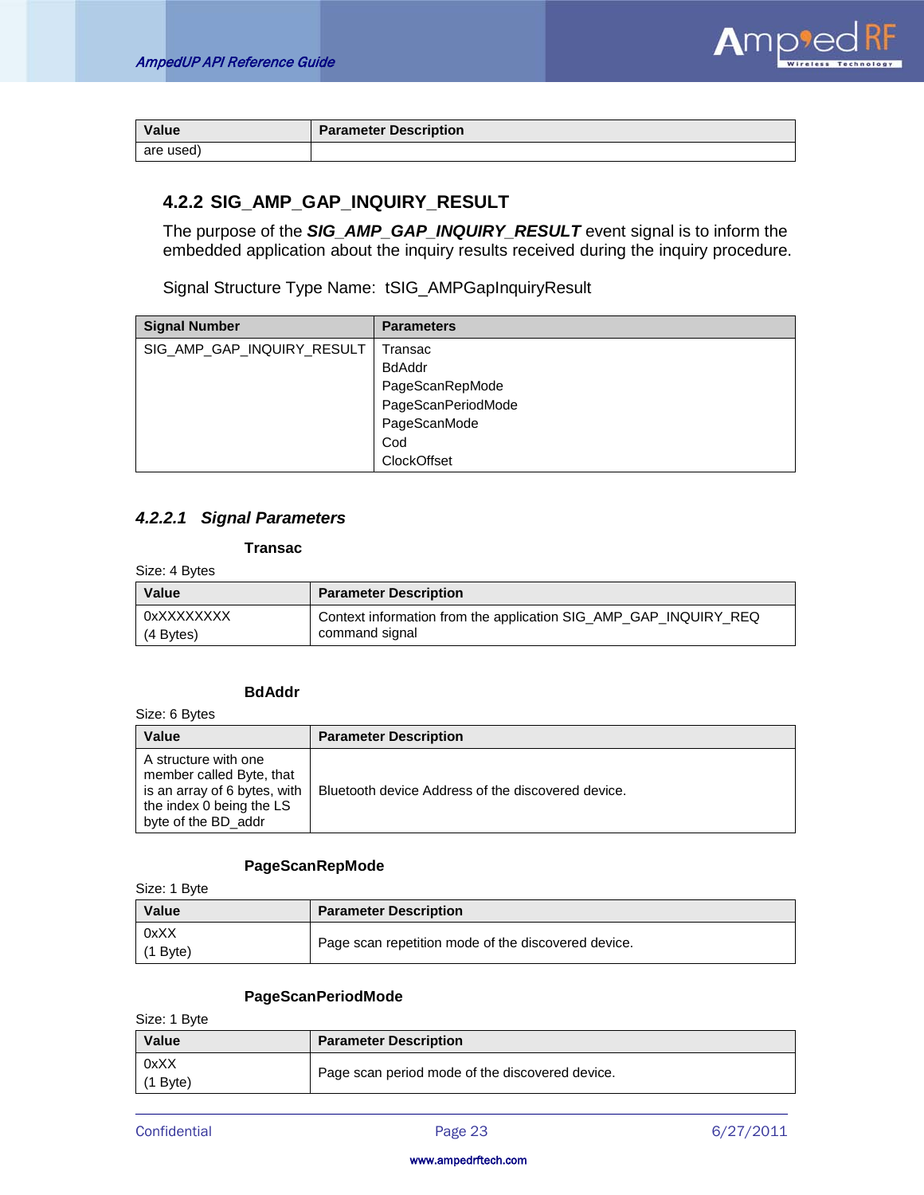| Value | Parameter Description |
|---|---|
| are used) | |

### 4.2.2 SIG_AMP_GAP_INQUIRY_RESULT

The purpose of the ***SIG_AMP_GAP_INQUIRY_RESULT*** event signal is to inform the embedded application about the inquiry results received during the inquiry procedure.

Signal Structure Type Name: tSIG_AMPGapInquiryResult

| Signal Number | Parameters |
|---|---|
| SIG_AMP_GAP_INQUIRY_RESULT | Transac<br>BdAddr<br>PageScanRepMode<br>PageScanPeriodMode<br>PageScanMode<br>Cod<br>ClockOffset |

#### *4.2.2.1 Signal Parameters*

**Transac**

Size: 4 Bytes

| Value | Parameter Description |
|---|---|
| 0xXXXXXXXX<br>(4 Bytes) | Context information from the application SIG_AMP_GAP_INQUIRY_REQ command signal |

**BdAddr**

Size: 6 Bytes

| Value | Parameter Description |
|---|---|
| A structure with one member called Byte, that is an array of 6 bytes, with the index 0 being the LS byte of the BD_addr | Bluetooth device Address of the discovered device. |

**PageScanRepMode**

Size: 1 Byte

| Value | Parameter Description |
|---|---|
| 0xXX<br>(1 Byte) | Page scan repetition mode of the discovered device. |

**PageScanPeriodMode**

Size: 1 Byte

| Value | Parameter Description |
|---|---|
| 0xXX<br>(1 Byte) | Page scan period mode of the discovered device. |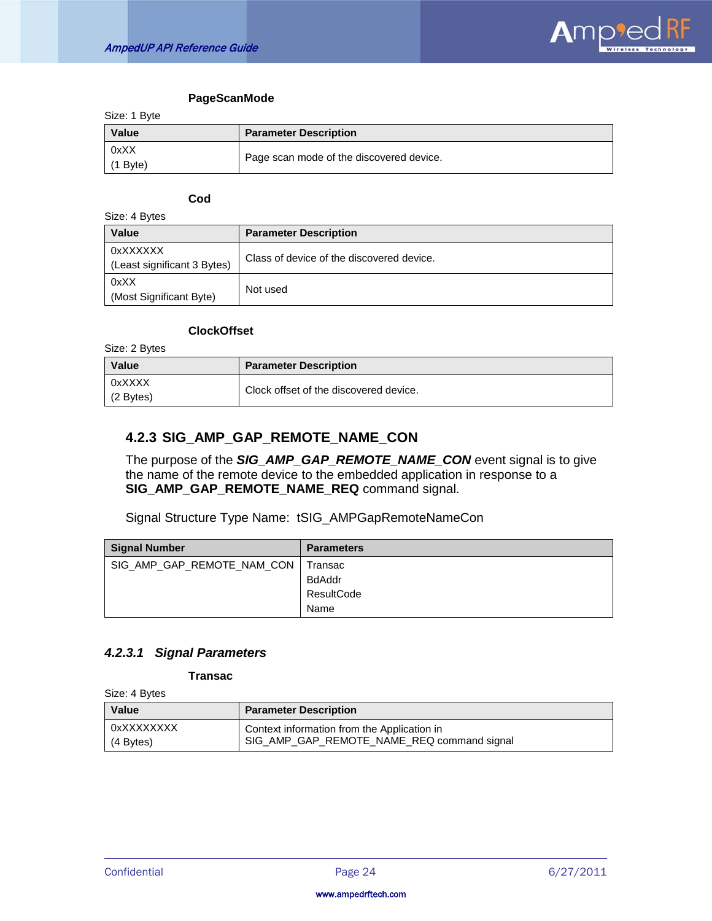**PageScanMode**

Size: 1 Byte

| Value | Parameter Description |
|---|---|
| 0xXX<br>(1 Byte) | Page scan mode of the discovered device. |

**Cod**

Size: 4 Bytes

| Value | Parameter Description |
|---|---|
| 0xXXXXXX<br>(Least significant 3 Bytes) | Class of device of the discovered device. |
| 0xXX<br>(Most Significant Byte) | Not used |

**ClockOffset**

Size: 2 Bytes

| Value | Parameter Description |
|---|---|
| 0xXXXX<br>(2 Bytes) | Clock offset of the discovered device. |

### 4.2.3 SIG_AMP_GAP_REMOTE_NAME_CON

The purpose of the ***SIG_AMP_GAP_REMOTE_NAME_CON*** event signal is to give the name of the remote device to the embedded application in response to a **SIG_AMP_GAP_REMOTE_NAME_REQ** command signal.

Signal Structure Type Name: tSIG_AMPGapRemoteNameCon

| Signal Number | Parameters |
|---|---|
| SIG_AMP_GAP_REMOTE_NAM_CON | Transac<br>BdAddr<br>ResultCode<br>Name |

#### *4.2.3.1 Signal Parameters*

**Transac**

Size: 4 Bytes

| Value | Parameter Description |
|---|---|
| 0xXXXXXXXX<br>(4 Bytes) | Context information from the Application in SIG_AMP_GAP_REMOTE_NAME_REQ command signal |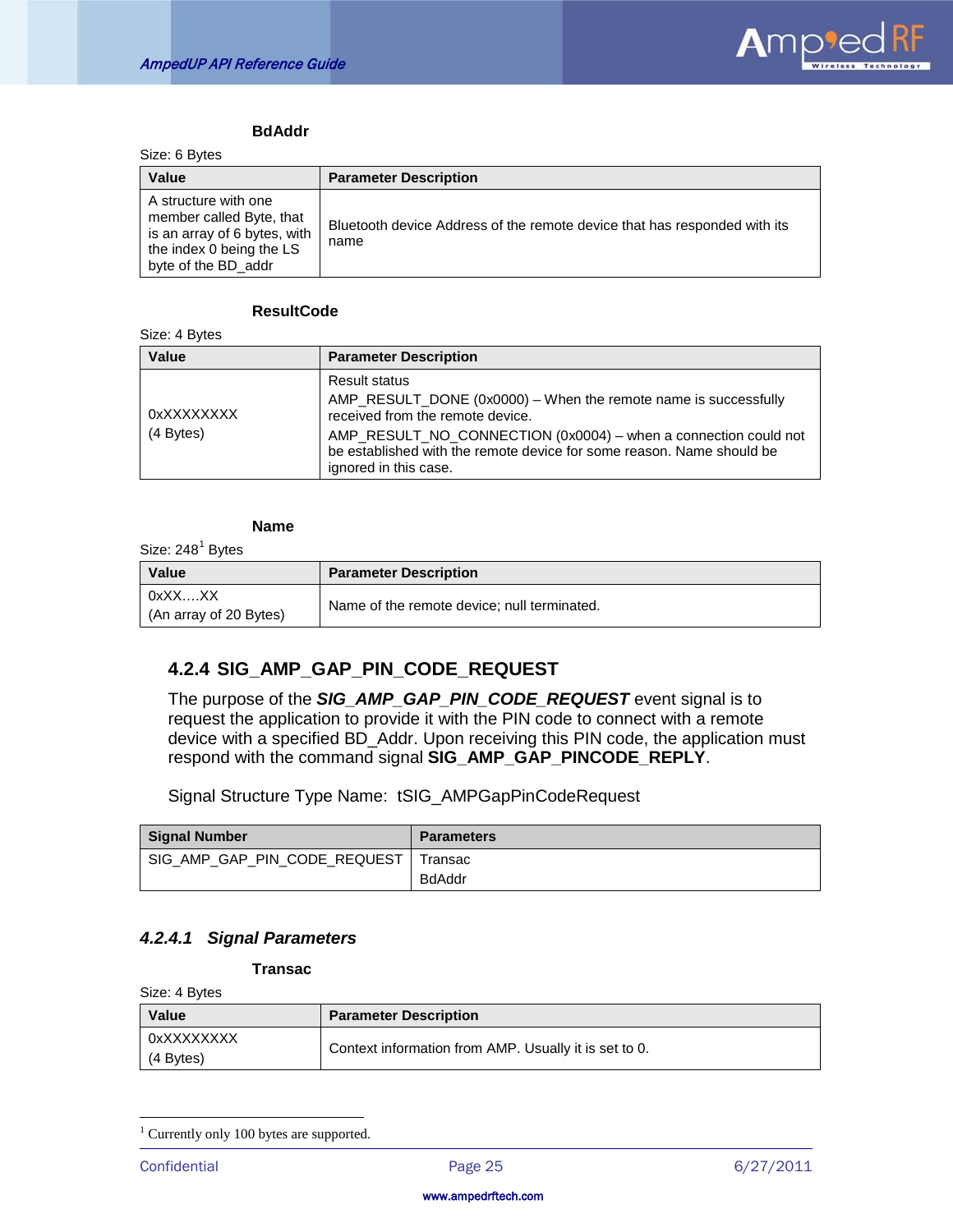**BdAddr**

Size: 6 Bytes

| Value | Parameter Description |
|---|---|
| A structure with one member called Byte, that is an array of 6 bytes, with the index 0 being the LS byte of the BD_addr | Bluetooth device Address of the remote device that has responded with its name |

**ResultCode**

Size: 4 Bytes

| Value | Parameter Description |
|---|---|
| 0xXXXXXXXX<br>(4 Bytes) | Result status<br>AMP_RESULT_DONE (0x0000) – When the remote name is successfully received from the remote device.<br>AMP_RESULT_NO_CONNECTION (0x0004) – when a connection could not be established with the remote device for some reason. Name should be ignored in this case. |

**Name**

Size: 248[1] Bytes

| Value | Parameter Description |
|---|---|
| 0xXX….XX<br>(An array of 20 Bytes) | Name of the remote device; null terminated. |

### 4.2.4 SIG_AMP_GAP_PIN_CODE_REQUEST

The purpose of the ***SIG_AMP_GAP_PIN_CODE_REQUEST*** event signal is to request the application to provide it with the PIN code to connect with a remote device with a specified BD_Addr. Upon receiving this PIN code, the application must respond with the command signal **SIG_AMP_GAP_PINCODE_REPLY**.

Signal Structure Type Name: tSIG_AMPGapPinCodeRequest

| Signal Number | Parameters |
|---|---|
| SIG_AMP_GAP_PIN_CODE_REQUEST | Transac<br>BdAddr |

#### *4.2.4.1 Signal Parameters*

**Transac**

Size: 4 Bytes

| Value | Parameter Description |
|---|---|
| 0xXXXXXXXX<br>(4 Bytes) | Context information from AMP. Usually it is set to 0. |

[1] Currently only 100 bytes are supported.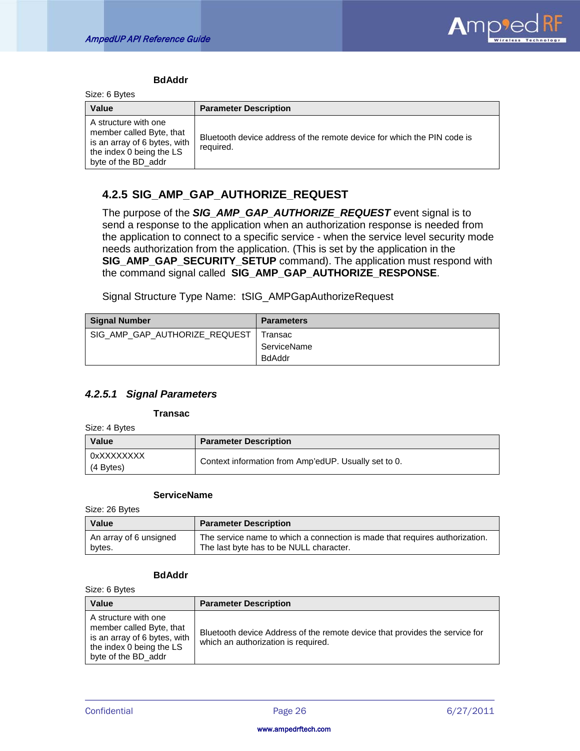**BdAddr**

Size: 6 Bytes

| Value | Parameter Description |
|---|---|
| A structure with one member called Byte, that is an array of 6 bytes, with the index 0 being the LS byte of the BD_addr | Bluetooth device address of the remote device for which the PIN code is required. |

### 4.2.5 SIG_AMP_GAP_AUTHORIZE_REQUEST

The purpose of the ***SIG_AMP_GAP_AUTHORIZE_REQUEST*** event signal is to send a response to the application when an authorization response is needed from the application to connect to a specific service - when the service level security mode needs authorization from the application. (This is set by the application in the **SIG_AMP_GAP_SECURITY_SETUP** command). The application must respond with the command signal called **SIG_AMP_GAP_AUTHORIZE_RESPONSE**.

Signal Structure Type Name: tSIG_AMPGapAuthorizeRequest

| Signal Number | Parameters |
|---|---|
| SIG_AMP_GAP_AUTHORIZE_REQUEST | Transac<br>ServiceName<br>BdAddr |

#### *4.2.5.1 Signal Parameters*

**Transac**

Size: 4 Bytes

| Value | Parameter Description |
|---|---|
| 0xXXXXXXXX<br>(4 Bytes) | Context information from Amp'edUP. Usually set to 0. |

**ServiceName**

Size: 26 Bytes

| Value | Parameter Description |
|---|---|
| An array of 6 unsigned bytes. | The service name to which a connection is made that requires authorization. The last byte has to be NULL character. |

**BdAddr**

Size: 6 Bytes

| Value | Parameter Description |
|---|---|
| A structure with one member called Byte, that is an array of 6 bytes, with the index 0 being the LS byte of the BD_addr | Bluetooth device Address of the remote device that provides the service for which an authorization is required. |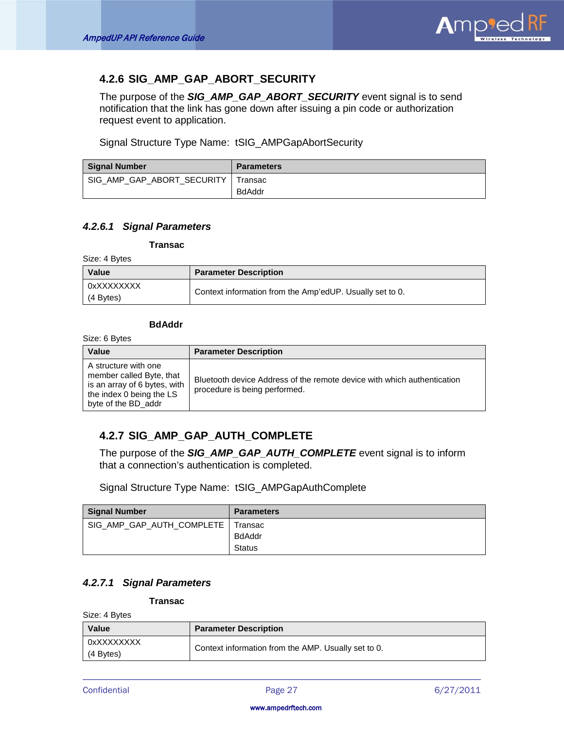### 4.2.6 SIG_AMP_GAP_ABORT_SECURITY

The purpose of the ***SIG_AMP_GAP_ABORT_SECURITY*** event signal is to send notification that the link has gone down after issuing a pin code or authorization request event to application.

Signal Structure Type Name:  tSIG_AMPGapAbortSecurity

| Signal Number | Parameters |
|---|---|
| SIG_AMP_GAP_ABORT_SECURITY | Transac<br>BdAddr |

#### *4.2.6.1 Signal Parameters*

**Transac**

Size: 4 Bytes

| Value | Parameter Description |
|---|---|
| 0xXXXXXXXX<br>(4 Bytes) | Context information from the Amp'edUP. Usually set to 0. |

**BdAddr**

Size: 6 Bytes

| Value | Parameter Description |
|---|---|
| A structure with one member called Byte, that is an array of 6 bytes, with the index 0 being the LS byte of the BD_addr | Bluetooth device Address of the remote device with which authentication procedure is being performed. |

### 4.2.7 SIG_AMP_GAP_AUTH_COMPLETE

The purpose of the ***SIG_AMP_GAP_AUTH_COMPLETE*** event signal is to inform that a connection's authentication is completed.

Signal Structure Type Name:  tSIG_AMPGapAuthComplete

| Signal Number | Parameters |
|---|---|
| SIG_AMP_GAP_AUTH_COMPLETE | Transac<br>BdAddr<br>Status |

#### *4.2.7.1 Signal Parameters*

**Transac**

Size: 4 Bytes

| Value | Parameter Description |
|---|---|
| 0xXXXXXXXX<br>(4 Bytes) | Context information from the AMP. Usually set to 0. |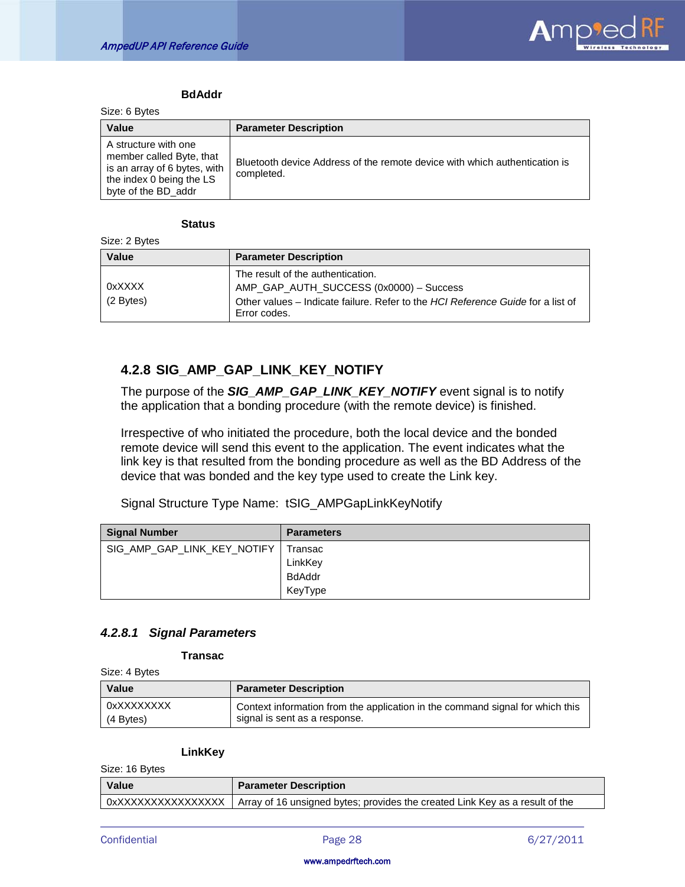**BdAddr**

Size: 6 Bytes

| Value | Parameter Description |
|---|---|
| A structure with one member called Byte, that is an array of 6 bytes, with the index 0 being the LS byte of the BD_addr | Bluetooth device Address of the remote device with which authentication is completed. |

**Status**

Size: 2 Bytes

| Value | Parameter Description |
|---|---|
| 0xXXXX<br>(2 Bytes) | The result of the authentication.<br>AMP_GAP_AUTH_SUCCESS (0x0000) – Success<br>Other values – Indicate failure. Refer to the *HCI Reference Guide* for a list of Error codes. |

### 4.2.8 SIG_AMP_GAP_LINK_KEY_NOTIFY

The purpose of the ***SIG_AMP_GAP_LINK_KEY_NOTIFY*** event signal is to notify the application that a bonding procedure (with the remote device) is finished.

Irrespective of who initiated the procedure, both the local device and the bonded remote device will send this event to the application. The event indicates what the link key is that resulted from the bonding procedure as well as the BD Address of the device that was bonded and the key type used to create the Link key.

Signal Structure Type Name: tSIG_AMPGapLinkKeyNotify

| Signal Number | Parameters |
|---|---|
| SIG_AMP_GAP_LINK_KEY_NOTIFY | Transac<br>LinkKey<br>BdAddr<br>KeyType |

#### *4.2.8.1 Signal Parameters*

**Transac**

Size: 4 Bytes

| Value | Parameter Description |
|---|---|
| 0xXXXXXXXX<br>(4 Bytes) | Context information from the application in the command signal for which this signal is sent as a response. |

**LinkKey**

Size: 16 Bytes

| Value | Parameter Description |
|---|---|
| 0xXXXXXXXXXXXXXXXX | Array of 16 unsigned bytes; provides the created Link Key as a result of the |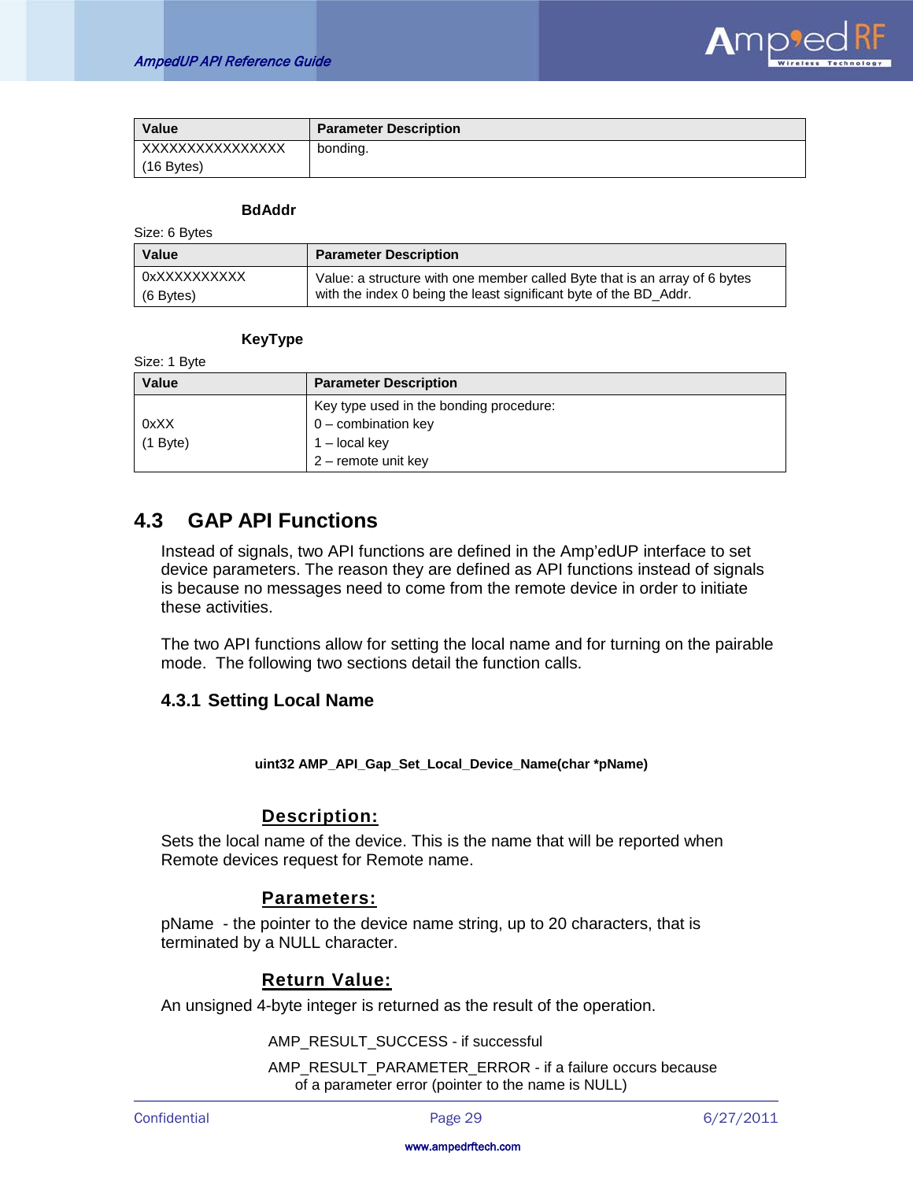| Value | Parameter Description |
|---|---|
| XXXXXXXXXXXXXXXX (16 Bytes) | bonding. |

**BdAddr**

Size: 6 Bytes

| Value | Parameter Description |
|---|---|
| 0xXXXXXXXXXX (6 Bytes) | Value: a structure with one member called Byte that is an array of 6 bytes with the index 0 being the least significant byte of the BD_Addr. |

**KeyType**

Size: 1 Byte

| Value | Parameter Description |
|---|---|
| 0xXX (1 Byte) | Key type used in the bonding procedure:<br>0 – combination key<br>1 – local key<br>2 – remote unit key |

## 4.3 GAP API Functions

Instead of signals, two API functions are defined in the Amp'edUP interface to set device parameters. The reason they are defined as API functions instead of signals is because no messages need to come from the remote device in order to initiate these activities.

The two API functions allow for setting the local name and for turning on the pairable mode. The following two sections detail the function calls.

### 4.3.1 Setting Local Name

**uint32 AMP_API_Gap_Set_Local_Device_Name(char *pName)**

**Description:**

Sets the local name of the device. This is the name that will be reported when Remote devices request for Remote name.

**Parameters:**

pName - the pointer to the device name string, up to 20 characters, that is terminated by a NULL character.

**Return Value:**

An unsigned 4-byte integer is returned as the result of the operation.

AMP_RESULT_SUCCESS - if successful

AMP_RESULT_PARAMETER_ERROR - if a failure occurs because of a parameter error (pointer to the name is NULL)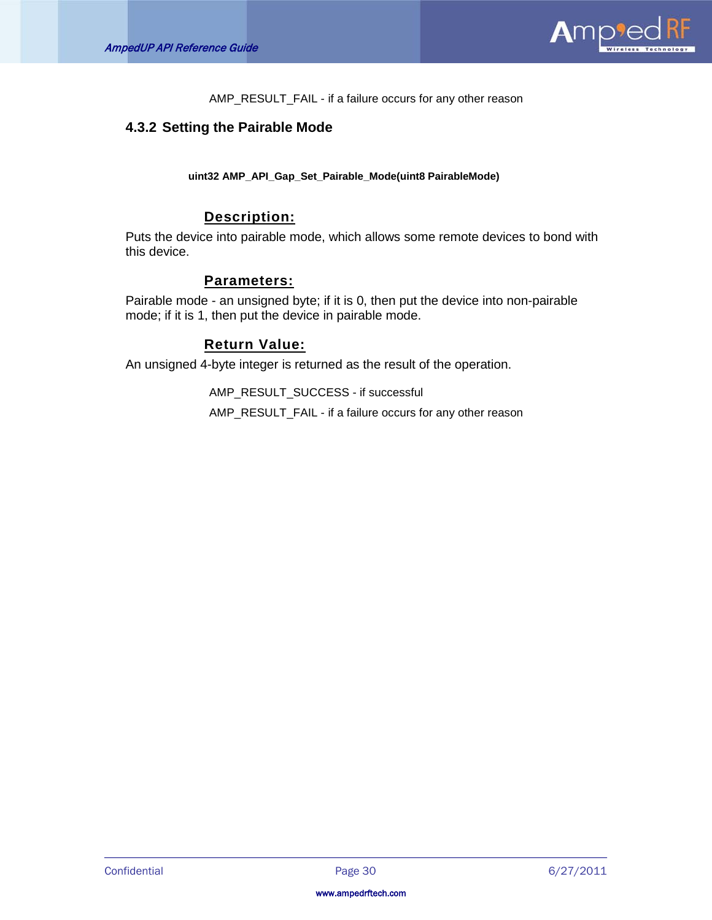AMP_RESULT_FAIL - if a failure occurs for any other reason

### 4.3.2 Setting the Pairable Mode

**uint32 AMP_API_Gap_Set_Pairable_Mode(uint8 PairableMode)**

**Description:**

Puts the device into pairable mode, which allows some remote devices to bond with this device.

**Parameters:**

Pairable mode - an unsigned byte; if it is 0, then put the device into non-pairable mode; if it is 1, then put the device in pairable mode.

**Return Value:**

An unsigned 4-byte integer is returned as the result of the operation.

AMP_RESULT_SUCCESS - if successful

AMP_RESULT_FAIL - if a failure occurs for any other reason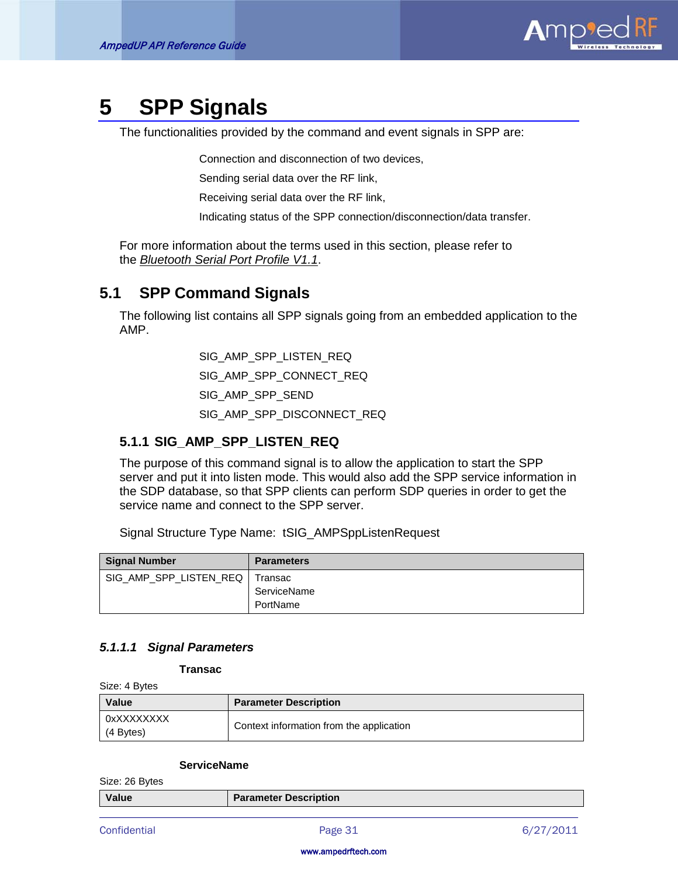# 5 SPP Signals

The functionalities provided by the command and event signals in SPP are:

Connection and disconnection of two devices,

Sending serial data over the RF link,

Receiving serial data over the RF link,

Indicating status of the SPP connection/disconnection/data transfer.

For more information about the terms used in this section, please refer to the *Bluetooth Serial Port Profile V1.1*.

## 5.1 SPP Command Signals

The following list contains all SPP signals going from an embedded application to the AMP.

SIG_AMP_SPP_LISTEN_REQ

SIG_AMP_SPP_CONNECT_REQ

SIG_AMP_SPP_SEND

SIG_AMP_SPP_DISCONNECT_REQ

### 5.1.1 SIG_AMP_SPP_LISTEN_REQ

The purpose of this command signal is to allow the application to start the SPP server and put it into listen mode. This would also add the SPP service information in the SDP database, so that SPP clients can perform SDP queries in order to get the service name and connect to the SPP server.

Signal Structure Type Name: tSIG_AMPSppListenRequest

| Signal Number | Parameters |
|---|---|
| SIG_AMP_SPP_LISTEN_REQ | Transac<br>ServiceName<br>PortName |

#### *5.1.1.1 Signal Parameters*

**Transac**

Size: 4 Bytes

| Value | Parameter Description |
|---|---|
| 0xXXXXXXXX<br>(4 Bytes) | Context information from the application |

**ServiceName**

Size: 26 Bytes

| Value | Parameter Description |
|---|---|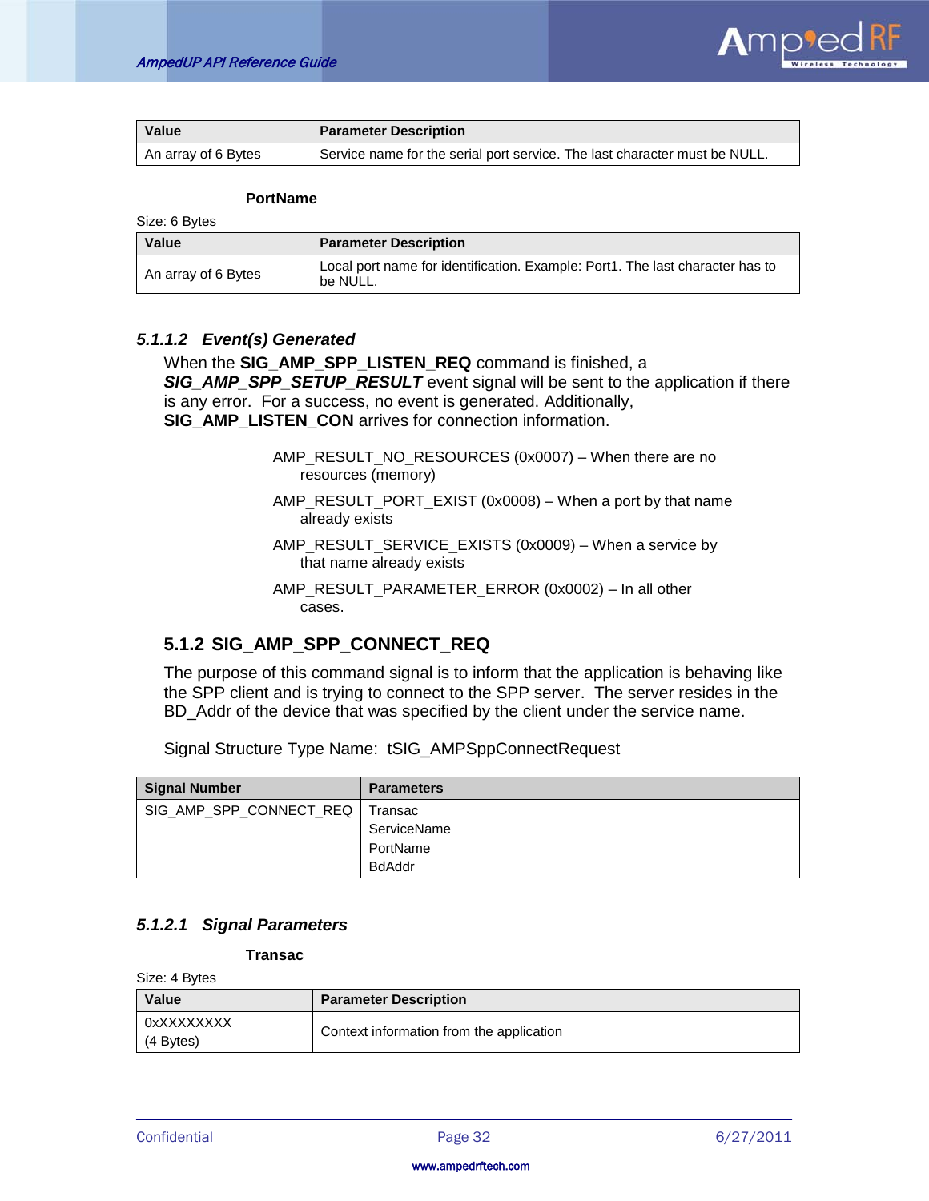| Value | Parameter Description |
| --- | --- |
| An array of 6 Bytes | Service name for the serial port service. The last character must be NULL. |

**PortName**

Size: 6 Bytes

| Value | Parameter Description |
| --- | --- |
| An array of 6 Bytes | Local port name for identification. Example: Port1. The last character has to be NULL. |

#### *5.1.1.2 Event(s) Generated*

When the **SIG_AMP_SPP_LISTEN_REQ** command is finished, a ***SIG_AMP_SPP_SETUP_RESULT*** event signal will be sent to the application if there is any error. For a success, no event is generated. Additionally, **SIG_AMP_LISTEN_CON** arrives for connection information.

AMP_RESULT_NO_RESOURCES (0x0007) – When there are no resources (memory)

AMP_RESULT_PORT_EXIST (0x0008) – When a port by that name already exists

AMP_RESULT_SERVICE_EXISTS (0x0009) – When a service by that name already exists

AMP_RESULT_PARAMETER_ERROR (0x0002) – In all other cases.

### 5.1.2 SIG_AMP_SPP_CONNECT_REQ

The purpose of this command signal is to inform that the application is behaving like the SPP client and is trying to connect to the SPP server. The server resides in the BD_Addr of the device that was specified by the client under the service name.

Signal Structure Type Name: tSIG_AMPSppConnectRequest

| Signal Number | Parameters |
| --- | --- |
| SIG_AMP_SPP_CONNECT_REQ | Transac<br>ServiceName<br>PortName<br>BdAddr |

#### *5.1.2.1 Signal Parameters*

**Transac**

Size: 4 Bytes

| Value | Parameter Description |
| --- | --- |
| 0xXXXXXXXX<br>(4 Bytes) | Context information from the application |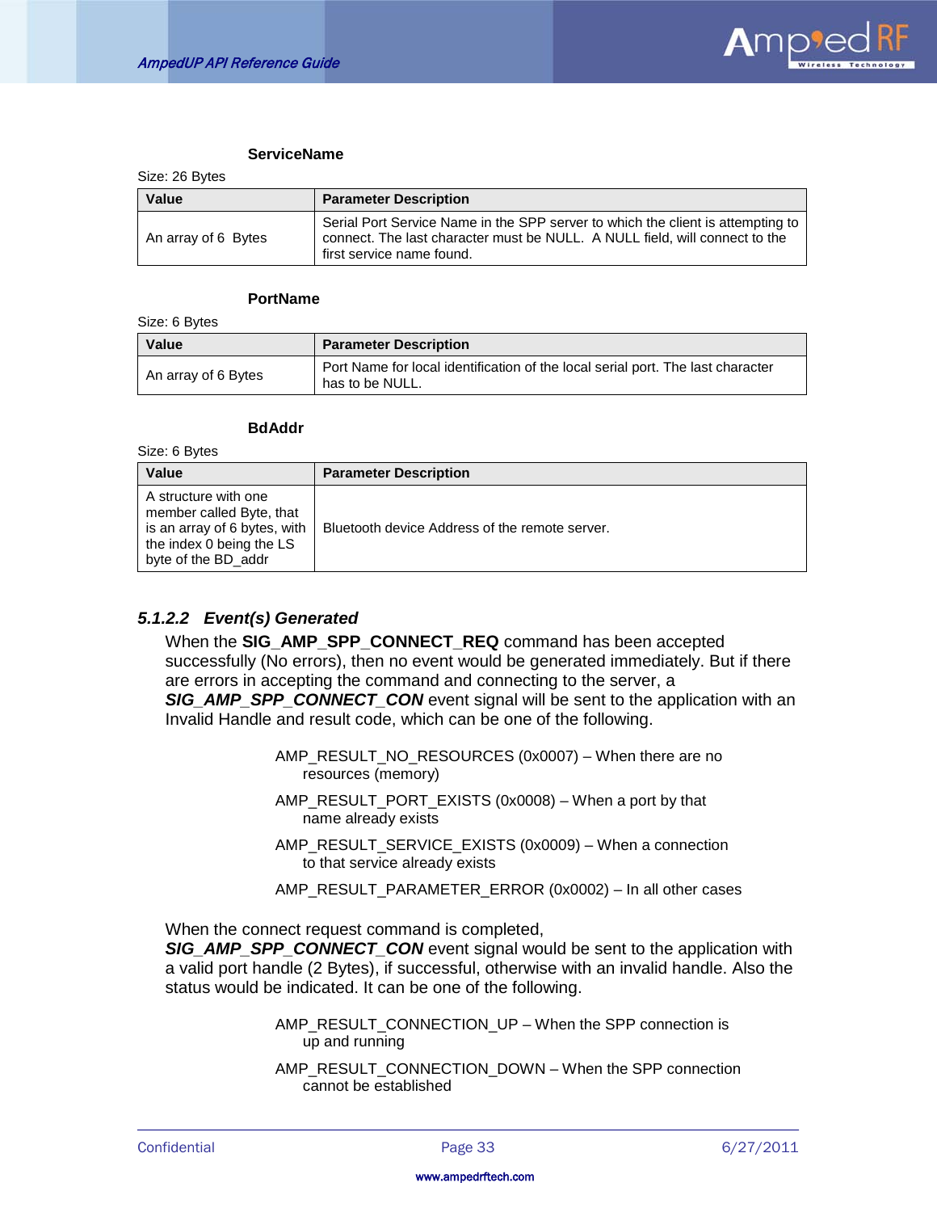**ServiceName**

Size: 26 Bytes

| Value | Parameter Description |
|---|---|
| An array of 6  Bytes | Serial Port Service Name in the SPP server to which the client is attempting to connect. The last character must be NULL.  A NULL field, will connect to the first service name found. |

**PortName**

Size: 6 Bytes

| Value | Parameter Description |
|---|---|
| An array of 6 Bytes | Port Name for local identification of the local serial port. The last character has to be NULL. |

**BdAddr**

Size: 6 Bytes

| Value | Parameter Description |
|---|---|
| A structure with one member called Byte, that is an array of 6 bytes, with the index 0 being the LS byte of the BD_addr | Bluetooth device Address of the remote server. |

### 5.1.2.2 Event(s) Generated

When the **SIG_AMP_SPP_CONNECT_REQ** command has been accepted successfully (No errors), then no event would be generated immediately. But if there are errors in accepting the command and connecting to the server, a ***SIG_AMP_SPP_CONNECT_CON*** event signal will be sent to the application with an Invalid Handle and result code, which can be one of the following.

AMP_RESULT_NO_RESOURCES (0x0007) – When there are no resources (memory)

AMP_RESULT_PORT_EXISTS (0x0008) – When a port by that name already exists

AMP_RESULT_SERVICE_EXISTS (0x0009) – When a connection to that service already exists

AMP_RESULT_PARAMETER_ERROR (0x0002) – In all other cases

When the connect request command is completed, ***SIG_AMP_SPP_CONNECT_CON*** event signal would be sent to the application with a valid port handle (2 Bytes), if successful, otherwise with an invalid handle. Also the status would be indicated. It can be one of the following.

AMP_RESULT_CONNECTION_UP – When the SPP connection is up and running

AMP_RESULT_CONNECTION_DOWN – When the SPP connection cannot be established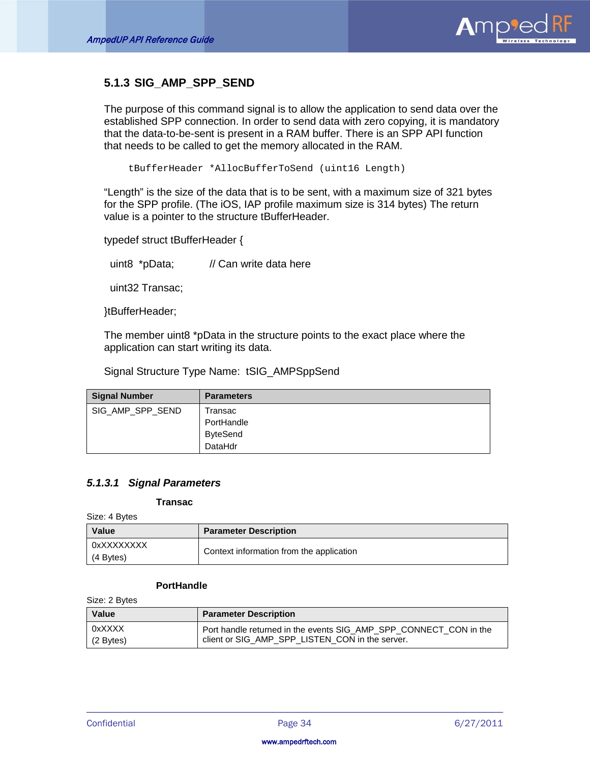### 5.1.3 SIG_AMP_SPP_SEND

The purpose of this command signal is to allow the application to send data over the established SPP connection. In order to send data with zero copying, it is mandatory that the data-to-be-sent is present in a RAM buffer. There is an SPP API function that needs to be called to get the memory allocated in the RAM.

```
tBufferHeader *AllocBufferToSend (uint16 Length)
```

“Length” is the size of the data that is to be sent, with a maximum size of 321 bytes for the SPP profile. (The iOS, IAP profile maximum size is 314 bytes) The return value is a pointer to the structure tBufferHeader.

```
typedef struct tBufferHeader {

  uint8  *pData;          // Can write data here

  uint32 Transac;

}tBufferHeader;
```

The member uint8 *pData in the structure points to the exact place where the application can start writing its data.

Signal Structure Type Name:  tSIG_AMPSppSend

| Signal Number | Parameters |
|---|---|
| SIG_AMP_SPP_SEND | Transac<br>PortHandle<br>ByteSend<br>DataHdr |

#### *5.1.3.1 Signal Parameters*

**Transac**

Size: 4 Bytes

| Value | Parameter Description |
|---|---|
| 0xXXXXXXXX<br>(4 Bytes) | Context information from the application |

**PortHandle**

Size: 2 Bytes

| Value | Parameter Description |
|---|---|
| 0xXXXX<br>(2 Bytes) | Port handle returned in the events SIG_AMP_SPP_CONNECT_CON in the client or SIG_AMP_SPP_LISTEN_CON in the server. |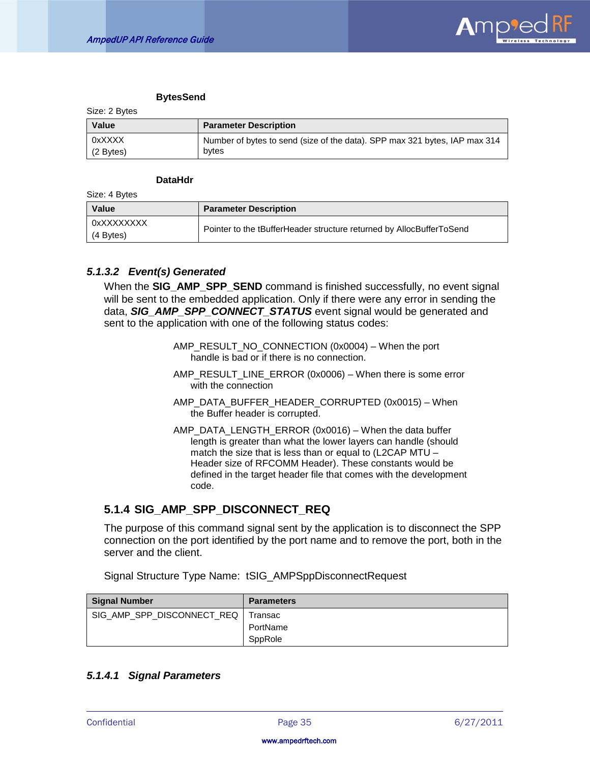**BytesSend**

Size: 2 Bytes

| Value | Parameter Description |
|---|---|
| 0xXXXX (2 Bytes) | Number of bytes to send (size of the data). SPP max 321 bytes, IAP max 314 bytes |

**DataHdr**

Size: 4 Bytes

| Value | Parameter Description |
|---|---|
| 0xXXXXXXXX (4 Bytes) | Pointer to the tBufferHeader structure returned by AllocBufferToSend |

#### 5.1.3.2 Event(s) Generated

When the **SIG_AMP_SPP_SEND** command is finished successfully, no event signal will be sent to the embedded application. Only if there were any error in sending the data, ***SIG_AMP_SPP_CONNECT_STATUS*** event signal would be generated and sent to the application with one of the following status codes:

AMP_RESULT_NO_CONNECTION (0x0004) – When the port handle is bad or if there is no connection.

AMP_RESULT_LINE_ERROR (0x0006) – When there is some error with the connection

AMP_DATA_BUFFER_HEADER_CORRUPTED (0x0015) – When the Buffer header is corrupted.

AMP_DATA_LENGTH_ERROR (0x0016) – When the data buffer length is greater than what the lower layers can handle (should match the size that is less than or equal to (L2CAP MTU – Header size of RFCOMM Header). These constants would be defined in the target header file that comes with the development code.

### 5.1.4 SIG_AMP_SPP_DISCONNECT_REQ

The purpose of this command signal sent by the application is to disconnect the SPP connection on the port identified by the port name and to remove the port, both in the server and the client.

Signal Structure Type Name: tSIG_AMPSppDisconnectRequest

| Signal Number | Parameters |
|---|---|
| SIG_AMP_SPP_DISCONNECT_REQ | Transac<br>PortName<br>SppRole |

#### 5.1.4.1 Signal Parameters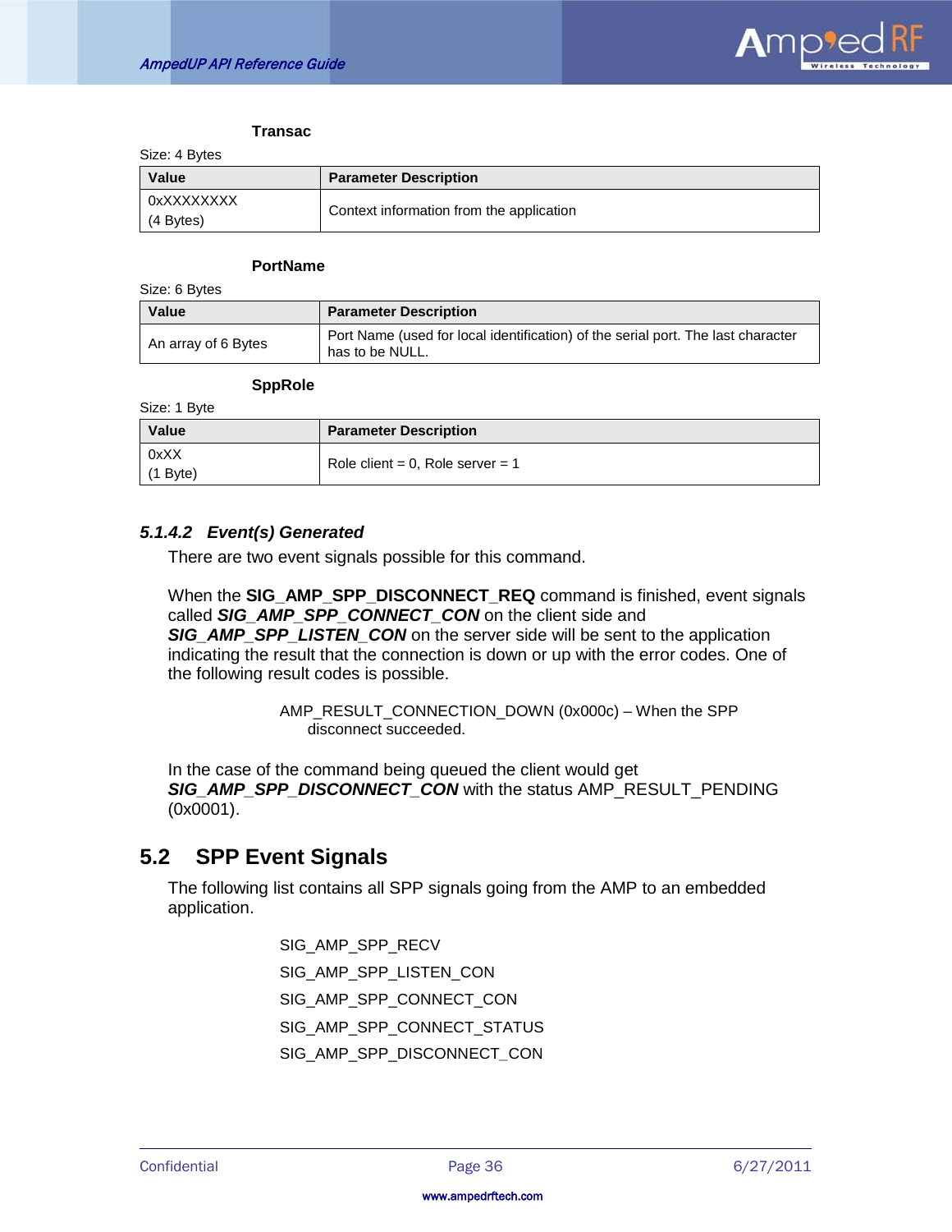**Transac**

Size: 4 Bytes

| Value | Parameter Description |
|---|---|
| 0xXXXXXXXX (4 Bytes) | Context information from the application |

**PortName**

Size: 6 Bytes

| Value | Parameter Description |
|---|---|
| An array of 6 Bytes | Port Name (used for local identification) of the serial port. The last character has to be NULL. |

**SppRole**

Size: 1 Byte

| Value | Parameter Description |
|---|---|
| 0xXX (1 Byte) | Role client = 0, Role server = 1 |

### *5.1.4.2 Event(s) Generated*

There are two event signals possible for this command.

When the **SIG_AMP_SPP_DISCONNECT_REQ** command is finished, event signals called ***SIG_AMP_SPP_CONNECT_CON*** on the client side and ***SIG_AMP_SPP_LISTEN_CON*** on the server side will be sent to the application indicating the result that the connection is down or up with the error codes. One of the following result codes is possible.

AMP_RESULT_CONNECTION_DOWN (0x000c) – When the SPP disconnect succeeded.

In the case of the command being queued the client would get ***SIG_AMP_SPP_DISCONNECT_CON*** with the status AMP_RESULT_PENDING (0x0001).

## 5.2 SPP Event Signals

The following list contains all SPP signals going from the AMP to an embedded application.

- SIG_AMP_SPP_RECV
- SIG_AMP_SPP_LISTEN_CON
- SIG_AMP_SPP_CONNECT_CON
- SIG_AMP_SPP_CONNECT_STATUS
- SIG_AMP_SPP_DISCONNECT_CON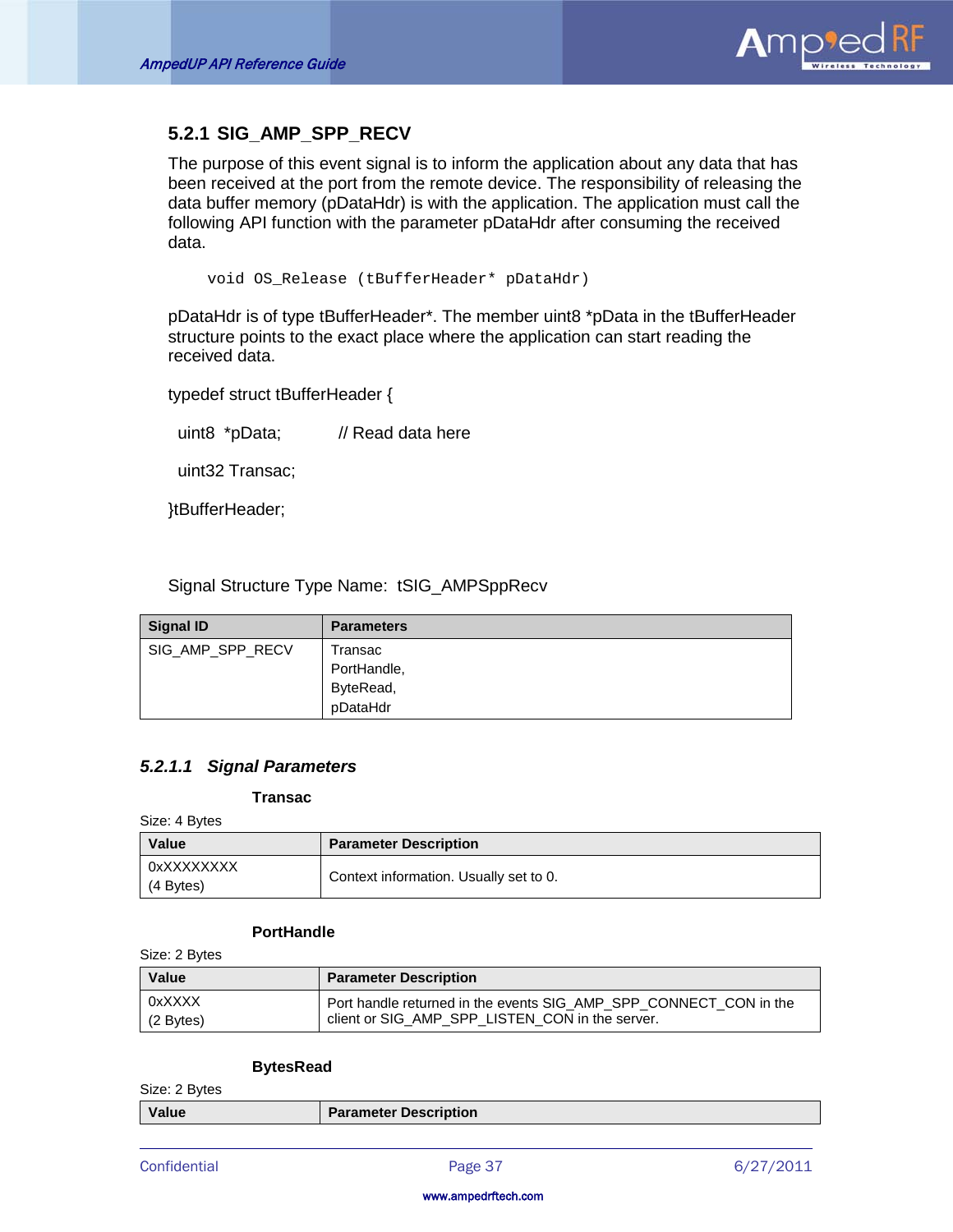### 5.2.1 SIG_AMP_SPP_RECV

The purpose of this event signal is to inform the application about any data that has been received at the port from the remote device. The responsibility of releasing the data buffer memory (pDataHdr) is with the application. The application must call the following API function with the parameter pDataHdr after consuming the received data.

```
void OS_Release (tBufferHeader* pDataHdr)
```

pDataHdr is of type tBufferHeader*. The member uint8 *pData in the tBufferHeader structure points to the exact place where the application can start reading the received data.

```
typedef struct tBufferHeader {
  uint8  *pData;          // Read data here
  uint32 Transac;
}tBufferHeader;
```

Signal Structure Type Name:  tSIG_AMPSppRecv

| Signal ID | Parameters |
|---|---|
| SIG_AMP_SPP_RECV | Transac<br>PortHandle,<br>ByteRead,<br>pDataHdr |

#### *5.2.1.1 Signal Parameters*

**Transac**

Size: 4 Bytes

| Value | Parameter Description |
|---|---|
| 0xXXXXXXXX<br>(4 Bytes) | Context information. Usually set to 0. |

**PortHandle**

Size: 2 Bytes

| Value | Parameter Description |
|---|---|
| 0xXXXX<br>(2 Bytes) | Port handle returned in the events SIG_AMP_SPP_CONNECT_CON in the client or SIG_AMP_SPP_LISTEN_CON in the server. |

**BytesRead**

Size: 2 Bytes

| Value | Parameter Description |
|---|---|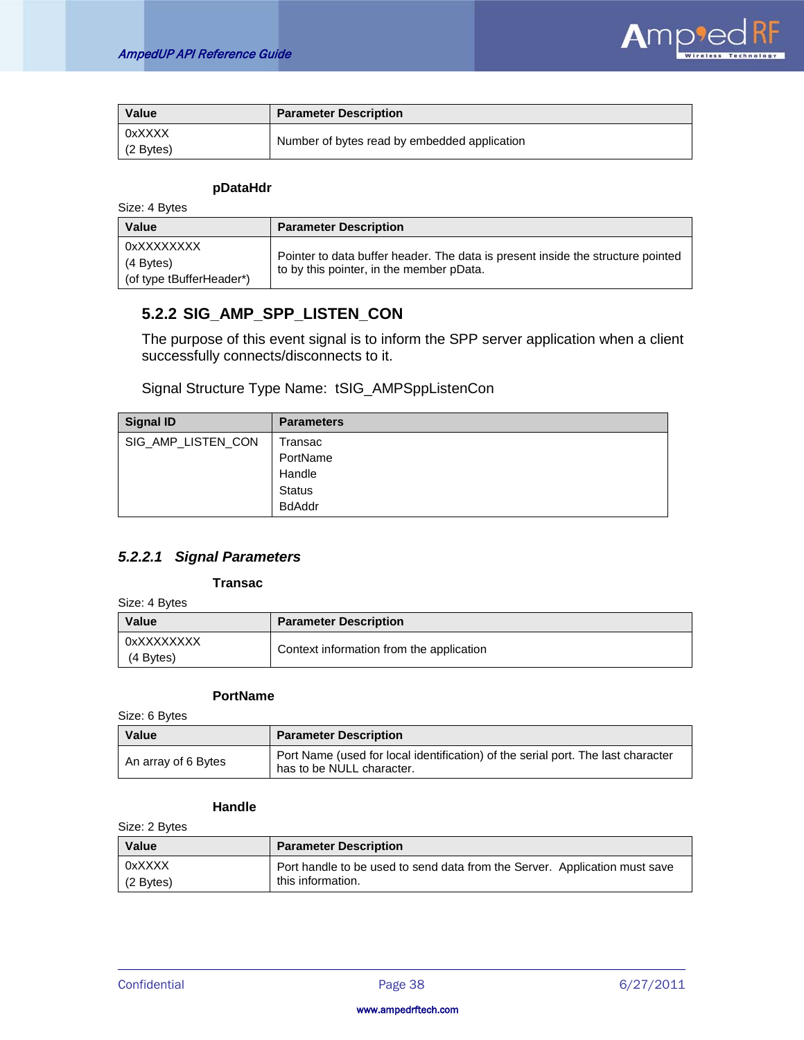| Value | Parameter Description |
| --- | --- |
| 0xXXXX (2 Bytes) | Number of bytes read by embedded application |

**pDataHdr**

Size: 4 Bytes

| Value | Parameter Description |
| --- | --- |
| 0xXXXXXXXX (4 Bytes) (of type tBufferHeader*) | Pointer to data buffer header. The data is present inside the structure pointed to by this pointer, in the member pData. |

### 5.2.2 SIG_AMP_SPP_LISTEN_CON

The purpose of this event signal is to inform the SPP server application when a client successfully connects/disconnects to it.

Signal Structure Type Name: tSIG_AMPSppListenCon

| Signal ID | Parameters |
| --- | --- |
| SIG_AMP_LISTEN_CON | Transac<br>PortName<br>Handle<br>Status<br>BdAddr |

#### *5.2.2.1 Signal Parameters*

**Transac**

Size: 4 Bytes

| Value | Parameter Description |
| --- | --- |
| 0xXXXXXXXX (4 Bytes) | Context information from the application |

**PortName**

Size: 6 Bytes

| Value | Parameter Description |
| --- | --- |
| An array of 6 Bytes | Port Name (used for local identification) of the serial port. The last character has to be NULL character. |

**Handle**

Size: 2 Bytes

| Value | Parameter Description |
| --- | --- |
| 0xXXXX (2 Bytes) | Port handle to be used to send data from the Server. Application must save this information. |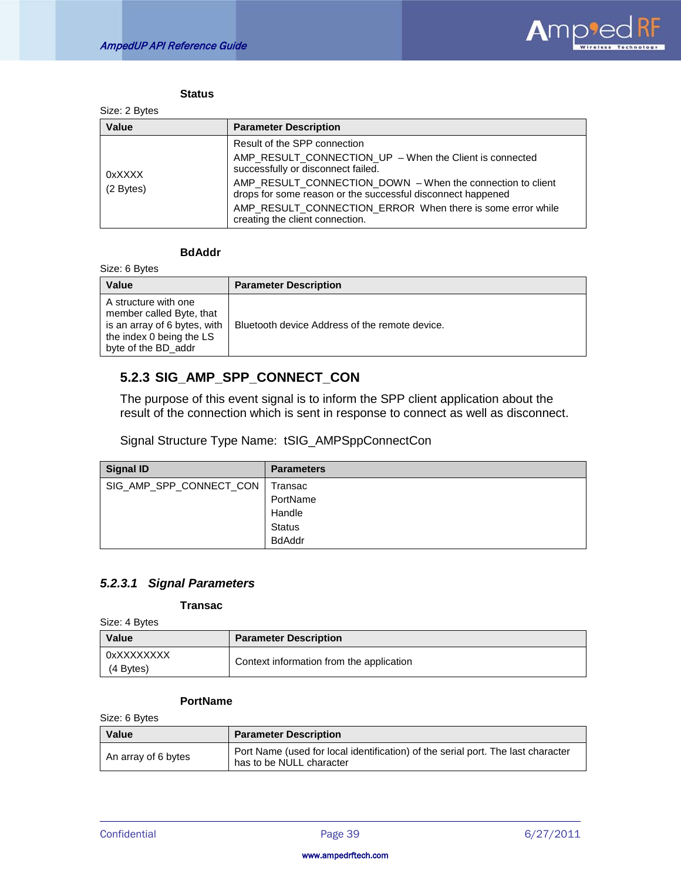**Status**

Size: 2 Bytes

| Value | Parameter Description |
|---|---|
| 0xXXXX<br>(2 Bytes) | Result of the SPP connection<br>AMP_RESULT_CONNECTION_UP – When the Client is connected successfully or disconnect failed.<br>AMP_RESULT_CONNECTION_DOWN – When the connection to client drops for some reason or the successful disconnect happened<br>AMP_RESULT_CONNECTION_ERROR When there is some error while creating the client connection. |

**BdAddr**

Size: 6 Bytes

| Value | Parameter Description |
|---|---|
| A structure with one member called Byte, that is an array of 6 bytes, with the index 0 being the LS byte of the BD_addr | Bluetooth device Address of the remote device. |

### 5.2.3 SIG_AMP_SPP_CONNECT_CON

The purpose of this event signal is to inform the SPP client application about the result of the connection which is sent in response to connect as well as disconnect.

Signal Structure Type Name: tSIG_AMPSppConnectCon

| Signal ID | Parameters |
|---|---|
| SIG_AMP_SPP_CONNECT_CON | Transac<br>PortName<br>Handle<br>Status<br>BdAddr |

#### *5.2.3.1 Signal Parameters*

**Transac**

Size: 4 Bytes

| Value | Parameter Description |
|---|---|
| 0xXXXXXXXX<br>(4 Bytes) | Context information from the application |

**PortName**

Size: 6 Bytes

| Value | Parameter Description |
|---|---|
| An array of 6 bytes | Port Name (used for local identification) of the serial port. The last character has to be NULL character |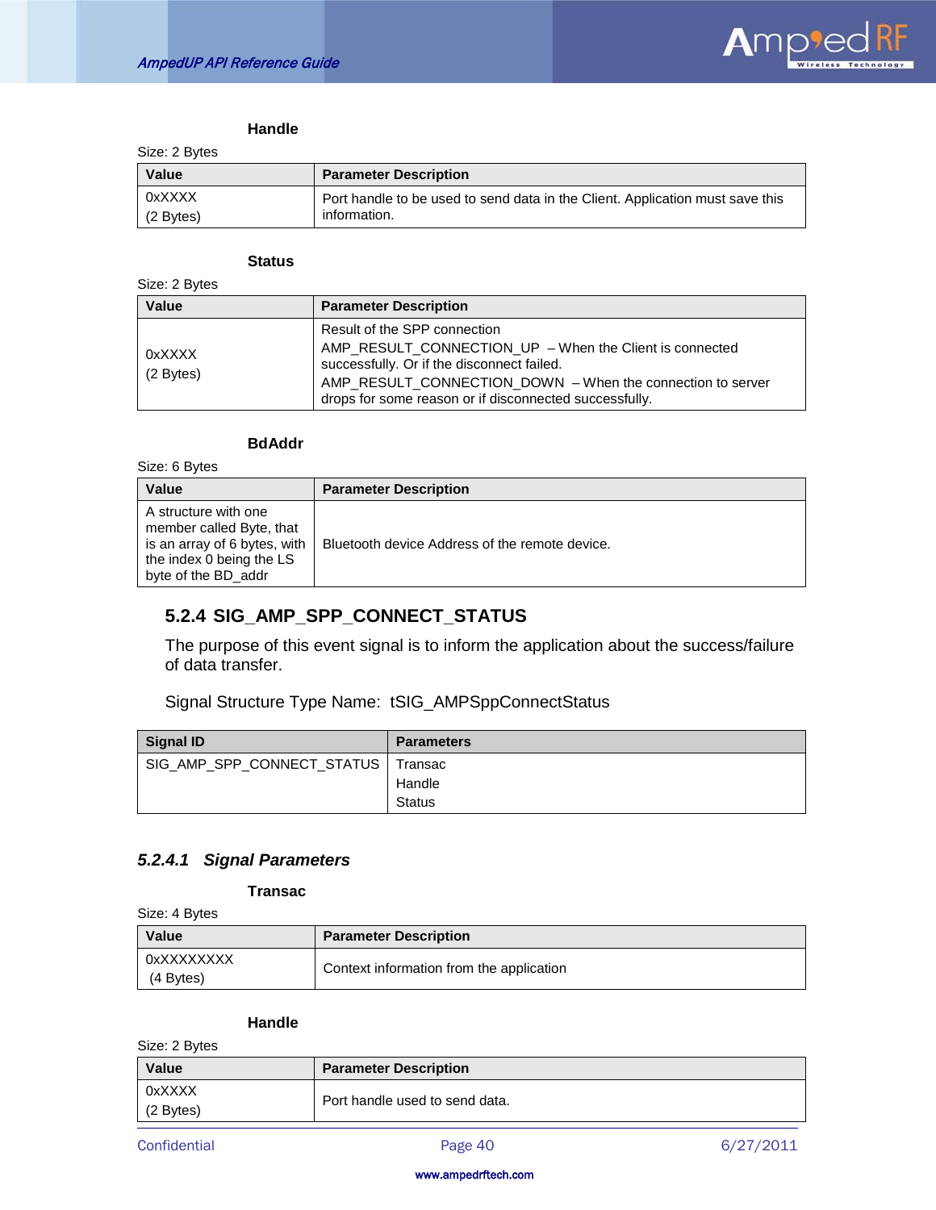**Handle**

Size: 2 Bytes

| Value | Parameter Description |
|---|---|
| 0xXXXX<br>(2 Bytes) | Port handle to be used to send data in the Client. Application must save this information. |

**Status**

Size: 2 Bytes

| Value | Parameter Description |
|---|---|
| 0xXXXX<br>(2 Bytes) | Result of the SPP connection<br>AMP_RESULT_CONNECTION_UP – When the Client is connected successfully. Or if the disconnect failed.<br>AMP_RESULT_CONNECTION_DOWN – When the connection to server drops for some reason or if disconnected successfully. |

**BdAddr**

Size: 6 Bytes

| Value | Parameter Description |
|---|---|
| A structure with one member called Byte, that is an array of 6 bytes, with the index 0 being the LS byte of the BD_addr | Bluetooth device Address of the remote device. |

### 5.2.4 SIG_AMP_SPP_CONNECT_STATUS

The purpose of this event signal is to inform the application about the success/failure of data transfer.

Signal Structure Type Name: tSIG_AMPSppConnectStatus

| Signal ID | Parameters |
|---|---|
| SIG_AMP_SPP_CONNECT_STATUS | Transac<br>Handle<br>Status |

#### *5.2.4.1 Signal Parameters*

**Transac**

Size: 4 Bytes

| Value | Parameter Description |
|---|---|
| 0xXXXXXXXX<br>(4 Bytes) | Context information from the application |

**Handle**

Size: 2 Bytes

| Value | Parameter Description |
|---|---|
| 0xXXXX<br>(2 Bytes) | Port handle used to send data. |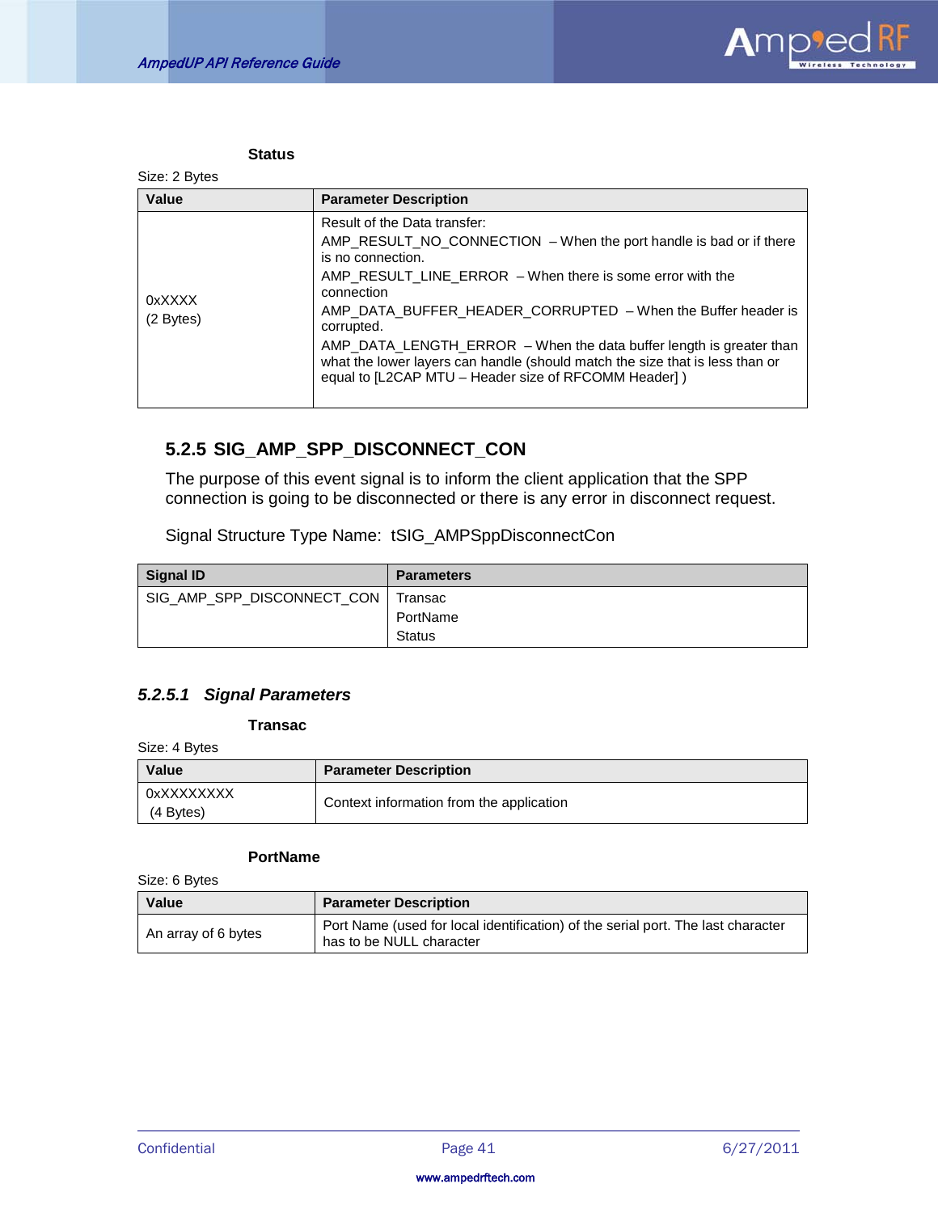**Status**

Size: 2 Bytes

| Value | Parameter Description |
| --- | --- |
| 0xXXXX (2 Bytes) | Result of the Data transfer: AMP_RESULT_NO_CONNECTION – When the port handle is bad or if there is no connection. AMP_RESULT_LINE_ERROR – When there is some error with the connection AMP_DATA_BUFFER_HEADER_CORRUPTED – When the Buffer header is corrupted. AMP_DATA_LENGTH_ERROR – When the data buffer length is greater than what the lower layers can handle (should match the size that is less than or equal to [L2CAP MTU – Header size of RFCOMM Header] ) |

### 5.2.5 SIG_AMP_SPP_DISCONNECT_CON

The purpose of this event signal is to inform the client application that the SPP connection is going to be disconnected or there is any error in disconnect request.

Signal Structure Type Name: tSIG_AMPSppDisconnectCon

| Signal ID | Parameters |
| --- | --- |
| SIG_AMP_SPP_DISCONNECT_CON | Transac<br>PortName<br>Status |

#### *5.2.5.1 Signal Parameters*

**Transac**

Size: 4 Bytes

| Value | Parameter Description |
| --- | --- |
| 0xXXXXXXXX (4 Bytes) | Context information from the application |

**PortName**

Size: 6 Bytes

| Value | Parameter Description |
| --- | --- |
| An array of 6 bytes | Port Name (used for local identification) of the serial port. The last character has to be NULL character |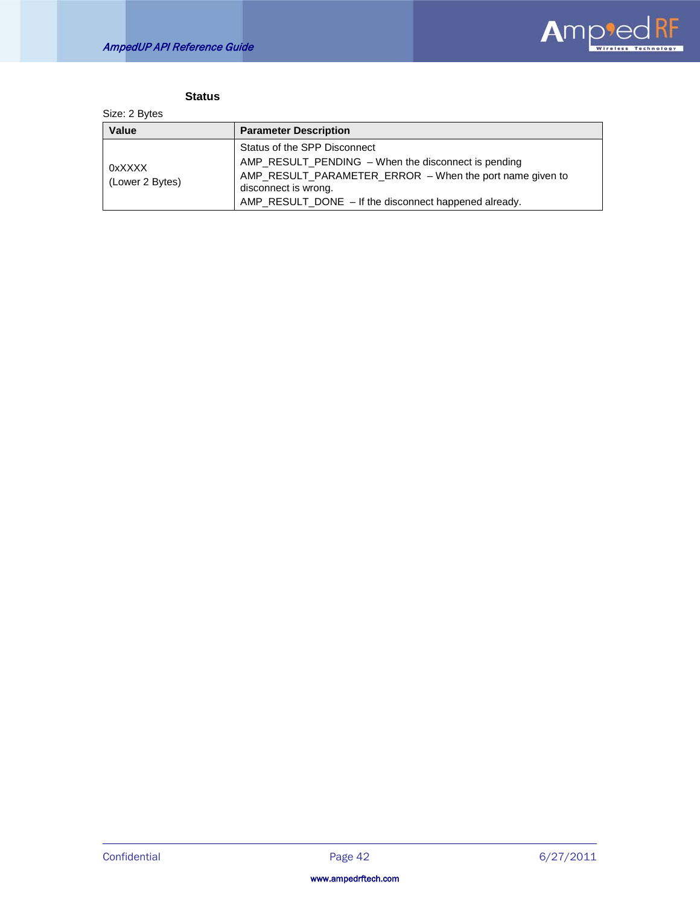**Status**

Size: 2 Bytes

| Value | Parameter Description |
|---|---|
| 0xXXXX<br>(Lower 2 Bytes) | Status of the SPP Disconnect<br>AMP_RESULT_PENDING – When the disconnect is pending<br>AMP_RESULT_PARAMETER_ERROR – When the port name given to disconnect is wrong.<br>AMP_RESULT_DONE – If the disconnect happened already. |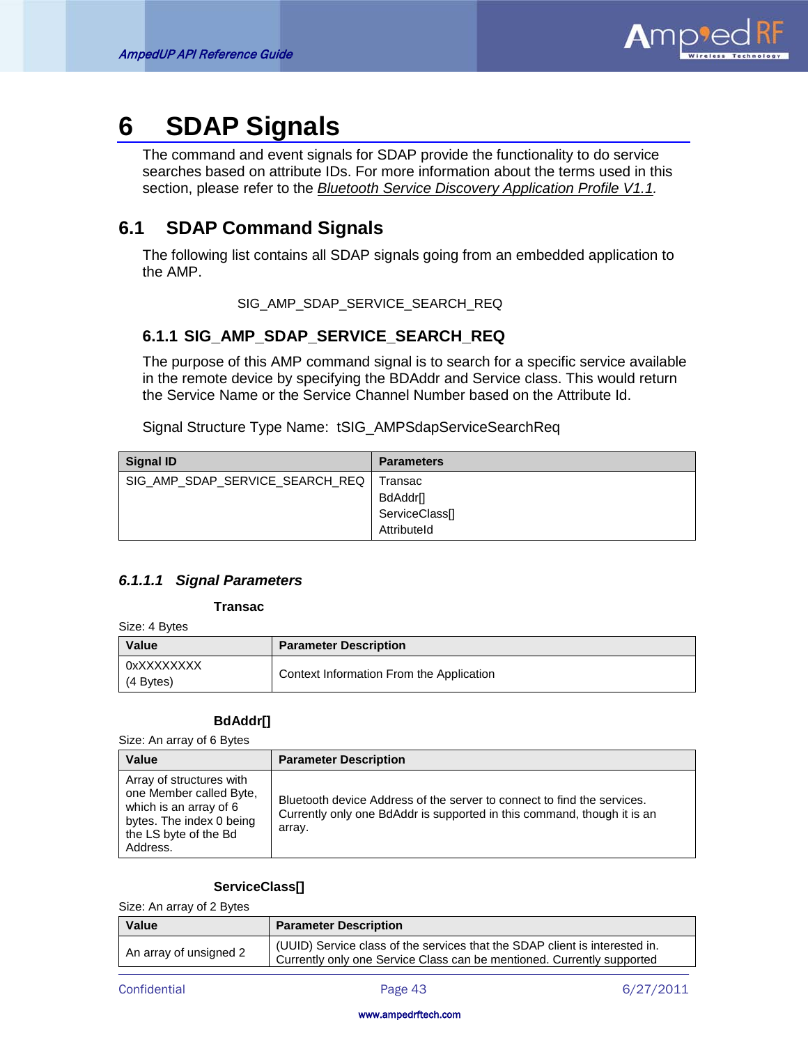# 6 SDAP Signals

The command and event signals for SDAP provide the functionality to do service searches based on attribute IDs. For more information about the terms used in this section, please refer to the Bluetooth Service Discovery Application Profile V1.1.

## 6.1 SDAP Command Signals

The following list contains all SDAP signals going from an embedded application to the AMP.

SIG_AMP_SDAP_SERVICE_SEARCH_REQ

### 6.1.1 SIG_AMP_SDAP_SERVICE_SEARCH_REQ

The purpose of this AMP command signal is to search for a specific service available in the remote device by specifying the BDAddr and Service class. This would return the Service Name or the Service Channel Number based on the Attribute Id.

Signal Structure Type Name: tSIG_AMPSdapServiceSearchReq

| Signal ID | Parameters |
|---|---|
| SIG_AMP_SDAP_SERVICE_SEARCH_REQ | Transac<br>BdAddr[]<br>ServiceClass[]<br>AttributeId |

#### *6.1.1.1 Signal Parameters*

**Transac**

Size: 4 Bytes

| Value | Parameter Description |
|---|---|
| 0xXXXXXXXX<br>(4 Bytes) | Context Information From the Application |

**BdAddr[]**

Size: An array of 6 Bytes

| Value | Parameter Description |
|---|---|
| Array of structures with one Member called Byte, which is an array of 6 bytes. The index 0 being the LS byte of the Bd Address. | Bluetooth device Address of the server to connect to find the services. Currently only one BdAddr is supported in this command, though it is an array. |

**ServiceClass[]**

Size: An array of 2 Bytes

| Value | Parameter Description |
|---|---|
| An array of unsigned 2 | (UUID) Service class of the services that the SDAP client is interested in. Currently only one Service Class can be mentioned. Currently supported |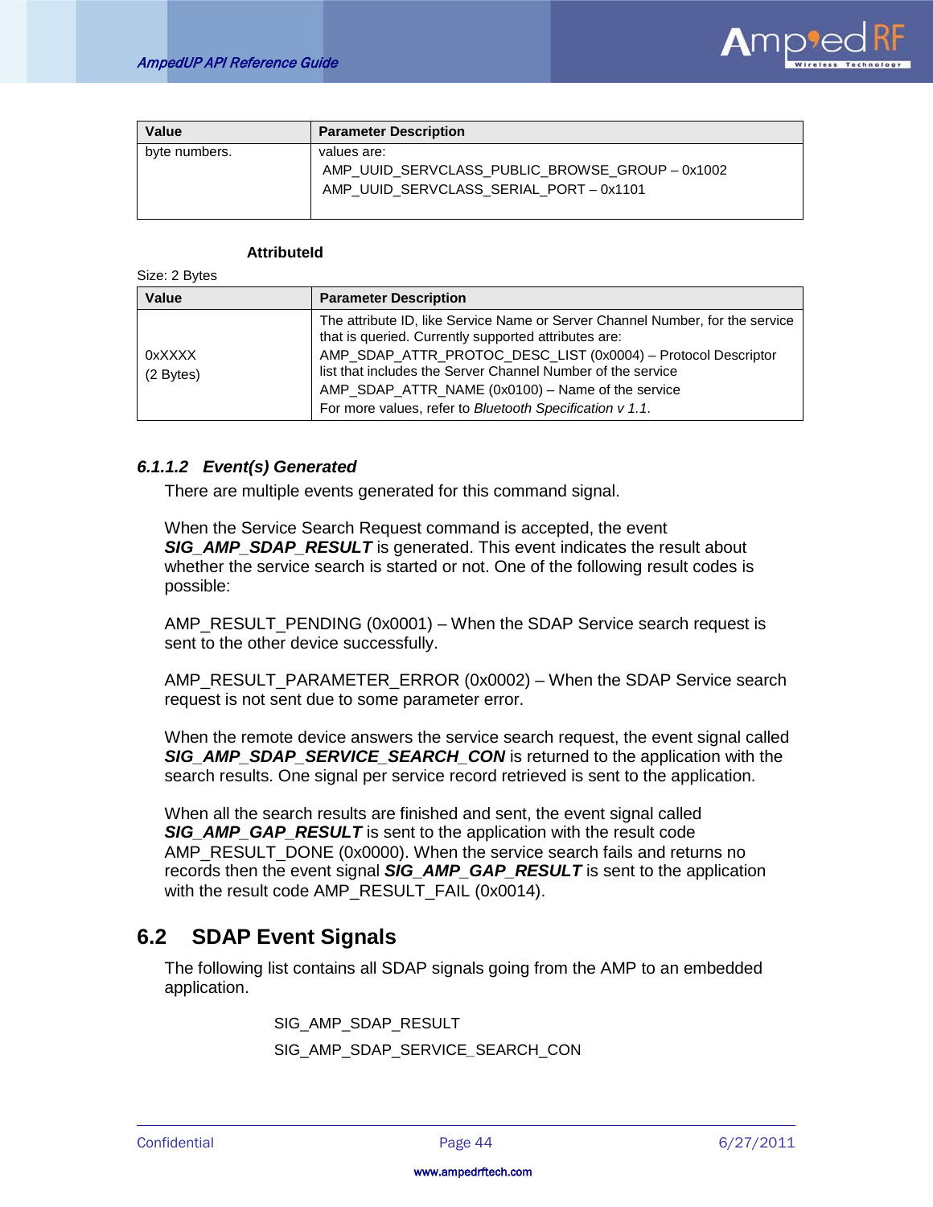| Value | Parameter Description |
|---|---|
| byte numbers. | values are:<br>AMP_UUID_SERVCLASS_PUBLIC_BROWSE_GROUP – 0x1002<br>AMP_UUID_SERVCLASS_SERIAL_PORT – 0x1101 |

**AttributeId**

Size: 2 Bytes

| Value | Parameter Description |
|---|---|
| 0xXXXX<br>(2 Bytes) | The attribute ID, like Service Name or Server Channel Number, for the service that is queried. Currently supported attributes are:<br>AMP_SDAP_ATTR_PROTOC_DESC_LIST (0x0004) – Protocol Descriptor list that includes the Server Channel Number of the service<br>AMP_SDAP_ATTR_NAME (0x0100) – Name of the service<br>For more values, refer to *Bluetooth Specification v 1.1*. |

#### *6.1.1.2 Event(s) Generated*

There are multiple events generated for this command signal.

When the Service Search Request command is accepted, the event ***SIG_AMP_SDAP_RESULT*** is generated. This event indicates the result about whether the service search is started or not. One of the following result codes is possible:

AMP_RESULT_PENDING (0x0001) – When the SDAP Service search request is sent to the other device successfully.

AMP_RESULT_PARAMETER_ERROR (0x0002) – When the SDAP Service search request is not sent due to some parameter error.

When the remote device answers the service search request, the event signal called ***SIG_AMP_SDAP_SERVICE_SEARCH_CON*** is returned to the application with the search results. One signal per service record retrieved is sent to the application.

When all the search results are finished and sent, the event signal called ***SIG_AMP_GAP_RESULT*** is sent to the application with the result code AMP_RESULT_DONE (0x0000). When the service search fails and returns no records then the event signal ***SIG_AMP_GAP_RESULT*** is sent to the application with the result code AMP_RESULT_FAIL (0x0014).

## 6.2 SDAP Event Signals

The following list contains all SDAP signals going from the AMP to an embedded application.

SIG_AMP_SDAP_RESULT

SIG_AMP_SDAP_SERVICE_SEARCH_CON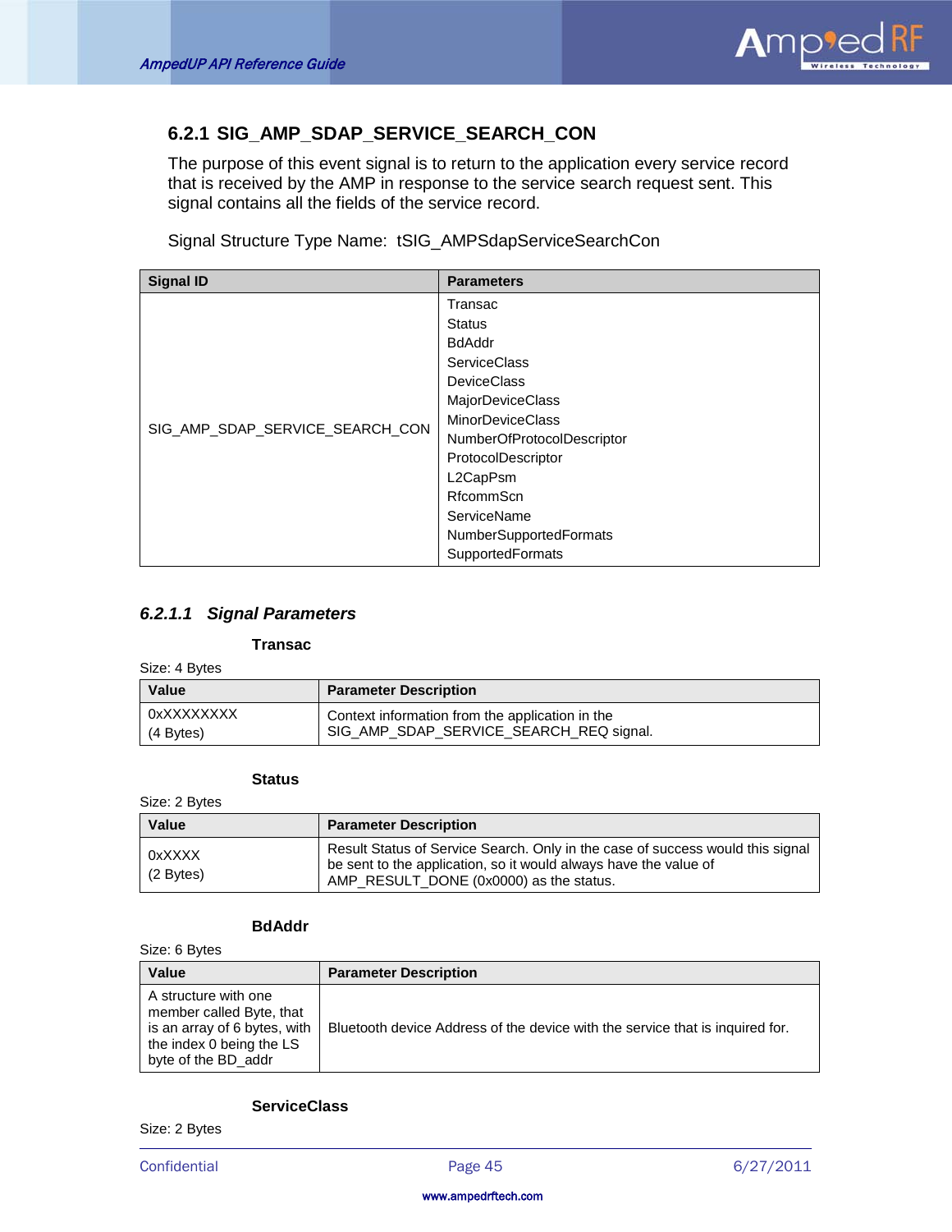### 6.2.1 SIG_AMP_SDAP_SERVICE_SEARCH_CON

The purpose of this event signal is to return to the application every service record that is received by the AMP in response to the service search request sent. This signal contains all the fields of the service record.

Signal Structure Type Name: tSIG_AMPSdapServiceSearchCon

| Signal ID | Parameters |
|---|---|
| SIG_AMP_SDAP_SERVICE_SEARCH_CON | Transac<br>Status<br>BdAddr<br>ServiceClass<br>DeviceClass<br>MajorDeviceClass<br>MinorDeviceClass<br>NumberOfProtocolDescriptor<br>ProtocolDescriptor<br>L2CapPsm<br>RfcommScn<br>ServiceName<br>NumberSupportedFormats<br>SupportedFormats |

#### *6.2.1.1 Signal Parameters*

**Transac**

Size: 4 Bytes

| Value | Parameter Description |
|---|---|
| 0xXXXXXXXX<br>(4 Bytes) | Context information from the application in the SIG_AMP_SDAP_SERVICE_SEARCH_REQ signal. |

**Status**

Size: 2 Bytes

| Value | Parameter Description |
|---|---|
| 0xXXXX<br>(2 Bytes) | Result Status of Service Search. Only in the case of success would this signal be sent to the application, so it would always have the value of AMP_RESULT_DONE (0x0000) as the status. |

**BdAddr**

Size: 6 Bytes

| Value | Parameter Description |
|---|---|
| A structure with one member called Byte, that is an array of 6 bytes, with the index 0 being the LS byte of the BD_addr | Bluetooth device Address of the device with the service that is inquired for. |

**ServiceClass**

Size: 2 Bytes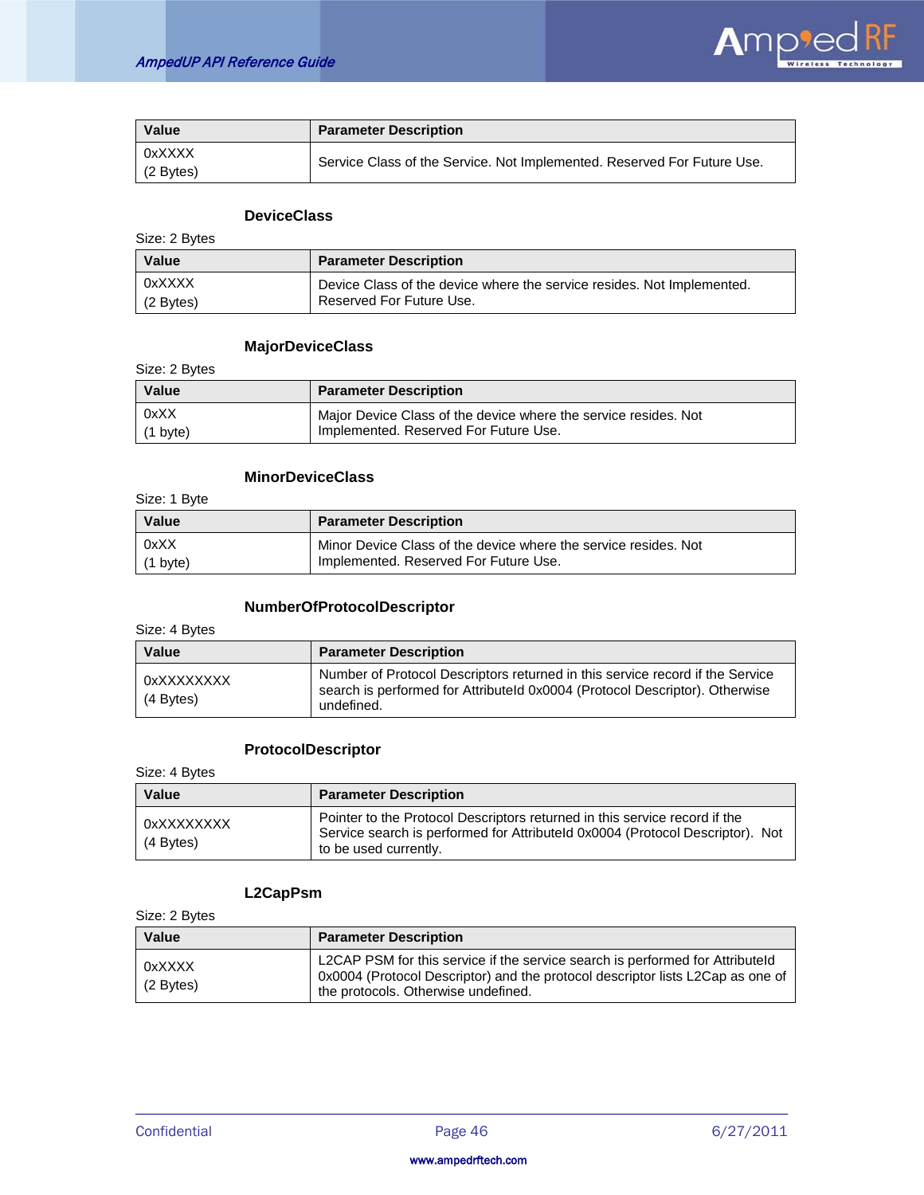| Value | Parameter Description |
|---|---|
| 0xXXXX<br>(2 Bytes) | Service Class of the Service. Not Implemented. Reserved For Future Use. |

#### DeviceClass

Size: 2 Bytes

| Value | Parameter Description |
|---|---|
| 0xXXXX<br>(2 Bytes) | Device Class of the device where the service resides. Not Implemented. Reserved For Future Use. |

#### MajorDeviceClass

Size: 2 Bytes

| Value | Parameter Description |
|---|---|
| 0xXX<br>(1 byte) | Major Device Class of the device where the service resides. Not Implemented. Reserved For Future Use. |

#### MinorDeviceClass

Size: 1 Byte

| Value | Parameter Description |
|---|---|
| 0xXX<br>(1 byte) | Minor Device Class of the device where the service resides. Not Implemented. Reserved For Future Use. |

#### NumberOfProtocolDescriptor

Size: 4 Bytes

| Value | Parameter Description |
|---|---|
| 0xXXXXXXXX<br>(4 Bytes) | Number of Protocol Descriptors returned in this service record if the Service search is performed for AttributeId 0x0004 (Protocol Descriptor). Otherwise undefined. |

#### ProtocolDescriptor

Size: 4 Bytes

| Value | Parameter Description |
|---|---|
| 0xXXXXXXXX<br>(4 Bytes) | Pointer to the Protocol Descriptors returned in this service record if the Service search is performed for AttributeId 0x0004 (Protocol Descriptor). Not to be used currently. |

#### L2CapPsm

Size: 2 Bytes

| Value | Parameter Description |
|---|---|
| 0xXXXX<br>(2 Bytes) | L2CAP PSM for this service if the service search is performed for AttributeId 0x0004 (Protocol Descriptor) and the protocol descriptor lists L2Cap as one of the protocols. Otherwise undefined. |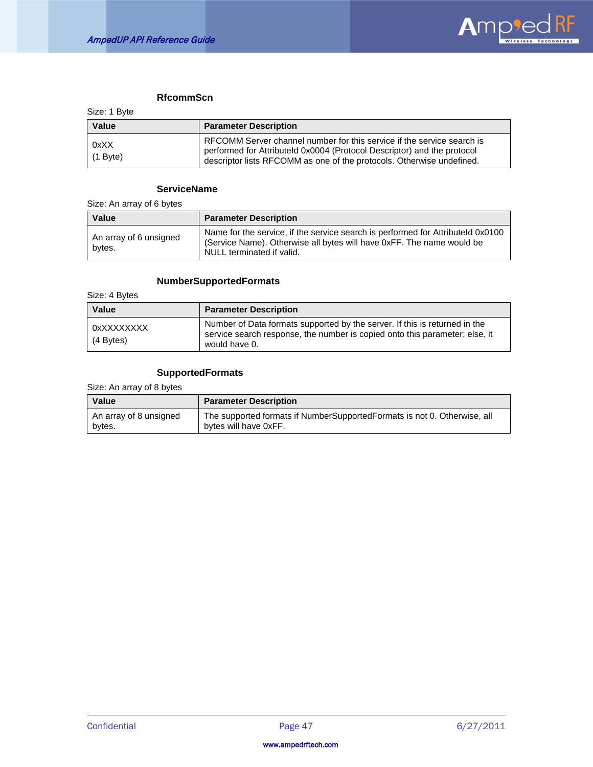#### RfcommScn

Size: 1 Byte

| Value | Parameter Description |
|---|---|
| 0xXX<br>(1 Byte) | RFCOMM Server channel number for this service if the service search is performed for AttributeId 0x0004 (Protocol Descriptor) and the protocol descriptor lists RFCOMM as one of the protocols. Otherwise undefined. |

#### ServiceName

Size: An array of 6 bytes

| Value | Parameter Description |
|---|---|
| An array of 6 unsigned bytes. | Name for the service, if the service search is performed for AttributeId 0x0100 (Service Name). Otherwise all bytes will have 0xFF. The name would be NULL terminated if valid. |

#### NumberSupportedFormats

Size: 4 Bytes

| Value | Parameter Description |
|---|---|
| 0xXXXXXXXX<br>(4 Bytes) | Number of Data formats supported by the server. If this is returned in the service search response, the number is copied onto this parameter; else, it would have 0. |

#### SupportedFormats

Size: An array of 8 bytes

| Value | Parameter Description |
|---|---|
| An array of 8 unsigned bytes. | The supported formats if NumberSupportedFormats is not 0. Otherwise, all bytes will have 0xFF. |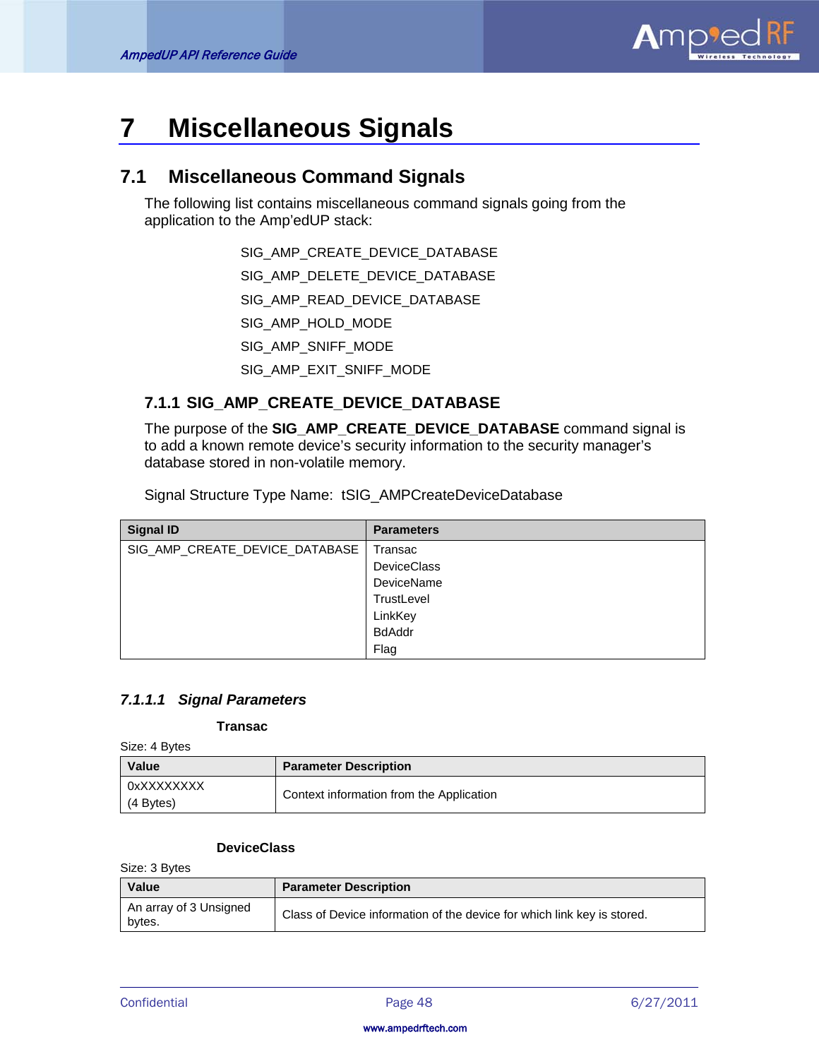# 7 Miscellaneous Signals

## 7.1 Miscellaneous Command Signals

The following list contains miscellaneous command signals going from the application to the Amp'edUP stack:

SIG_AMP_CREATE_DEVICE_DATABASE

SIG_AMP_DELETE_DEVICE_DATABASE

SIG_AMP_READ_DEVICE_DATABASE

SIG_AMP_HOLD_MODE

SIG_AMP_SNIFF_MODE

SIG_AMP_EXIT_SNIFF_MODE

### 7.1.1 SIG_AMP_CREATE_DEVICE_DATABASE

The purpose of the **SIG_AMP_CREATE_DEVICE_DATABASE** command signal is to add a known remote device's security information to the security manager's database stored in non-volatile memory.

Signal Structure Type Name: tSIG_AMPCreateDeviceDatabase

| Signal ID | Parameters |
|---|---|
| SIG_AMP_CREATE_DEVICE_DATABASE | Transac<br>DeviceClass<br>DeviceName<br>TrustLevel<br>LinkKey<br>BdAddr<br>Flag |

#### *7.1.1.1 Signal Parameters*

**Transac**

Size: 4 Bytes

| Value | Parameter Description |
|---|---|
| 0xXXXXXXXX<br>(4 Bytes) | Context information from the Application |

**DeviceClass**

Size: 3 Bytes

| Value | Parameter Description |
|---|---|
| An array of 3 Unsigned bytes. | Class of Device information of the device for which link key is stored. |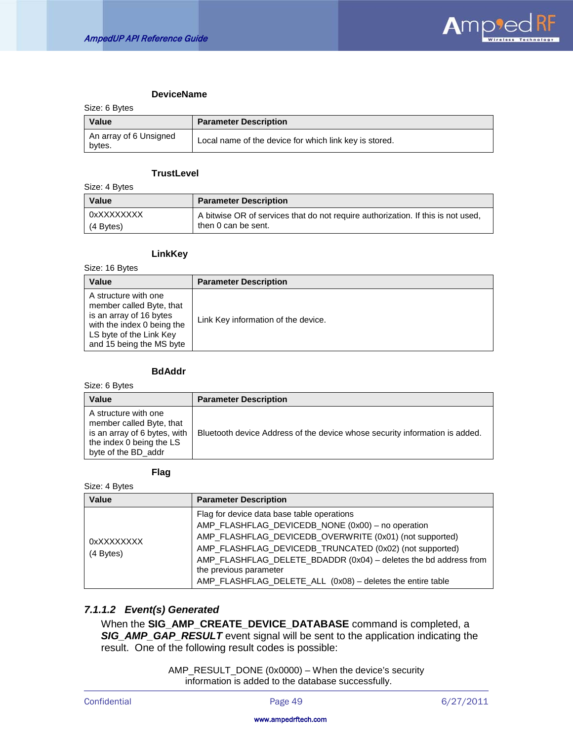**DeviceName**

Size: 6 Bytes

| Value | Parameter Description |
|---|---|
| An array of 6 Unsigned bytes. | Local name of the device for which link key is stored. |

**TrustLevel**

Size: 4 Bytes

| Value | Parameter Description |
|---|---|
| 0xXXXXXXXX (4 Bytes) | A bitwise OR of services that do not require authorization. If this is not used, then 0 can be sent. |

**LinkKey**

Size: 16 Bytes

| Value | Parameter Description |
|---|---|
| A structure with one member called Byte, that is an array of 16 bytes with the index 0 being the LS byte of the Link Key and 15 being the MS byte | Link Key information of the device. |

**BdAddr**

Size: 6 Bytes

| Value | Parameter Description |
|---|---|
| A structure with one member called Byte, that is an array of 6 bytes, with the index 0 being the LS byte of the BD_addr | Bluetooth device Address of the device whose security information is added. |

**Flag**

Size: 4 Bytes

| Value | Parameter Description |
|---|---|
| 0xXXXXXXXX (4 Bytes) | Flag for device data base table operations<br>AMP_FLASHFLAG_DEVICEDB_NONE (0x00) – no operation<br>AMP_FLASHFLAG_DEVICEDB_OVERWRITE (0x01) (not supported)<br>AMP_FLASHFLAG_DEVICEDB_TRUNCATED (0x02) (not supported)<br>AMP_FLASHFLAG_DELETE_BDADDR (0x04) – deletes the bd address from the previous parameter<br>AMP_FLASHFLAG_DELETE_ALL (0x08) – deletes the entire table |

#### *7.1.1.2 Event(s) Generated*

When the **SIG_AMP_CREATE_DEVICE_DATABASE** command is completed, a ***SIG_AMP_GAP_RESULT*** event signal will be sent to the application indicating the result. One of the following result codes is possible:

AMP_RESULT_DONE (0x0000) – When the device's security information is added to the database successfully.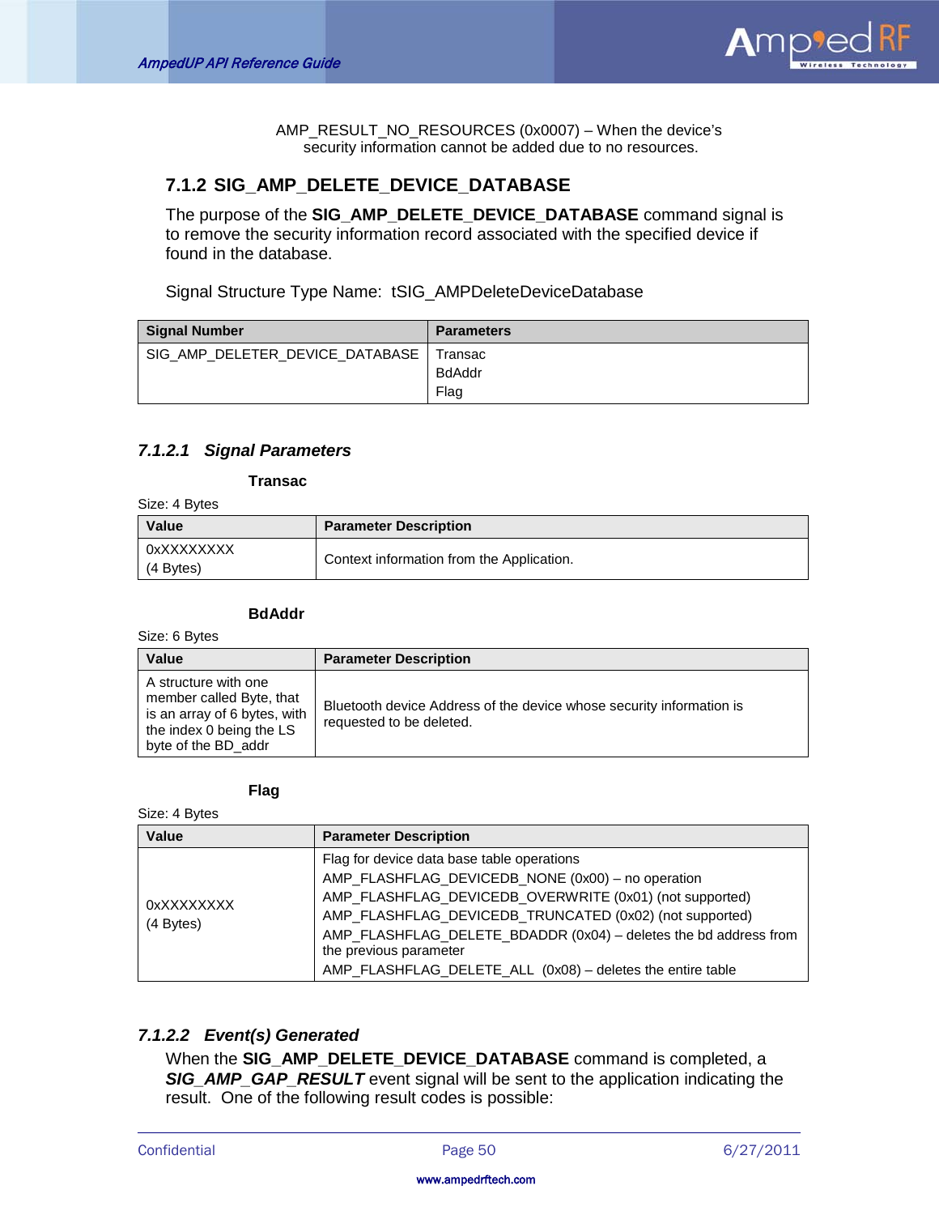AMP_RESULT_NO_RESOURCES (0x0007) – When the device's security information cannot be added due to no resources.

### 7.1.2 SIG_AMP_DELETE_DEVICE_DATABASE

The purpose of the **SIG_AMP_DELETE_DEVICE_DATABASE** command signal is to remove the security information record associated with the specified device if found in the database.

Signal Structure Type Name: tSIG_AMPDeleteDeviceDatabase

| Signal Number | Parameters |
|---|---|
| SIG_AMP_DELETER_DEVICE_DATABASE | Transac<br>BdAddr<br>Flag |

#### *7.1.2.1 Signal Parameters*

**Transac**

Size: 4 Bytes

| Value | Parameter Description |
|---|---|
| 0xXXXXXXXX<br>(4 Bytes) | Context information from the Application. |

**BdAddr**

Size: 6 Bytes

| Value | Parameter Description |
|---|---|
| A structure with one member called Byte, that is an array of 6 bytes, with the index 0 being the LS byte of the BD_addr | Bluetooth device Address of the device whose security information is requested to be deleted. |

**Flag**

Size: 4 Bytes

| Value | Parameter Description |
|---|---|
| 0xXXXXXXXX<br>(4 Bytes) | Flag for device data base table operations<br>AMP_FLASHFLAG_DEVICEDB_NONE (0x00) – no operation<br>AMP_FLASHFLAG_DEVICEDB_OVERWRITE (0x01) (not supported)<br>AMP_FLASHFLAG_DEVICEDB_TRUNCATED (0x02) (not supported)<br>AMP_FLASHFLAG_DELETE_BDADDR (0x04) – deletes the bd address from the previous parameter<br>AMP_FLASHFLAG_DELETE_ALL (0x08) – deletes the entire table |

#### *7.1.2.2 Event(s) Generated*

When the **SIG_AMP_DELETE_DEVICE_DATABASE** command is completed, a ***SIG_AMP_GAP_RESULT*** event signal will be sent to the application indicating the result. One of the following result codes is possible: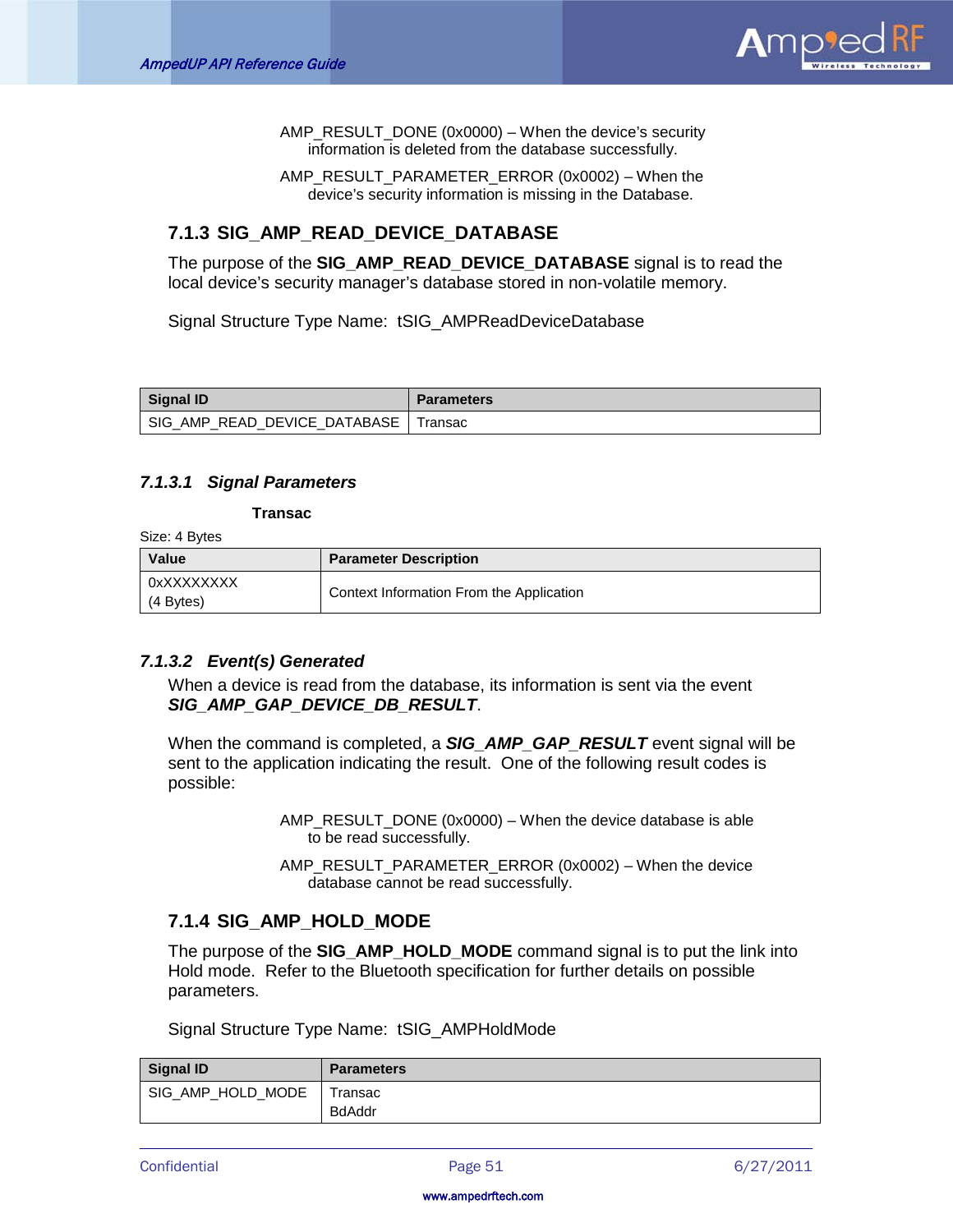AMP_RESULT_DONE (0x0000) – When the device's security information is deleted from the database successfully.

AMP_RESULT_PARAMETER_ERROR (0x0002) – When the device's security information is missing in the Database.

### 7.1.3 SIG_AMP_READ_DEVICE_DATABASE

The purpose of the **SIG_AMP_READ_DEVICE_DATABASE** signal is to read the local device's security manager's database stored in non-volatile memory.

Signal Structure Type Name: tSIG_AMPReadDeviceDatabase

| Signal ID | Parameters |
|---|---|
| SIG_AMP_READ_DEVICE_DATABASE | Transac |

#### *7.1.3.1 Signal Parameters*

**Transac**

Size: 4 Bytes

| Value | Parameter Description |
|---|---|
| 0xXXXXXXXX (4 Bytes) | Context Information From the Application |

#### *7.1.3.2 Event(s) Generated*

When a device is read from the database, its information is sent via the event ***SIG_AMP_GAP_DEVICE_DB_RESULT***.

When the command is completed, a ***SIG_AMP_GAP_RESULT*** event signal will be sent to the application indicating the result. One of the following result codes is possible:

AMP_RESULT_DONE (0x0000) – When the device database is able to be read successfully.

AMP_RESULT_PARAMETER_ERROR (0x0002) – When the device database cannot be read successfully.

### 7.1.4 SIG_AMP_HOLD_MODE

The purpose of the **SIG_AMP_HOLD_MODE** command signal is to put the link into Hold mode. Refer to the Bluetooth specification for further details on possible parameters.

Signal Structure Type Name: tSIG_AMPHoldMode

| Signal ID | Parameters |
|---|---|
| SIG_AMP_HOLD_MODE | Transac<br>BdAddr |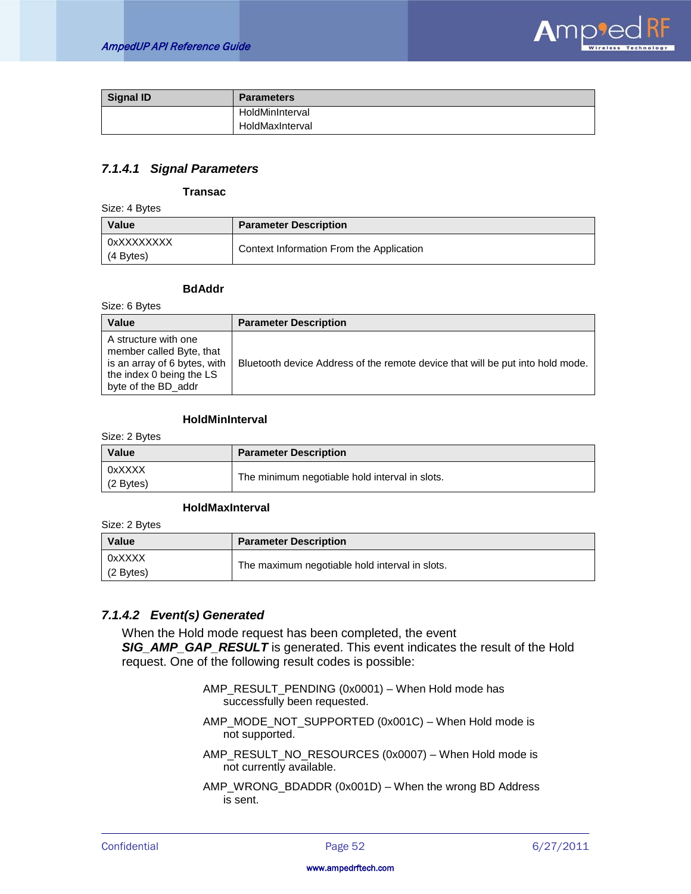| Signal ID | Parameters |
|---|---|
| | HoldMinInterval<br>HoldMaxInterval |

### 7.1.4.1 Signal Parameters

**Transac**

Size: 4 Bytes

| Value | Parameter Description |
|---|---|
| 0xXXXXXXXX<br>(4 Bytes) | Context Information From the Application |

**BdAddr**

Size: 6 Bytes

| Value | Parameter Description |
|---|---|
| A structure with one member called Byte, that is an array of 6 bytes, with the index 0 being the LS byte of the BD_addr | Bluetooth device Address of the remote device that will be put into hold mode. |

**HoldMinInterval**

Size: 2 Bytes

| Value | Parameter Description |
|---|---|
| 0xXXXX<br>(2 Bytes) | The minimum negotiable hold interval in slots. |

**HoldMaxInterval**

Size: 2 Bytes

| Value | Parameter Description |
|---|---|
| 0xXXXX<br>(2 Bytes) | The maximum negotiable hold interval in slots. |

### 7.1.4.2 Event(s) Generated

When the Hold mode request has been completed, the event ***SIG_AMP_GAP_RESULT*** is generated. This event indicates the result of the Hold request. One of the following result codes is possible:

AMP_RESULT_PENDING (0x0001) – When Hold mode has successfully been requested.

AMP_MODE_NOT_SUPPORTED (0x001C) – When Hold mode is not supported.

AMP_RESULT_NO_RESOURCES (0x0007) – When Hold mode is not currently available.

AMP_WRONG_BDADDR (0x001D) – When the wrong BD Address is sent.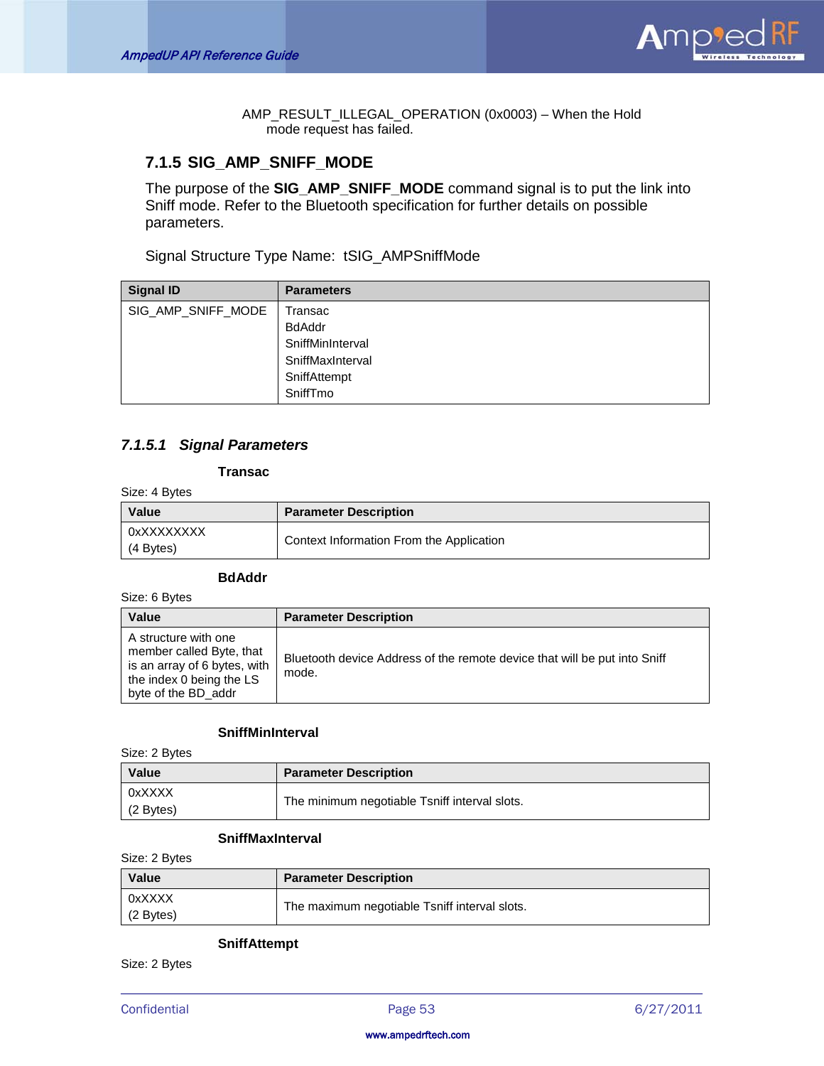AMP_RESULT_ILLEGAL_OPERATION (0x0003) – When the Hold mode request has failed.

### 7.1.5 SIG_AMP_SNIFF_MODE

The purpose of the **SIG_AMP_SNIFF_MODE** command signal is to put the link into Sniff mode. Refer to the Bluetooth specification for further details on possible parameters.

Signal Structure Type Name: tSIG_AMPSniffMode

| Signal ID | Parameters |
|---|---|
| SIG_AMP_SNIFF_MODE | Transac<br>BdAddr<br>SniffMinInterval<br>SniffMaxInterval<br>SniffAttempt<br>SniffTmo |

#### *7.1.5.1 Signal Parameters*

**Transac**

Size: 4 Bytes

| Value | Parameter Description |
|---|---|
| 0xXXXXXXXX<br>(4 Bytes) | Context Information From the Application |

**BdAddr**

Size: 6 Bytes

| Value | Parameter Description |
|---|---|
| A structure with one member called Byte, that is an array of 6 bytes, with the index 0 being the LS byte of the BD_addr | Bluetooth device Address of the remote device that will be put into Sniff mode. |

**SniffMinInterval**

Size: 2 Bytes

| Value | Parameter Description |
|---|---|
| 0xXXXX<br>(2 Bytes) | The minimum negotiable Tsniff interval slots. |

**SniffMaxInterval**

Size: 2 Bytes

| Value | Parameter Description |
|---|---|
| 0xXXXX<br>(2 Bytes) | The maximum negotiable Tsniff interval slots. |

**SniffAttempt**

Size: 2 Bytes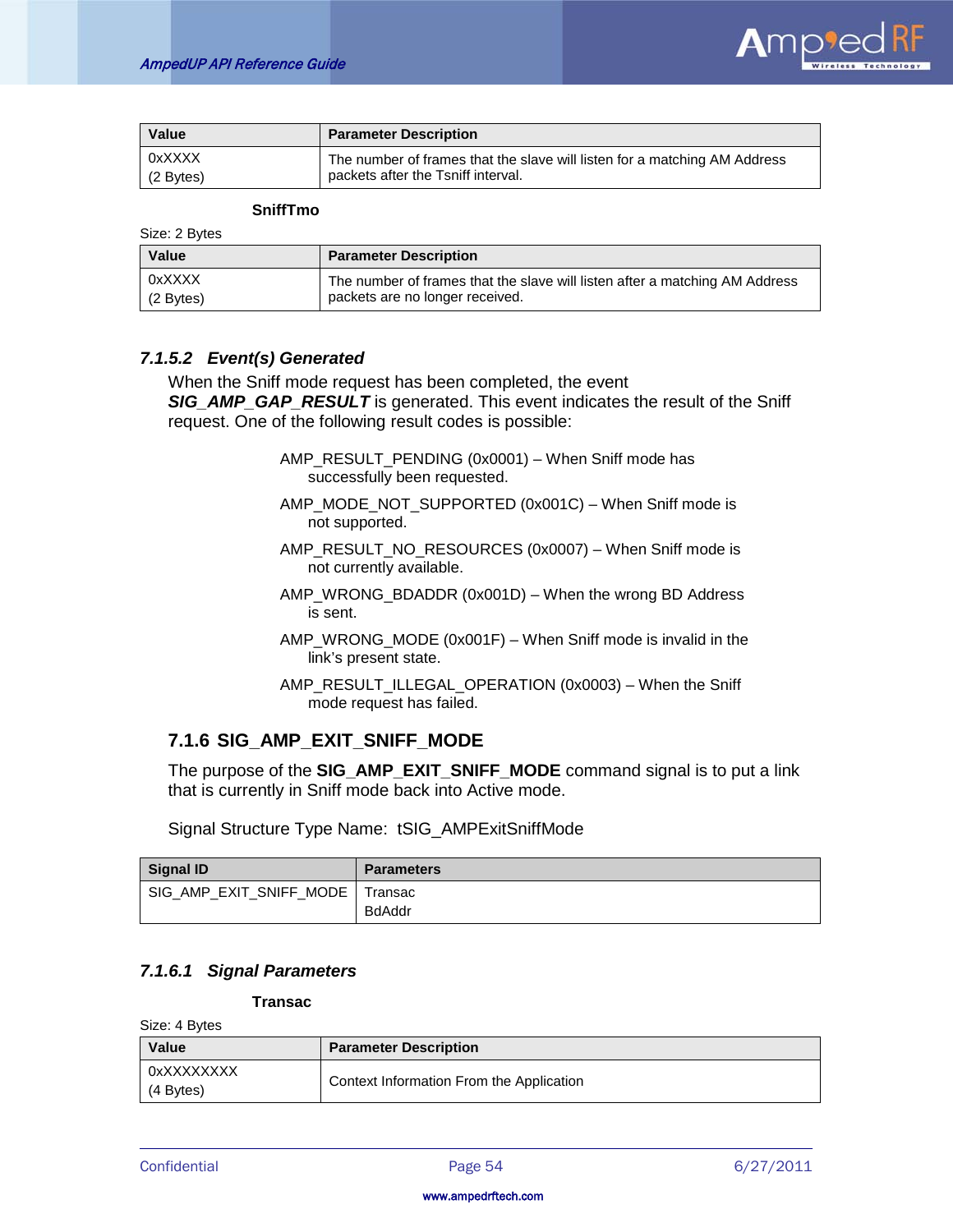| Value | Parameter Description |
|---|---|
| 0xXXXX (2 Bytes) | The number of frames that the slave will listen for a matching AM Address packets after the Tsniff interval. |

**SniffTmo**

Size: 2 Bytes

| Value | Parameter Description |
|---|---|
| 0xXXXX (2 Bytes) | The number of frames that the slave will listen after a matching AM Address packets are no longer received. |

#### *7.1.5.2 Event(s) Generated*

When the Sniff mode request has been completed, the event ***SIG_AMP_GAP_RESULT*** is generated. This event indicates the result of the Sniff request. One of the following result codes is possible:

AMP_RESULT_PENDING (0x0001) – When Sniff mode has successfully been requested.

AMP_MODE_NOT_SUPPORTED (0x001C) – When Sniff mode is not supported.

AMP_RESULT_NO_RESOURCES (0x0007) – When Sniff mode is not currently available.

AMP_WRONG_BDADDR (0x001D) – When the wrong BD Address is sent.

AMP_WRONG_MODE (0x001F) – When Sniff mode is invalid in the link's present state.

AMP_RESULT_ILLEGAL_OPERATION (0x0003) – When the Sniff mode request has failed.

### 7.1.6 SIG_AMP_EXIT_SNIFF_MODE

The purpose of the **SIG_AMP_EXIT_SNIFF_MODE** command signal is to put a link that is currently in Sniff mode back into Active mode.

Signal Structure Type Name: tSIG_AMPExitSniffMode

| Signal ID | Parameters |
|---|---|
| SIG_AMP_EXIT_SNIFF_MODE | Transac<br>BdAddr |

#### *7.1.6.1 Signal Parameters*

**Transac**

Size: 4 Bytes

| Value | Parameter Description |
|---|---|
| 0xXXXXXXXX (4 Bytes) | Context Information From the Application |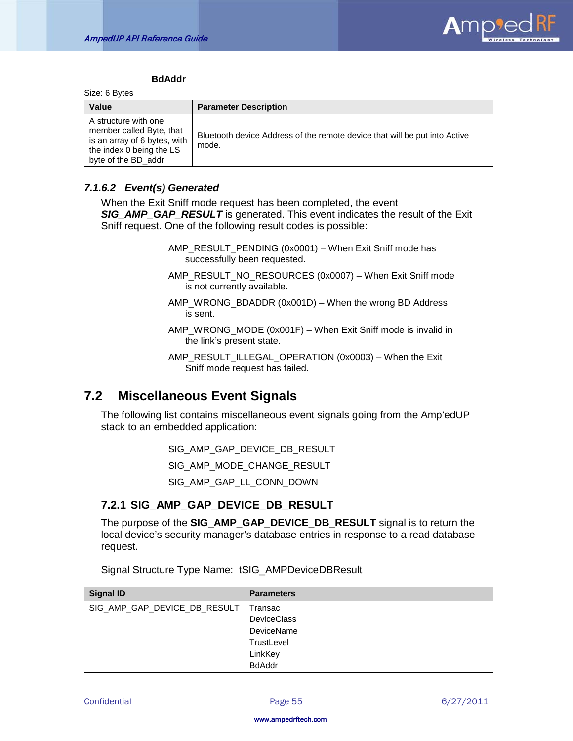**BdAddr**

Size: 6 Bytes

| Value | Parameter Description |
|---|---|
| A structure with one member called Byte, that is an array of 6 bytes, with the index 0 being the LS byte of the BD_addr | Bluetooth device Address of the remote device that will be put into Active mode. |

#### 7.1.6.2 Event(s) Generated

When the Exit Sniff mode request has been completed, the event ***SIG_AMP_GAP_RESULT*** is generated. This event indicates the result of the Exit Sniff request. One of the following result codes is possible:

AMP_RESULT_PENDING (0x0001) – When Exit Sniff mode has successfully been requested.

AMP_RESULT_NO_RESOURCES (0x0007) – When Exit Sniff mode is not currently available.

AMP_WRONG_BDADDR (0x001D) – When the wrong BD Address is sent.

AMP_WRONG_MODE (0x001F) – When Exit Sniff mode is invalid in the link's present state.

AMP_RESULT_ILLEGAL_OPERATION (0x0003) – When the Exit Sniff mode request has failed.

## 7.2 Miscellaneous Event Signals

The following list contains miscellaneous event signals going from the Amp'edUP stack to an embedded application:

SIG_AMP_GAP_DEVICE_DB_RESULT

SIG_AMP_MODE_CHANGE_RESULT

SIG_AMP_GAP_LL_CONN_DOWN

### 7.2.1 SIG_AMP_GAP_DEVICE_DB_RESULT

The purpose of the **SIG_AMP_GAP_DEVICE_DB_RESULT** signal is to return the local device's security manager's database entries in response to a read database request.

Signal Structure Type Name: tSIG_AMPDeviceDBResult

| Signal ID | Parameters |
|---|---|
| SIG_AMP_GAP_DEVICE_DB_RESULT | Transac<br>DeviceClass<br>DeviceName<br>TrustLevel<br>LinkKey<br>BdAddr |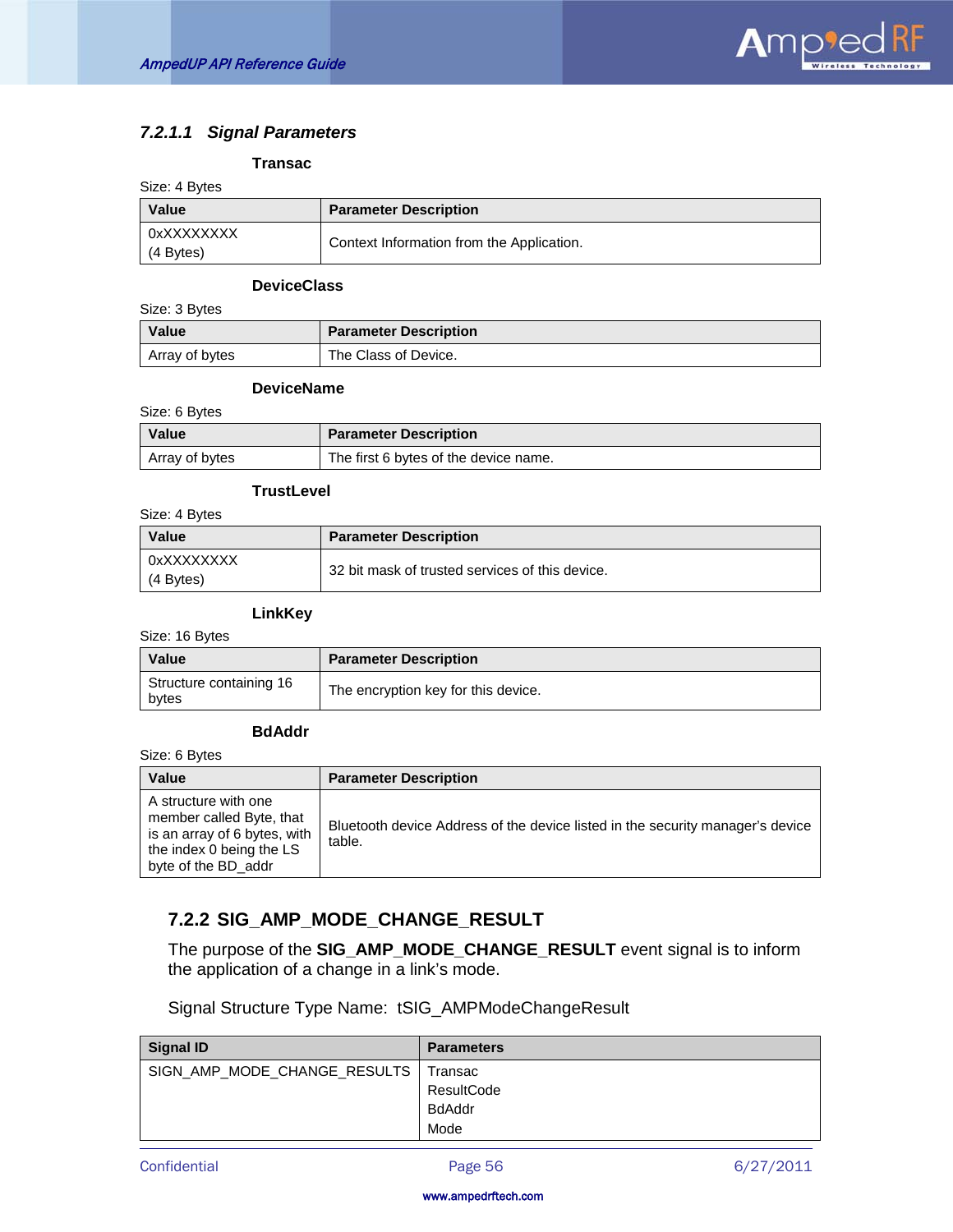#### 7.2.1.1 Signal Parameters

**Transac**

Size: 4 Bytes

| Value | Parameter Description |
|---|---|
| 0xXXXXXXXX (4 Bytes) | Context Information from the Application. |

**DeviceClass**

Size: 3 Bytes

| Value | Parameter Description |
|---|---|
| Array of bytes | The Class of Device. |

**DeviceName**

Size: 6 Bytes

| Value | Parameter Description |
|---|---|
| Array of bytes | The first 6 bytes of the device name. |

**TrustLevel**

Size: 4 Bytes

| Value | Parameter Description |
|---|---|
| 0xXXXXXXXX (4 Bytes) | 32 bit mask of trusted services of this device. |

**LinkKey**

Size: 16 Bytes

| Value | Parameter Description |
|---|---|
| Structure containing 16 bytes | The encryption key for this device. |

**BdAddr**

Size: 6 Bytes

| Value | Parameter Description |
|---|---|
| A structure with one member called Byte, that is an array of 6 bytes, with the index 0 being the LS byte of the BD_addr | Bluetooth device Address of the device listed in the security manager's device table. |

### 7.2.2 SIG_AMP_MODE_CHANGE_RESULT

The purpose of the **SIG_AMP_MODE_CHANGE_RESULT** event signal is to inform the application of a change in a link's mode.

Signal Structure Type Name: tSIG_AMPModeChangeResult

| Signal ID | Parameters |
|---|---|
| SIGN_AMP_MODE_CHANGE_RESULTS | Transac<br>ResultCode<br>BdAddr<br>Mode |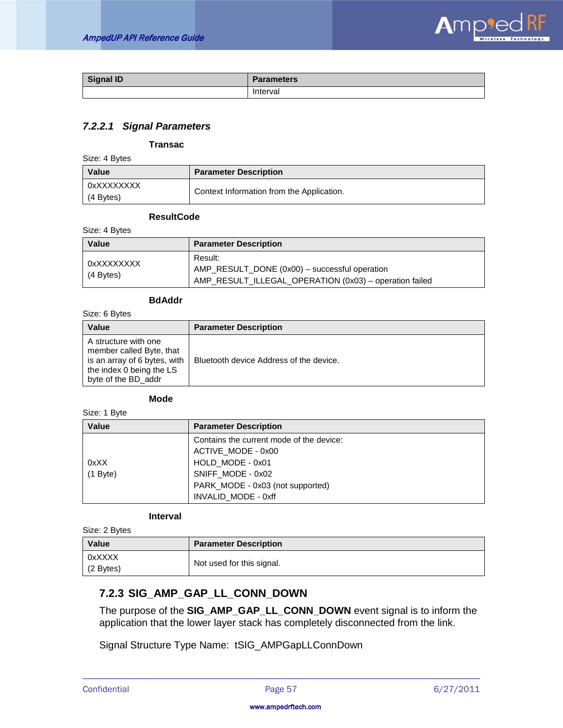| Signal ID | Parameters |
|---|---|
| | Interval |

### 7.2.2.1 Signal Parameters

**Transac**

Size: 4 Bytes

| Value | Parameter Description |
|---|---|
| 0xXXXXXXXX<br>(4 Bytes) | Context Information from the Application. |

**ResultCode**

Size: 4 Bytes

| Value | Parameter Description |
|---|---|
| 0xXXXXXXXX<br>(4 Bytes) | Result:<br>AMP_RESULT_DONE (0x00) – successful operation<br>AMP_RESULT_ILLEGAL_OPERATION (0x03) – operation failed |

**BdAddr**

Size: 6 Bytes

| Value | Parameter Description |
|---|---|
| A structure with one member called Byte, that is an array of 6 bytes, with the index 0 being the LS byte of the BD_addr | Bluetooth device Address of the device. |

**Mode**

Size: 1 Byte

| Value | Parameter Description |
|---|---|
| 0xXX<br>(1 Byte) | Contains the current mode of the device:<br>ACTIVE_MODE - 0x00<br>HOLD_MODE - 0x01<br>SNIFF_MODE - 0x02<br>PARK_MODE - 0x03 (not supported)<br>INVALID_MODE - 0xff |

**Interval**

Size: 2 Bytes

| Value | Parameter Description |
|---|---|
| 0xXXXX<br>(2 Bytes) | Not used for this signal. |

## 7.2.3 SIG_AMP_GAP_LL_CONN_DOWN

The purpose of the **SIG_AMP_GAP_LL_CONN_DOWN** event signal is to inform the application that the lower layer stack has completely disconnected from the link.

Signal Structure Type Name: tSIG_AMPGapLLConnDown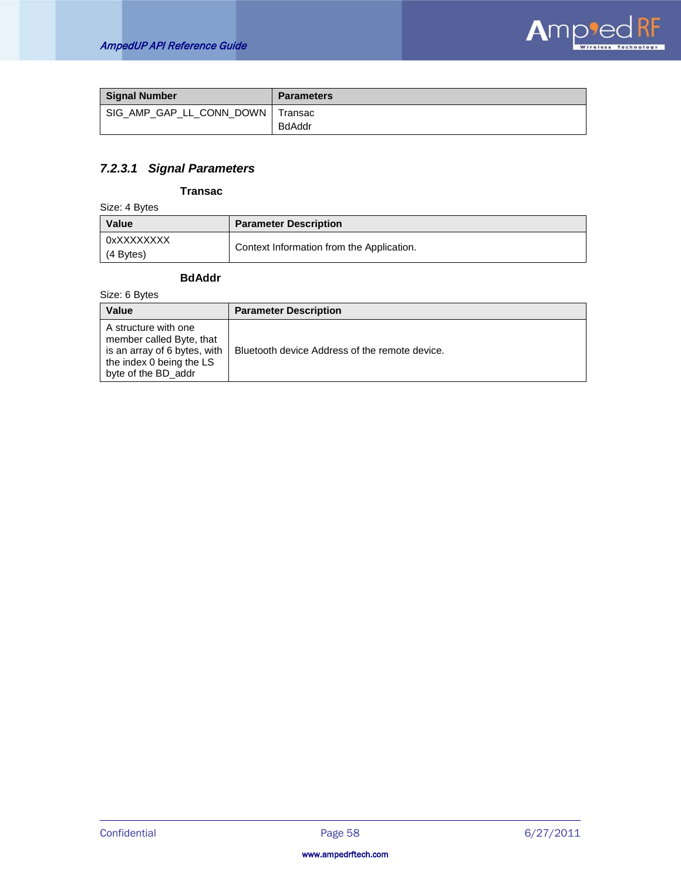| Signal Number | Parameters |
|---|---|
| SIG_AMP_GAP_LL_CONN_DOWN | Transac<br>BdAddr |

### *7.2.3.1 Signal Parameters*

**Transac**

Size: 4 Bytes

| Value | Parameter Description |
|---|---|
| 0xXXXXXXXX<br>(4 Bytes) | Context Information from the Application. |

**BdAddr**

Size: 6 Bytes

| Value | Parameter Description |
|---|---|
| A structure with one member called Byte, that is an array of 6 bytes, with the index 0 being the LS byte of the BD_addr | Bluetooth device Address of the remote device. |